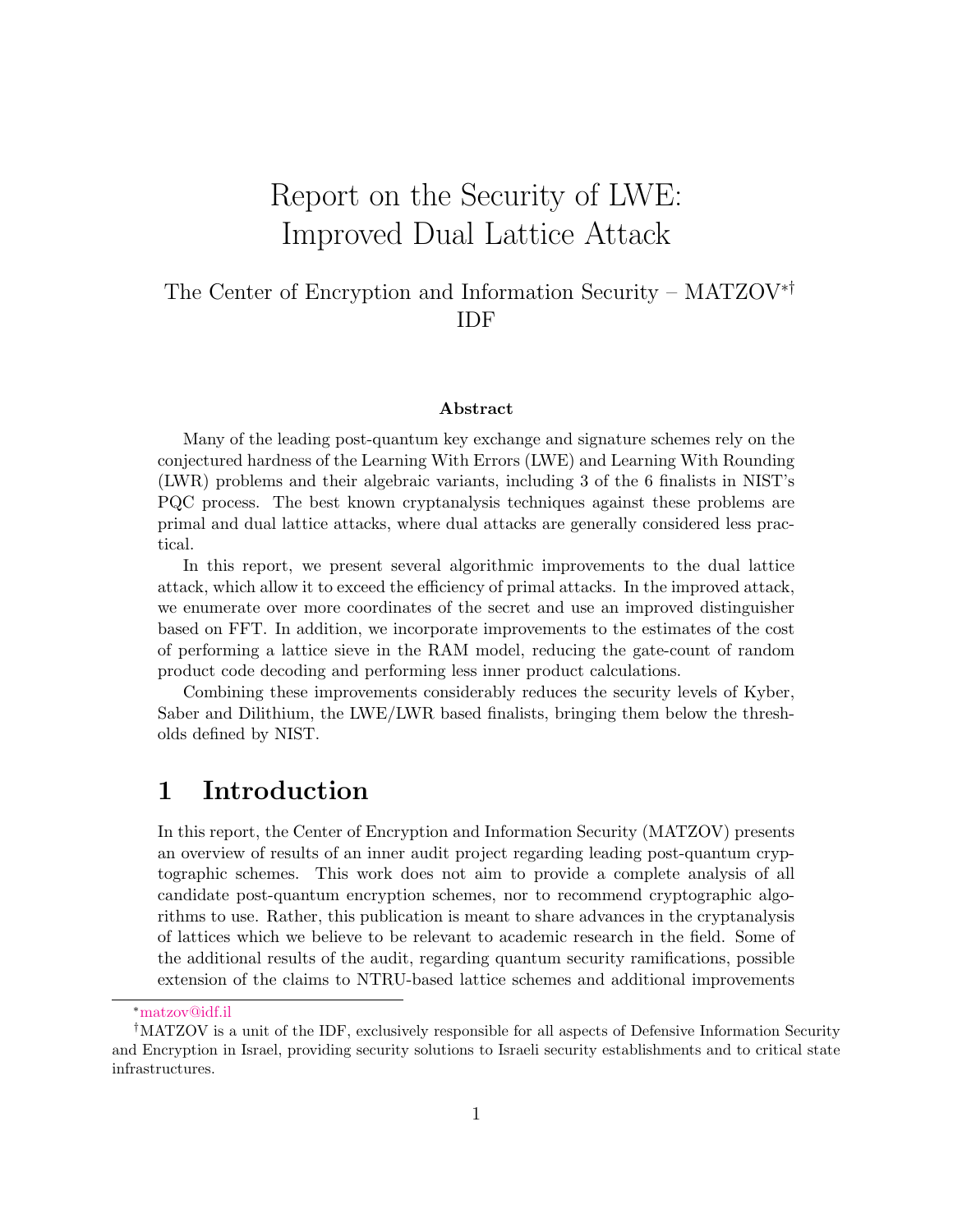# Report on the Security of LWE: Improved Dual Lattice Attack

The Center of Encryption and Information Security – MATZOV[*,†]
IDF

### Abstract

Many of the leading post-quantum key exchange and signature schemes rely on the conjectured hardness of the Learning With Errors (LWE) and Learning With Rounding (LWR) problems and their algebraic variants, including 3 of the 6 finalists in NIST's PQC process. The best known cryptanalysis techniques against these problems are primal and dual lattice attacks, where dual attacks are generally considered less practical.

In this report, we present several algorithmic improvements to the dual lattice attack, which allow it to exceed the efficiency of primal attacks. In the improved attack, we enumerate over more coordinates of the secret and use an improved distinguisher based on FFT. In addition, we incorporate improvements to the estimates of the cost of performing a lattice sieve in the RAM model, reducing the gate-count of random product code decoding and performing less inner product calculations.

Combining these improvements considerably reduces the security levels of Kyber, Saber and Dilithium, the LWE/LWR based finalists, bringing them below the thresholds defined by NIST.

## 1 Introduction

In this report, the Center of Encryption and Information Security (MATZOV) presents an overview of results of an inner audit project regarding leading post-quantum cryptographic schemes. This work does not aim to provide a complete analysis of all candidate post-quantum encryption schemes, nor to recommend cryptographic algorithms to use. Rather, this publication is meant to share advances in the cryptanalysis of lattices which we believe to be relevant to academic research in the field. Some of the additional results of the audit, regarding quantum security ramifications, possible extension of the claims to NTRU-based lattice schemes and additional improvements

[*] matzov@idf.il

[†] MATZOV is a unit of the IDF, exclusively responsible for all aspects of Defensive Information Security and Encryption in Israel, providing security solutions to Israeli security establishments and to critical state infrastructures.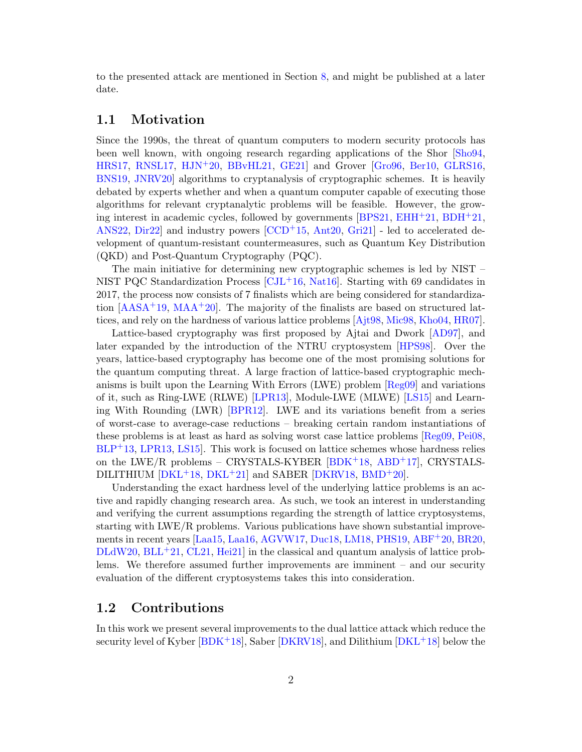to the presented attack are mentioned in Section 8, and might be published at a later date.

## 1.1 Motivation

Since the 1990s, the threat of quantum computers to modern security protocols has been well known, with ongoing research regarding applications of the Shor [Sho94, HRS17, RNSL17, HJN+20, BBvHL21, GE21] and Grover [Gro96, Ber10, GLRS16, BNS19, JNRV20] algorithms to cryptanalysis of cryptographic schemes. It is heavily debated by experts whether and when a quantum computer capable of executing those algorithms for relevant cryptanalytic problems will be feasible. However, the growing interest in academic cycles, followed by governments [BPS21, EHH+21, BDH+21, ANS22, Dir22] and industry powers [CCD+15, Ant20, Gri21] - led to accelerated development of quantum-resistant countermeasures, such as Quantum Key Distribution (QKD) and Post-Quantum Cryptography (PQC).

The main initiative for determining new cryptographic schemes is led by NIST – NIST PQC Standardization Process [CJL+16, Nat16]. Starting with 69 candidates in 2017, the process now consists of 7 finalists which are being considered for standardization [AASA+19, MAA+20]. The majority of the finalists are based on structured lattices, and rely on the hardness of various lattice problems [Ajt98, Mic98, Kho04, HR07].

Lattice-based cryptography was first proposed by Ajtai and Dwork [AD97], and later expanded by the introduction of the NTRU cryptosystem [HPS98]. Over the years, lattice-based cryptography has become one of the most promising solutions for the quantum computing threat. A large fraction of lattice-based cryptographic mechanisms is built upon the Learning With Errors (LWE) problem [Reg09] and variations of it, such as Ring-LWE (RLWE) [LPR13], Module-LWE (MLWE) [LS15] and Learning With Rounding (LWR) [BPR12]. LWE and its variations benefit from a series of worst-case to average-case reductions – breaking certain random instantiations of these problems is at least as hard as solving worst case lattice problems [Reg09, Pei08, BLP+13, LPR13, LS15]. This work is focused on lattice schemes whose hardness relies on the LWE/R problems – CRYSTALS-KYBER [BDK+18, ABD+17], CRYSTALS-DILITHIUM [DKL+18, DKL+21] and SABER [DKRV18, BMD+20].

Understanding the exact hardness level of the underlying lattice problems is an active and rapidly changing research area. As such, we took an interest in understanding and verifying the current assumptions regarding the strength of lattice cryptosystems, starting with LWE/R problems. Various publications have shown substantial improvements in recent years [Laa15, Laa16, AGVW17, Duc18, LM18, PHS19, ABF+20, BR20, DLdW20, BLL+21, CL21, Hei21] in the classical and quantum analysis of lattice problems. We therefore assumed further improvements are imminent – and our security evaluation of the different cryptosystems takes this into consideration.

## 1.2 Contributions

In this work we present several improvements to the dual lattice attack which reduce the security level of Kyber [BDK+18], Saber [DKRV18], and Dilithium [DKL+18] below the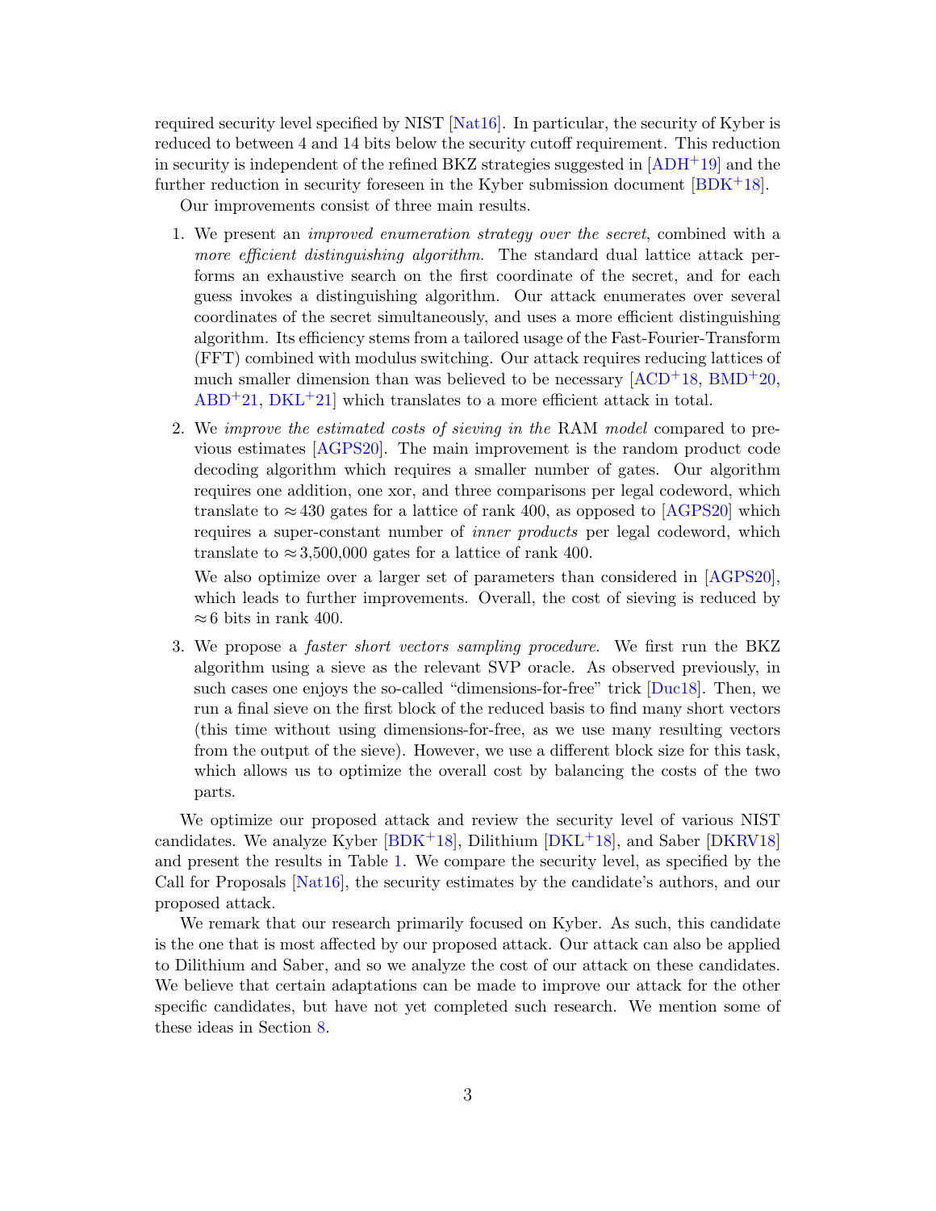required security level specified by NIST [Nat16]. In particular, the security of Kyber is reduced to between 4 and 14 bits below the security cutoff requirement. This reduction in security is independent of the refined BKZ strategies suggested in [ADH+19] and the further reduction in security foreseen in the Kyber submission document [BDK+18].

Our improvements consist of three main results.

1. We present an *improved enumeration strategy over the secret*, combined with a *more efficient distinguishing algorithm*. The standard dual lattice attack performs an exhaustive search on the first coordinate of the secret, and for each guess invokes a distinguishing algorithm. Our attack enumerates over several coordinates of the secret simultaneously, and uses a more efficient distinguishing algorithm. Its efficiency stems from a tailored usage of the Fast-Fourier-Transform (FFT) combined with modulus switching. Our attack requires reducing lattices of much smaller dimension than was believed to be necessary [ACD+18, BMD+20, ABD+21, DKL+21] which translates to a more efficient attack in total.

2. We *improve the estimated costs of sieving in the* RAM *model* compared to previous estimates [AGPS20]. The main improvement is the random product code decoding algorithm which requires a smaller number of gates. Our algorithm requires one addition, one xor, and three comparisons per legal codeword, which translate to $\approx 430$ gates for a lattice of rank 400, as opposed to [AGPS20] which requires a super-constant number of *inner products* per legal codeword, which translate to $\approx 3{,}500{,}000$ gates for a lattice of rank 400.

   We also optimize over a larger set of parameters than considered in [AGPS20], which leads to further improvements. Overall, the cost of sieving is reduced by $\approx 6$ bits in rank 400.

3. We propose a *faster short vectors sampling procedure*. We first run the BKZ algorithm using a sieve as the relevant SVP oracle. As observed previously, in such cases one enjoys the so-called "dimensions-for-free" trick [Duc18]. Then, we run a final sieve on the first block of the reduced basis to find many short vectors (this time without using dimensions-for-free, as we use many resulting vectors from the output of the sieve). However, we use a different block size for this task, which allows us to optimize the overall cost by balancing the costs of the two parts.

We optimize our proposed attack and review the security level of various NIST candidates. We analyze Kyber [BDK+18], Dilithium [DKL+18], and Saber [DKRV18] and present the results in Table 1. We compare the security level, as specified by the Call for Proposals [Nat16], the security estimates by the candidate's authors, and our proposed attack.

We remark that our research primarily focused on Kyber. As such, this candidate is the one that is most affected by our proposed attack. Our attack can also be applied to Dilithium and Saber, and so we analyze the cost of our attack on these candidates. We believe that certain adaptations can be made to improve our attack for the other specific candidates, but have not yet completed such research. We mention some of these ideas in Section 8.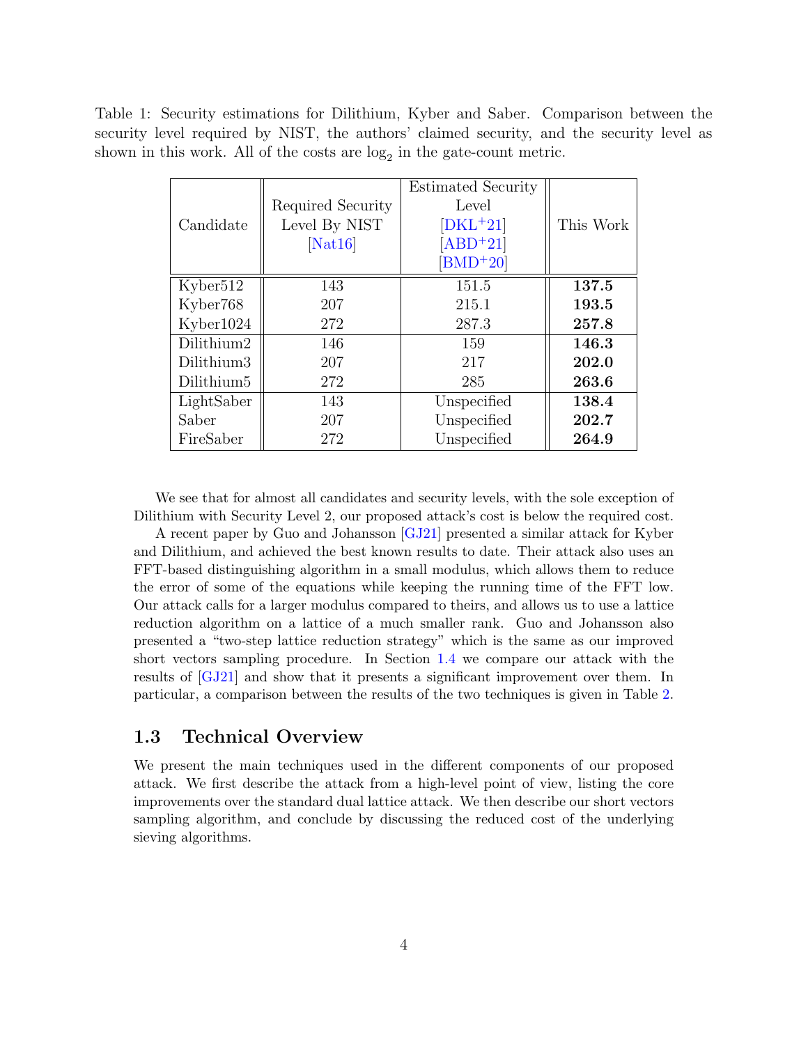Table 1: Security estimations for Dilithium, Kyber and Saber. Comparison between the security level required by NIST, the authors' claimed security, and the security level as shown in this work. All of the costs are $\log_2$ in the gate-count metric.

| Candidate | Required Security Level By NIST [Nat16] | Estimated Security Level [DKL+21] [ABD+21] [BMD+20] | This Work |
|---|---|---|---|
| Kyber512 | 143 | 151.5 | **137.5** |
| Kyber768 | 207 | 215.1 | **193.5** |
| Kyber1024 | 272 | 287.3 | **257.8** |
| Dilithium2 | 146 | 159 | **146.3** |
| Dilithium3 | 207 | 217 | **202.0** |
| Dilithium5 | 272 | 285 | **263.6** |
| LightSaber | 143 | Unspecified | **138.4** |
| Saber | 207 | Unspecified | **202.7** |
| FireSaber | 272 | Unspecified | **264.9** |

We see that for almost all candidates and security levels, with the sole exception of Dilithium with Security Level 2, our proposed attack's cost is below the required cost.

A recent paper by Guo and Johansson [GJ21] presented a similar attack for Kyber and Dilithium, and achieved the best known results to date. Their attack also uses an FFT-based distinguishing algorithm in a small modulus, which allows them to reduce the error of some of the equations while keeping the running time of the FFT low. Our attack calls for a larger modulus compared to theirs, and allows us to use a lattice reduction algorithm on a lattice of a much smaller rank. Guo and Johansson also presented a "two-step lattice reduction strategy" which is the same as our improved short vectors sampling procedure. In Section 1.4 we compare our attack with the results of [GJ21] and show that it presents a significant improvement over them. In particular, a comparison between the results of the two techniques is given in Table 2.

## 1.3 Technical Overview

We present the main techniques used in the different components of our proposed attack. We first describe the attack from a high-level point of view, listing the core improvements over the standard dual lattice attack. We then describe our short vectors sampling algorithm, and conclude by discussing the reduced cost of the underlying sieving algorithms.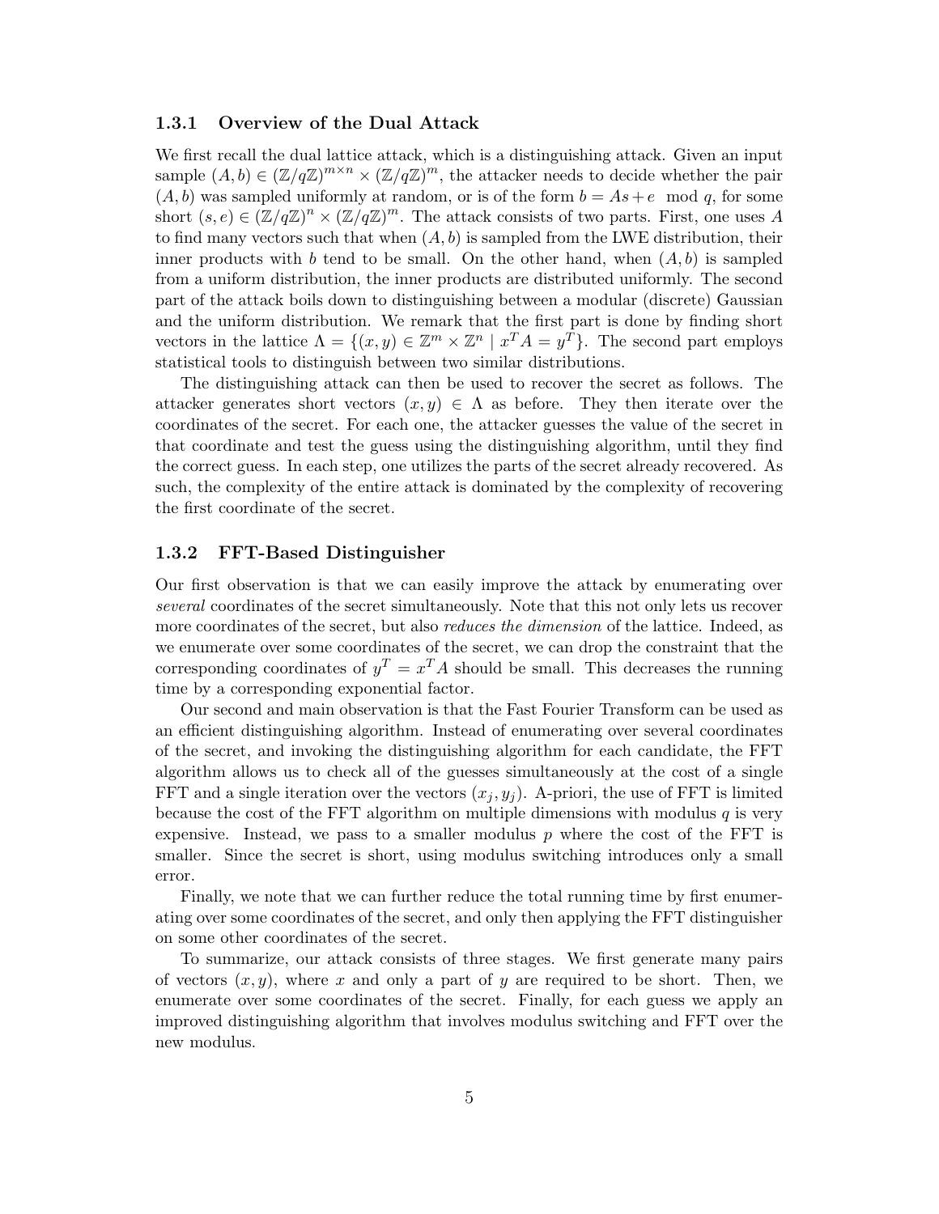### 1.3.1 Overview of the Dual Attack

We first recall the dual lattice attack, which is a distinguishing attack. Given an input sample $(A, b) \in (\mathbb{Z}/q\mathbb{Z})^{m\times n} \times (\mathbb{Z}/q\mathbb{Z})^m$, the attacker needs to decide whether the pair $(A, b)$ was sampled uniformly at random, or is of the form $b = As + e \mod q$, for some short $(s, e) \in (\mathbb{Z}/q\mathbb{Z})^n \times (\mathbb{Z}/q\mathbb{Z})^m$. The attack consists of two parts. First, one uses $A$ to find many vectors such that when $(A, b)$ is sampled from the LWE distribution, their inner products with $b$ tend to be small. On the other hand, when $(A, b)$ is sampled from a uniform distribution, the inner products are distributed uniformly. The second part of the attack boils down to distinguishing between a modular (discrete) Gaussian and the uniform distribution. We remark that the first part is done by finding short vectors in the lattice $\Lambda = \{(x, y) \in \mathbb{Z}^m \times \mathbb{Z}^n \mid x^T A = y^T\}$. The second part employs statistical tools to distinguish between two similar distributions.

The distinguishing attack can then be used to recover the secret as follows. The attacker generates short vectors $(x, y) \in \Lambda$ as before. They then iterate over the coordinates of the secret. For each one, the attacker guesses the value of the secret in that coordinate and test the guess using the distinguishing algorithm, until they find the correct guess. In each step, one utilizes the parts of the secret already recovered. As such, the complexity of the entire attack is dominated by the complexity of recovering the first coordinate of the secret.

### 1.3.2 FFT-Based Distinguisher

Our first observation is that we can easily improve the attack by enumerating over *several* coordinates of the secret simultaneously. Note that this not only lets us recover more coordinates of the secret, but also *reduces the dimension* of the lattice. Indeed, as we enumerate over some coordinates of the secret, we can drop the constraint that the corresponding coordinates of $y^T = x^T A$ should be small. This decreases the running time by a corresponding exponential factor.

Our second and main observation is that the Fast Fourier Transform can be used as an efficient distinguishing algorithm. Instead of enumerating over several coordinates of the secret, and invoking the distinguishing algorithm for each candidate, the FFT algorithm allows us to check all of the guesses simultaneously at the cost of a single FFT and a single iteration over the vectors $(x_j, y_j)$. A-priori, the use of FFT is limited because the cost of the FFT algorithm on multiple dimensions with modulus $q$ is very expensive. Instead, we pass to a smaller modulus $p$ where the cost of the FFT is smaller. Since the secret is short, using modulus switching introduces only a small error.

Finally, we note that we can further reduce the total running time by first enumerating over some coordinates of the secret, and only then applying the FFT distinguisher on some other coordinates of the secret.

To summarize, our attack consists of three stages. We first generate many pairs of vectors $(x, y)$, where $x$ and only a part of $y$ are required to be short. Then, we enumerate over some coordinates of the secret. Finally, for each guess we apply an improved distinguishing algorithm that involves modulus switching and FFT over the new modulus.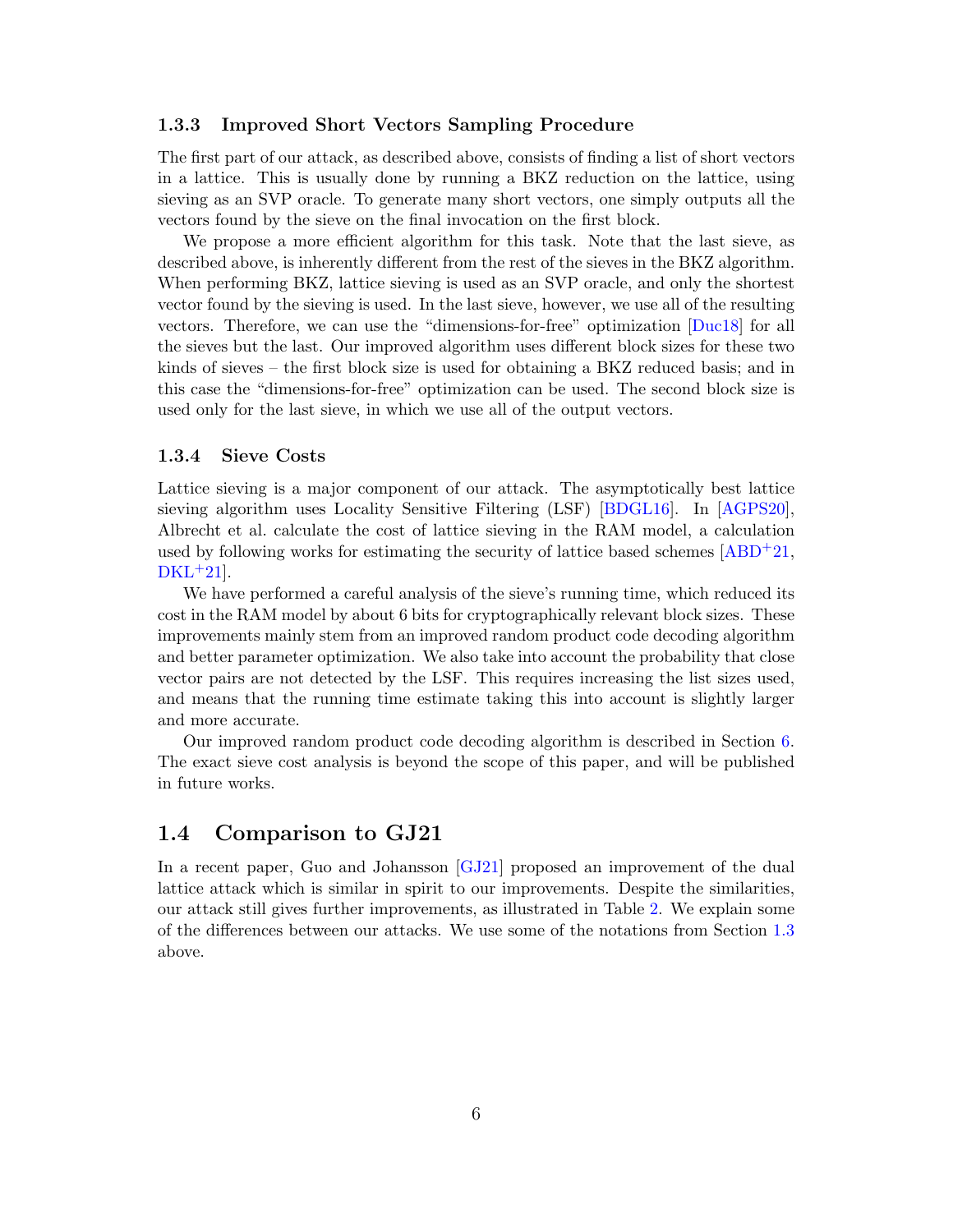### 1.3.3 Improved Short Vectors Sampling Procedure

The first part of our attack, as described above, consists of finding a list of short vectors in a lattice. This is usually done by running a BKZ reduction on the lattice, using sieving as an SVP oracle. To generate many short vectors, one simply outputs all the vectors found by the sieve on the final invocation on the first block.

We propose a more efficient algorithm for this task. Note that the last sieve, as described above, is inherently different from the rest of the sieves in the BKZ algorithm. When performing BKZ, lattice sieving is used as an SVP oracle, and only the shortest vector found by the sieving is used. In the last sieve, however, we use all of the resulting vectors. Therefore, we can use the "dimensions-for-free" optimization [Duc18] for all the sieves but the last. Our improved algorithm uses different block sizes for these two kinds of sieves – the first block size is used for obtaining a BKZ reduced basis; and in this case the "dimensions-for-free" optimization can be used. The second block size is used only for the last sieve, in which we use all of the output vectors.

### 1.3.4 Sieve Costs

Lattice sieving is a major component of our attack. The asymptotically best lattice sieving algorithm uses Locality Sensitive Filtering (LSF) [BDGL16]. In [AGPS20], Albrecht et al. calculate the cost of lattice sieving in the RAM model, a calculation used by following works for estimating the security of lattice based schemes [ABD+21, DKL+21].

We have performed a careful analysis of the sieve's running time, which reduced its cost in the RAM model by about 6 bits for cryptographically relevant block sizes. These improvements mainly stem from an improved random product code decoding algorithm and better parameter optimization. We also take into account the probability that close vector pairs are not detected by the LSF. This requires increasing the list sizes used, and means that the running time estimate taking this into account is slightly larger and more accurate.

Our improved random product code decoding algorithm is described in Section 6. The exact sieve cost analysis is beyond the scope of this paper, and will be published in future works.

## 1.4 Comparison to GJ21

In a recent paper, Guo and Johansson [GJ21] proposed an improvement of the dual lattice attack which is similar in spirit to our improvements. Despite the similarities, our attack still gives further improvements, as illustrated in Table 2. We explain some of the differences between our attacks. We use some of the notations from Section 1.3 above.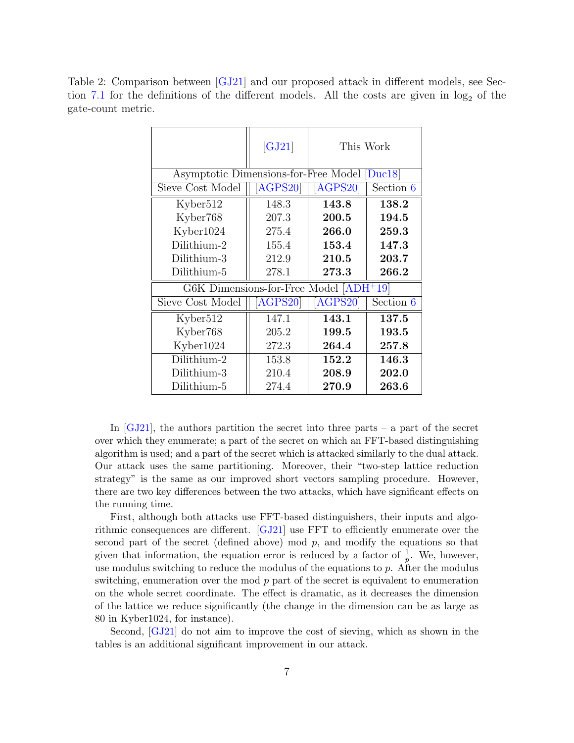Table 2: Comparison between [GJ21] and our proposed attack in different models, see Section 7.1 for the definitions of the different models. All the costs are given in $\log_2$ of the gate-count metric.

| | [GJ21] | This Work | |
|---|---|---|---|
| **Asymptotic Dimensions-for-Free Model [Duc18]** | | | |
| Sieve Cost Model | [AGPS20] | [AGPS20] | Section 6 |
| Kyber512 | 148.3 | **143.8** | **138.2** |
| Kyber768 | 207.3 | **200.5** | **194.5** |
| Kyber1024 | 275.4 | **266.0** | **259.3** |
| Dilithium-2 | 155.4 | **153.4** | **147.3** |
| Dilithium-3 | 212.9 | **210.5** | **203.7** |
| Dilithium-5 | 278.1 | **273.3** | **266.2** |
| **G6K Dimensions-for-Free Model [ADH+19]** | | | |
| Sieve Cost Model | [AGPS20] | [AGPS20] | Section 6 |
| Kyber512 | 147.1 | **143.1** | **137.5** |
| Kyber768 | 205.2 | **199.5** | **193.5** |
| Kyber1024 | 272.3 | **264.4** | **257.8** |
| Dilithium-2 | 153.8 | **152.2** | **146.3** |
| Dilithium-3 | 210.4 | **208.9** | **202.0** |
| Dilithium-5 | 274.4 | **270.9** | **263.6** |

In [GJ21], the authors partition the secret into three parts – a part of the secret over which they enumerate; a part of the secret on which an FFT-based distinguishing algorithm is used; and a part of the secret which is attacked similarly to the dual attack. Our attack uses the same partitioning. Moreover, their "two-step lattice reduction strategy" is the same as our improved short vectors sampling procedure. However, there are two key differences between the two attacks, which have significant effects on the running time.

First, although both attacks use FFT-based distinguishers, their inputs and algorithmic consequences are different. [GJ21] use FFT to efficiently enumerate over the second part of the secret (defined above) mod $p$, and modify the equations so that given that information, the equation error is reduced by a factor of $\frac{1}{p}$. We, however, use modulus switching to reduce the modulus of the equations to $p$. After the modulus switching, enumeration over the mod $p$ part of the secret is equivalent to enumeration on the whole secret coordinate. The effect is dramatic, as it decreases the dimension of the lattice we reduce significantly (the change in the dimension can be as large as 80 in Kyber1024, for instance).

Second, [GJ21] do not aim to improve the cost of sieving, which as shown in the tables is an additional significant improvement in our attack.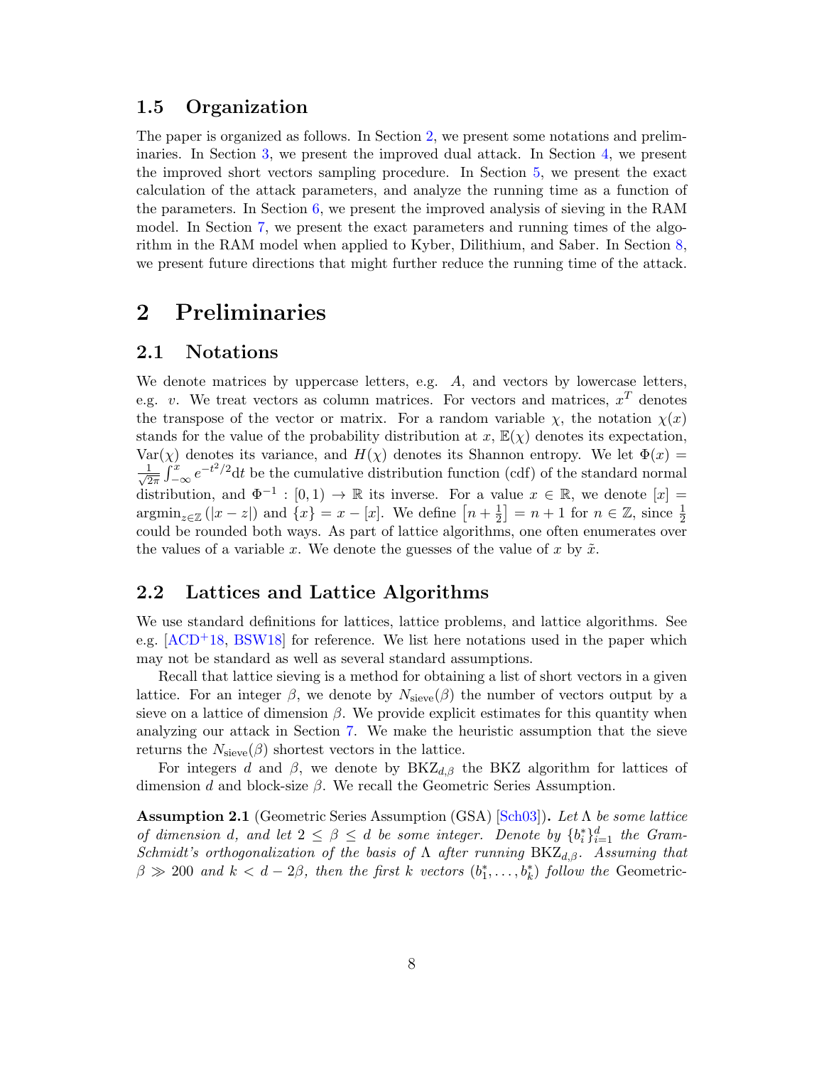### 1.5 Organization

The paper is organized as follows. In Section 2, we present some notations and preliminaries. In Section 3, we present the improved dual attack. In Section 4, we present the improved short vectors sampling procedure. In Section 5, we present the exact calculation of the attack parameters, and analyze the running time as a function of the parameters. In Section 6, we present the improved analysis of sieving in the RAM model. In Section 7, we present the exact parameters and running times of the algorithm in the RAM model when applied to Kyber, Dilithium, and Saber. In Section 8, we present future directions that might further reduce the running time of the attack.

# 2 Preliminaries

## 2.1 Notations

We denote matrices by uppercase letters, e.g. $A$, and vectors by lowercase letters, e.g. $v$. We treat vectors as column matrices. For vectors and matrices, $x^T$ denotes the transpose of the vector or matrix. For a random variable $\chi$, the notation $\chi(x)$ stands for the value of the probability distribution at $x$, $\mathbb{E}(\chi)$ denotes its expectation, $\mathrm{Var}(\chi)$ denotes its variance, and $H(\chi)$ denotes its Shannon entropy. We let $\Phi(x) = \frac{1}{\sqrt{2\pi}}\int_{-\infty}^{x} e^{-t^2/2}\mathrm{d}t$ be the cumulative distribution function (cdf) of the standard normal distribution, and $\Phi^{-1} : [0,1) \to \mathbb{R}$ its inverse. For a value $x \in \mathbb{R}$, we denote $[x] = \mathrm{argmin}_{z\in\mathbb{Z}}(|x - z|)$ and $\{x\} = x - [x]$. We define $\left[n + \frac{1}{2}\right] = n + 1$ for $n \in \mathbb{Z}$, since $\frac{1}{2}$ could be rounded both ways. As part of lattice algorithms, one often enumerates over the values of a variable $x$. We denote the guesses of the value of $x$ by $\tilde{x}$.

## 2.2 Lattices and Lattice Algorithms

We use standard definitions for lattices, lattice problems, and lattice algorithms. See e.g. [ACD+18, BSW18] for reference. We list here notations used in the paper which may not be standard as well as several standard assumptions.

Recall that lattice sieving is a method for obtaining a list of short vectors in a given lattice. For an integer $\beta$, we denote by $N_{\mathrm{sieve}}(\beta)$ the number of vectors output by a sieve on a lattice of dimension $\beta$. We provide explicit estimates for this quantity when analyzing our attack in Section 7. We make the heuristic assumption that the sieve returns the $N_{\mathrm{sieve}}(\beta)$ shortest vectors in the lattice.

For integers $d$ and $\beta$, we denote by $\mathrm{BKZ}_{d,\beta}$ the BKZ algorithm for lattices of dimension $d$ and block-size $\beta$. We recall the Geometric Series Assumption.

**Assumption 2.1** (Geometric Series Assumption (GSA) [Sch03])**.** *Let $\Lambda$ be some lattice of dimension $d$, and let $2 \le \beta \le d$ be some integer. Denote by $\{b_i^*\}_{i=1}^d$ the Gram-Schmidt's orthogonalization of the basis of $\Lambda$ after running $\mathrm{BKZ}_{d,\beta}$. Assuming that $\beta \gg 200$ and $k < d - 2\beta$, then the first $k$ vectors $(b_1^*, \ldots, b_k^*)$ follow the* Geometric-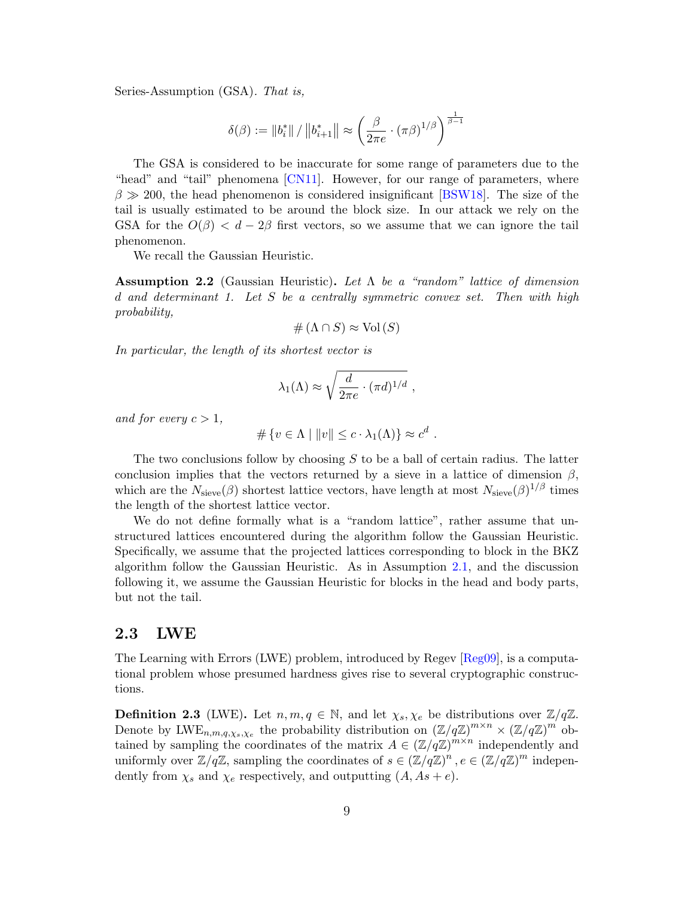Series-Assumption (GSA). *That is,*

$$\delta(\beta) := \|b_i^*\| / \|b_{i+1}^*\| \approx \left(\frac{\beta}{2\pi e} \cdot (\pi\beta)^{1/\beta}\right)^{\frac{1}{\beta-1}}$$

The GSA is considered to be inaccurate for some range of parameters due to the "head" and "tail" phenomena [CN11]. However, for our range of parameters, where $\beta \gg 200$, the head phenomenon is considered insignificant [BSW18]. The size of the tail is usually estimated to be around the block size. In our attack we rely on the GSA for the $O(\beta) < d - 2\beta$ first vectors, so we assume that we can ignore the tail phenomenon.

We recall the Gaussian Heuristic.

**Assumption 2.2** (Gaussian Heuristic)**.** *Let $\Lambda$ be a "random" lattice of dimension $d$ and determinant 1. Let $S$ be a centrally symmetric convex set. Then with high probability,*

$$\#\left(\Lambda \cap S\right) \approx \operatorname{Vol}\left(S\right)$$

*In particular, the length of its shortest vector is*

$$\lambda_1(\Lambda) \approx \sqrt{\frac{d}{2\pi e} \cdot (\pi d)^{1/d}}\ ,$$

*and for every $c > 1$,*

$$\#\left\{v \in \Lambda \mid \|v\| \le c \cdot \lambda_1(\Lambda)\right\} \approx c^d\ .$$

The two conclusions follow by choosing $S$ to be a ball of certain radius. The latter conclusion implies that the vectors returned by a sieve in a lattice of dimension $\beta$, which are the $N_{\text{sieve}}(\beta)$ shortest lattice vectors, have length at most $N_{\text{sieve}}(\beta)^{1/\beta}$ times the length of the shortest lattice vector.

We do not define formally what is a "random lattice", rather assume that unstructured lattices encountered during the algorithm follow the Gaussian Heuristic. Specifically, we assume that the projected lattices corresponding to block in the BKZ algorithm follow the Gaussian Heuristic. As in Assumption 2.1, and the discussion following it, we assume the Gaussian Heuristic for blocks in the head and body parts, but not the tail.

## 2.3 LWE

The Learning with Errors (LWE) problem, introduced by Regev [Reg09], is a computational problem whose presumed hardness gives rise to several cryptographic constructions.

**Definition 2.3** (LWE)**.** Let $n, m, q \in \mathbb{N}$, and let $\chi_s, \chi_e$ be distributions over $\mathbb{Z}/q\mathbb{Z}$. Denote by $\text{LWE}_{n,m,q,\chi_s,\chi_e}$ the probability distribution on $(\mathbb{Z}/q\mathbb{Z})^{m\times n} \times (\mathbb{Z}/q\mathbb{Z})^m$ obtained by sampling the coordinates of the matrix $A \in (\mathbb{Z}/q\mathbb{Z})^{m\times n}$ independently and uniformly over $\mathbb{Z}/q\mathbb{Z}$, sampling the coordinates of $s \in (\mathbb{Z}/q\mathbb{Z})^n, e \in (\mathbb{Z}/q\mathbb{Z})^m$ independently from $\chi_s$ and $\chi_e$ respectively, and outputting $(A, As + e)$.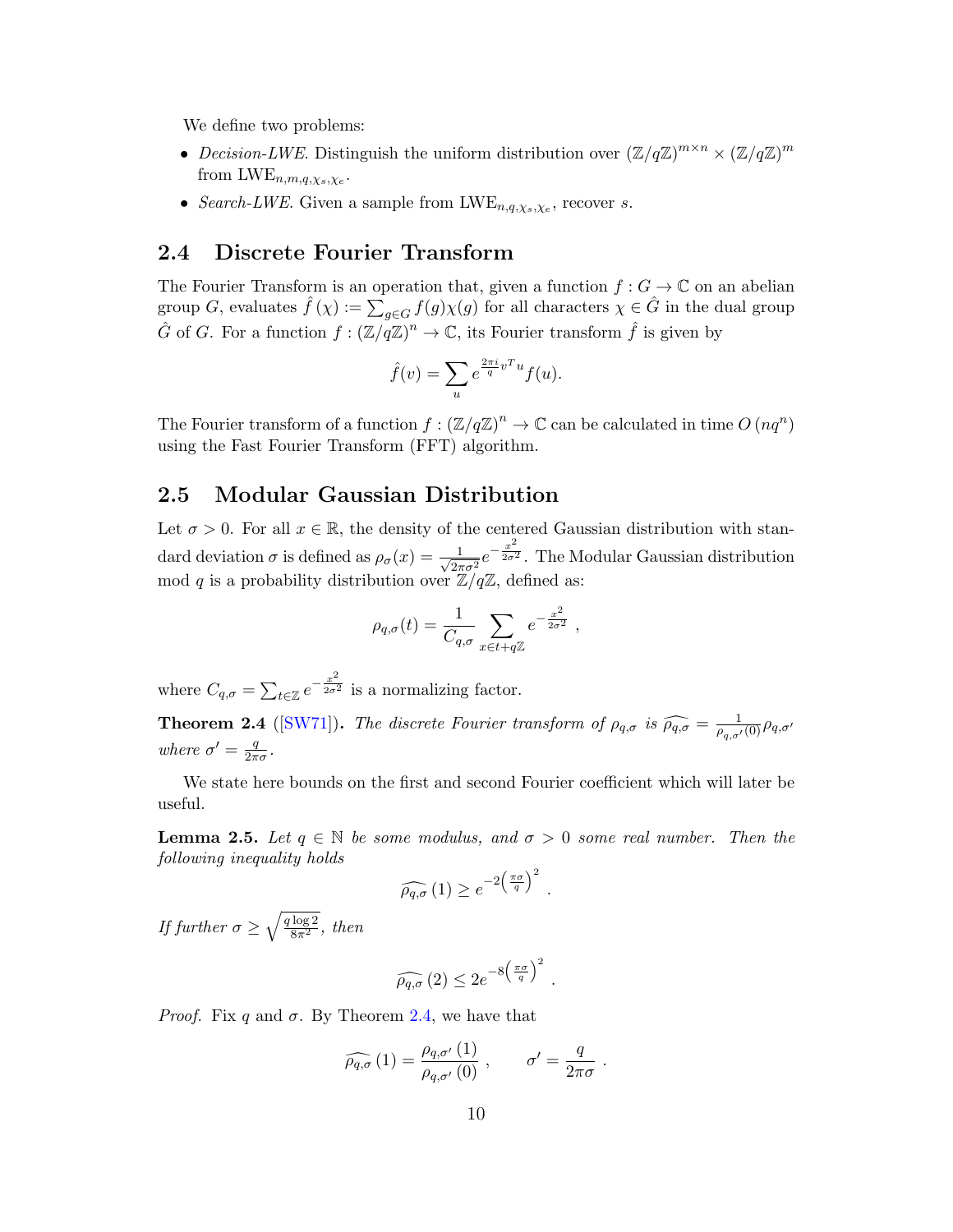We define two problems:

- *Decision-LWE.* Distinguish the uniform distribution over $(\mathbb{Z}/q\mathbb{Z})^{m\times n} \times (\mathbb{Z}/q\mathbb{Z})^m$ from $\mathrm{LWE}_{n,m,q,\chi_s,\chi_e}$.
- *Search-LWE.* Given a sample from $\mathrm{LWE}_{n,q,\chi_s,\chi_e}$, recover $s$.

## 2.4 Discrete Fourier Transform

The Fourier Transform is an operation that, given a function $f : G \to \mathbb{C}$ on an abelian group $G$, evaluates $\hat{f}(\chi) := \sum_{g\in G} f(g)\chi(g)$ for all characters $\chi \in \hat{G}$ in the dual group $\hat{G}$ of $G$. For a function $f : (\mathbb{Z}/q\mathbb{Z})^n \to \mathbb{C}$, its Fourier transform $\hat{f}$ is given by

$$\hat{f}(v) = \sum_u e^{\frac{2\pi i}{q} v^T u} f(u).$$

The Fourier transform of a function $f : (\mathbb{Z}/q\mathbb{Z})^n \to \mathbb{C}$ can be calculated in time $O(nq^n)$ using the Fast Fourier Transform (FFT) algorithm.

## 2.5 Modular Gaussian Distribution

Let $\sigma > 0$. For all $x \in \mathbb{R}$, the density of the centered Gaussian distribution with standard deviation $\sigma$ is defined as $\rho_\sigma(x) = \frac{1}{\sqrt{2\pi\sigma^2}} e^{-\frac{x^2}{2\sigma^2}}$. The Modular Gaussian distribution mod $q$ is a probability distribution over $\mathbb{Z}/q\mathbb{Z}$, defined as:

$$\rho_{q,\sigma}(t) = \frac{1}{C_{q,\sigma}} \sum_{x\in t+q\mathbb{Z}} e^{-\frac{x^2}{2\sigma^2}} ,$$

where $C_{q,\sigma} = \sum_{t\in\mathbb{Z}} e^{-\frac{x^2}{2\sigma^2}}$ is a normalizing factor.

**Theorem 2.4** ([SW71]). *The discrete Fourier transform of $\rho_{q,\sigma}$ is $\widehat{\rho_{q,\sigma}} = \frac{1}{\rho_{q,\sigma'}(0)}\rho_{q,\sigma'}$ where $\sigma' = \frac{q}{2\pi\sigma}$.*

We state here bounds on the first and second Fourier coefficient which will later be useful.

**Lemma 2.5.** *Let $q \in \mathbb{N}$ be some modulus, and $\sigma > 0$ some real number. Then the following inequality holds*

$$\widehat{\rho_{q,\sigma}}(1) \geq e^{-2\left(\frac{\pi\sigma}{q}\right)^2} .$$

*If further $\sigma \geq \sqrt{\frac{q\log 2}{8\pi^2}}$, then*

$$\widehat{\rho_{q,\sigma}}(2) \leq 2e^{-8\left(\frac{\pi\sigma}{q}\right)^2} .$$

*Proof.* Fix $q$ and $\sigma$. By Theorem 2.4, we have that

$$\widehat{\rho_{q,\sigma}}(1) = \frac{\rho_{q,\sigma'}(1)}{\rho_{q,\sigma'}(0)} , \qquad \sigma' = \frac{q}{2\pi\sigma} .$$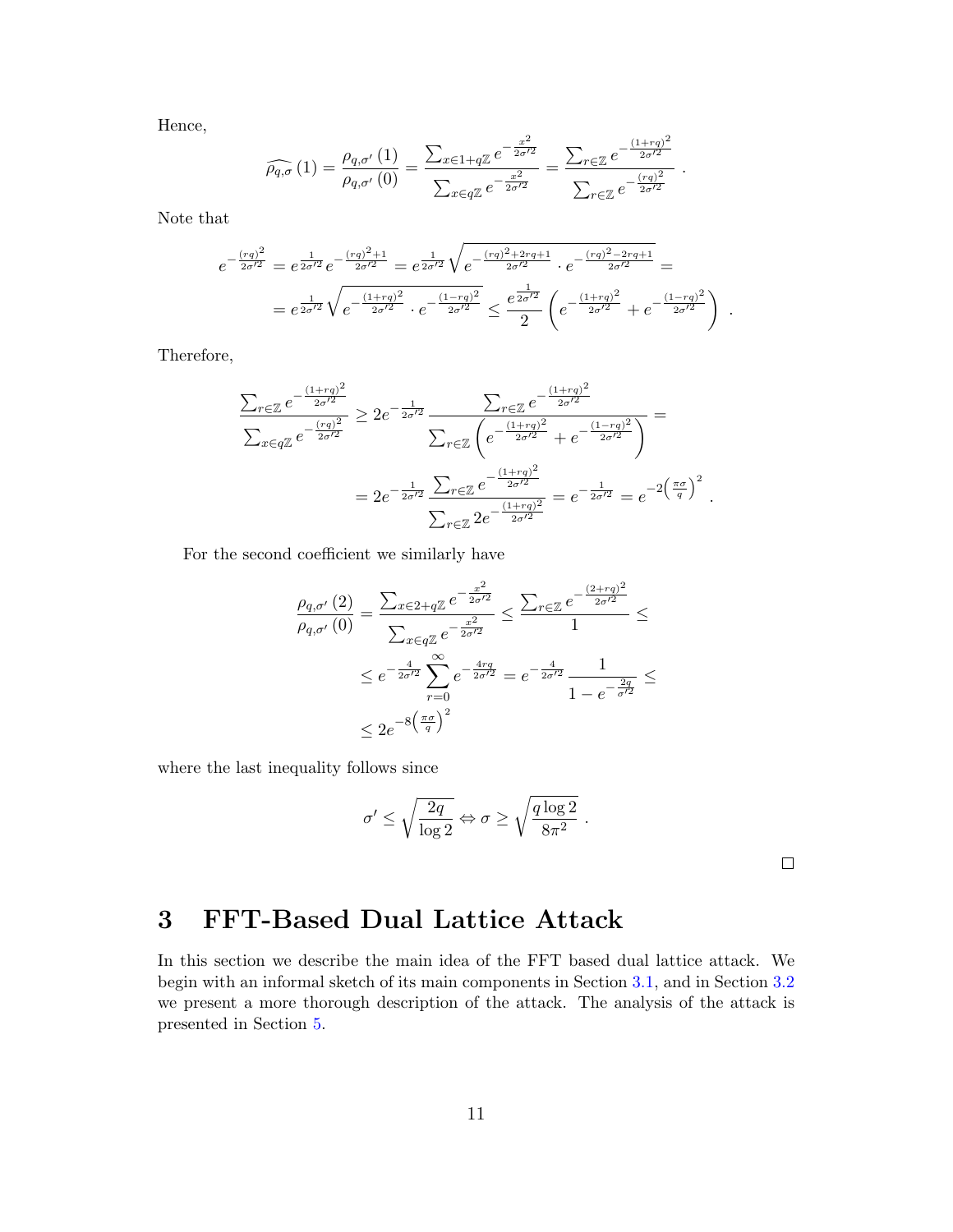Hence,

$$
\widehat{\rho_{q,\sigma}}(1) = \frac{\rho_{q,\sigma'}(1)}{\rho_{q,\sigma'}(0)} = \frac{\sum_{x \in 1+q\mathbb{Z}} e^{-\frac{x^2}{2\sigma'^2}}}{\sum_{x \in q\mathbb{Z}} e^{-\frac{x^2}{2\sigma'^2}}} = \frac{\sum_{r \in \mathbb{Z}} e^{-\frac{(1+rq)^2}{2\sigma'^2}}}{\sum_{r \in \mathbb{Z}} e^{-\frac{(rq)^2}{2\sigma'^2}}} \ .
$$

Note that

$$
e^{-\frac{(rq)^2}{2\sigma'^2}} = e^{\frac{1}{2\sigma'^2}} e^{-\frac{(rq)^2+1}{2\sigma'^2}} = e^{\frac{1}{2\sigma'^2}} \sqrt{e^{-\frac{(rq)^2+2rq+1}{2\sigma'^2}} \cdot e^{-\frac{(rq)^2-2rq+1}{2\sigma'^2}}} =
$$

$$
= e^{\frac{1}{2\sigma'^2}} \sqrt{e^{-\frac{(1+rq)^2}{2\sigma'^2}} \cdot e^{-\frac{(1-rq)^2}{2\sigma'^2}}} \leq \frac{e^{\frac{1}{2\sigma'^2}}}{2} \left( e^{-\frac{(1+rq)^2}{2\sigma'^2}} + e^{-\frac{(1-rq)^2}{2\sigma'^2}} \right) \ .
$$

Therefore,

$$
\frac{\sum_{r \in \mathbb{Z}} e^{-\frac{(1+rq)^2}{2\sigma'^2}}}{\sum_{x \in q\mathbb{Z}} e^{-\frac{(rq)^2}{2\sigma'^2}}} \geq 2e^{-\frac{1}{2\sigma'^2}} \frac{\sum_{r \in \mathbb{Z}} e^{-\frac{(1+rq)^2}{2\sigma'^2}}}{\sum_{r \in \mathbb{Z}} \left( e^{-\frac{(1+rq)^2}{2\sigma'^2}} + e^{-\frac{(1-rq)^2}{2\sigma'^2}} \right)} =
$$

$$
= 2e^{-\frac{1}{2\sigma'^2}} \frac{\sum_{r \in \mathbb{Z}} e^{-\frac{(1+rq)^2}{2\sigma'^2}}}{\sum_{r \in \mathbb{Z}} 2e^{-\frac{(1+rq)^2}{2\sigma'^2}}} = e^{-\frac{1}{2\sigma'^2}} = e^{-2\left(\frac{\pi\sigma}{q}\right)^2} \ .
$$

For the second coefficient we similarly have

$$
\frac{\rho_{q,\sigma'}(2)}{\rho_{q,\sigma'}(0)} = \frac{\sum_{x \in 2+q\mathbb{Z}} e^{-\frac{x^2}{2\sigma'^2}}}{\sum_{x \in q\mathbb{Z}} e^{-\frac{x^2}{2\sigma'^2}}} \leq \frac{\sum_{r \in \mathbb{Z}} e^{-\frac{(2+rq)^2}{2\sigma'^2}}}{1} \leq
$$

$$
\leq e^{-\frac{4}{2\sigma'^2}} \sum_{r=0}^{\infty} e^{-\frac{4rq}{2\sigma'^2}} = e^{-\frac{4}{2\sigma'^2}} \frac{1}{1 - e^{-\frac{2q}{\sigma'^2}}} \leq
$$

$$
\leq 2e^{-8\left(\frac{\pi\sigma}{q}\right)^2}
$$

where the last inequality follows since

$$
\sigma' \leq \sqrt{\frac{2q}{\log 2}} \Leftrightarrow \sigma \geq \sqrt{\frac{q \log 2}{8\pi^2}} \ .
$$

□

# 3 FFT-Based Dual Lattice Attack

In this section we describe the main idea of the FFT based dual lattice attack. We begin with an informal sketch of its main components in Section 3.1, and in Section 3.2 we present a more thorough description of the attack. The analysis of the attack is presented in Section 5.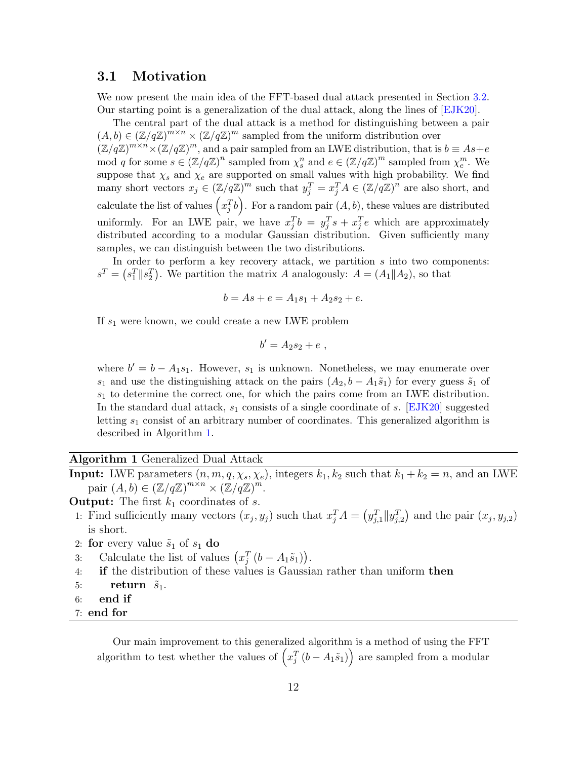### 3.1 Motivation

We now present the main idea of the FFT-based dual attack presented in Section 3.2. Our starting point is a generalization of the dual attack, along the lines of [EJK20].

The central part of the dual attack is a method for distinguishing between a pair $(A, b) \in (\mathbb{Z}/q\mathbb{Z})^{m\times n} \times (\mathbb{Z}/q\mathbb{Z})^m$ sampled from the uniform distribution over $(\mathbb{Z}/q\mathbb{Z})^{m\times n} \times (\mathbb{Z}/q\mathbb{Z})^m$, and a pair sampled from an LWE distribution, that is $b \equiv As+e \mod q$ for some $s \in (\mathbb{Z}/q\mathbb{Z})^n$ sampled from $\chi_s^n$ and $e \in (\mathbb{Z}/q\mathbb{Z})^m$ sampled from $\chi_e^m$. We suppose that $\chi_s$ and $\chi_e$ are supported on small values with high probability. We find many short vectors $x_j \in (\mathbb{Z}/q\mathbb{Z})^m$ such that $y_j^T = x_j^T A \in (\mathbb{Z}/q\mathbb{Z})^n$ are also short, and calculate the list of values $\left(x_j^T b\right)$. For a random pair $(A, b)$, these values are distributed uniformly. For an LWE pair, we have $x_j^T b = y_j^T s + x_j^T e$ which are approximately distributed according to a modular Gaussian distribution. Given sufficiently many samples, we can distinguish between the two distributions.

In order to perform a key recovery attack, we partition $s$ into two components: $s^T = \left(s_1^T \| s_2^T\right)$. We partition the matrix $A$ analogously: $A = (A_1 \| A_2)$, so that

$$b = As + e = A_1 s_1 + A_2 s_2 + e.$$

If $s_1$ were known, we could create a new LWE problem

$$b' = A_2 s_2 + e \ ,$$

where $b' = b - A_1 s_1$. However, $s_1$ is unknown. Nonetheless, we may enumerate over $s_1$ and use the distinguishing attack on the pairs $(A_2, b - A_1 \tilde{s}_1)$ for every guess $\tilde{s}_1$ of $s_1$ to determine the correct one, for which the pairs come from an LWE distribution. In the standard dual attack, $s_1$ consists of a single coordinate of $s$. [EJK20] suggested letting $s_1$ consist of an arbitrary number of coordinates. This generalized algorithm is described in Algorithm 1.

---

**Algorithm 1** Generalized Dual Attack

---

**Input:** LWE parameters $(n, m, q, \chi_s, \chi_e)$, integers $k_1, k_2$ such that $k_1 + k_2 = n$, and an LWE pair $(A, b) \in (\mathbb{Z}/q\mathbb{Z})^{m\times n} \times (\mathbb{Z}/q\mathbb{Z})^m$.

**Output:** The first $k_1$ coordinates of $s$.

1: Find sufficiently many vectors $(x_j, y_j)$ such that $x_j^T A = \left(y_{j,1}^T \| y_{j,2}^T\right)$ and the pair $(x_j, y_{j,2})$ is short.
2: **for** every value $\tilde{s}_1$ of $s_1$ **do**
3: &nbsp;&nbsp;&nbsp;&nbsp;Calculate the list of values $\left(x_j^T \left(b - A_1 \tilde{s}_1\right)\right)$.
4: &nbsp;&nbsp;&nbsp;&nbsp;**if** the distribution of these values is Gaussian rather than uniform **then**
5: &nbsp;&nbsp;&nbsp;&nbsp;&nbsp;&nbsp;&nbsp;&nbsp;**return** $\tilde{s}_1$.
6: &nbsp;&nbsp;&nbsp;&nbsp;**end if**
7: **end for**

---

Our main improvement to this generalized algorithm is a method of using the FFT algorithm to test whether the values of $\left(x_j^T \left(b - A_1 \tilde{s}_1\right)\right)$ are sampled from a modular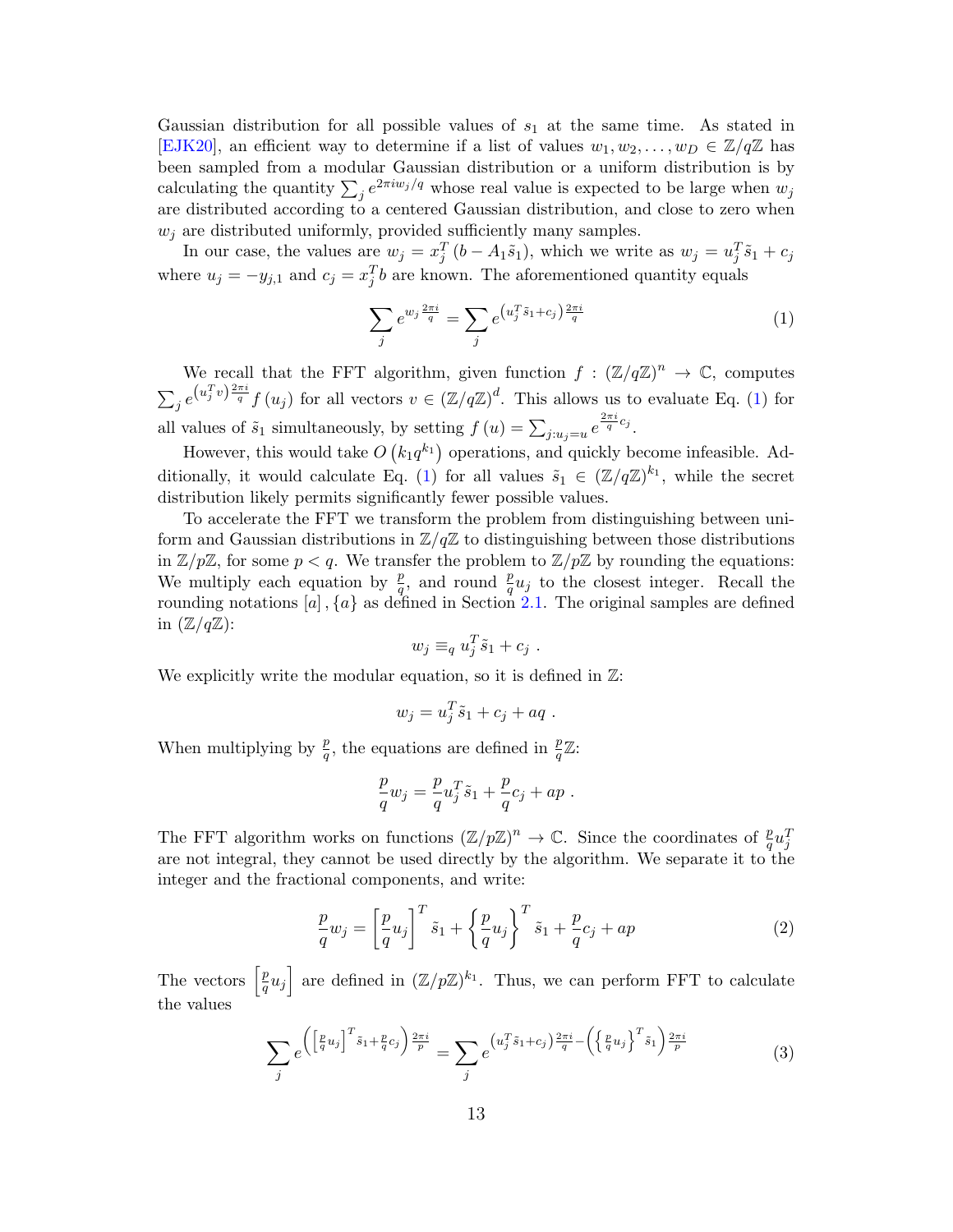Gaussian distribution for all possible values of $s_1$ at the same time. As stated in [EJK20], an efficient way to determine if a list of values $w_1, w_2, \ldots, w_D \in \mathbb{Z}/q\mathbb{Z}$ has been sampled from a modular Gaussian distribution or a uniform distribution is by calculating the quantity $\sum_j e^{2\pi i w_j/q}$ whose real value is expected to be large when $w_j$ are distributed according to a centered Gaussian distribution, and close to zero when $w_j$ are distributed uniformly, provided sufficiently many samples.

In our case, the values are $w_j = x_j^T (b - A_1 \tilde{s}_1)$, which we write as $w_j = u_j^T \tilde{s}_1 + c_j$ where $u_j = -y_{j,1}$ and $c_j = x_j^T b$ are known. The aforementioned quantity equals

$$\sum_j e^{w_j \frac{2\pi i}{q}} = \sum_j e^{\left(u_j^T \tilde{s}_1 + c_j\right) \frac{2\pi i}{q}} \tag{1}$$

We recall that the FFT algorithm, given function $f : (\mathbb{Z}/q\mathbb{Z})^n \to \mathbb{C}$, computes $\sum_j e^{\left(u_j^T v\right) \frac{2\pi i}{q}} f\left(u_j\right)$ for all vectors $v \in (\mathbb{Z}/q\mathbb{Z})^d$. This allows us to evaluate Eq. (1) for all values of $\tilde{s}_1$ simultaneously, by setting $f\left(u\right) = \sum_{j: u_j = u} e^{\frac{2\pi i}{q} c_j}$.

However, this would take $O\left(k_1 q^{k_1}\right)$ operations, and quickly become infeasible. Additionally, it would calculate Eq. (1) for all values $\tilde{s}_1 \in (\mathbb{Z}/q\mathbb{Z})^{k_1}$, while the secret distribution likely permits significantly fewer possible values.

To accelerate the FFT we transform the problem from distinguishing between uniform and Gaussian distributions in $\mathbb{Z}/q\mathbb{Z}$ to distinguishing between those distributions in $\mathbb{Z}/p\mathbb{Z}$, for some $p < q$. We transfer the problem to $\mathbb{Z}/p\mathbb{Z}$ by rounding the equations: We multiply each equation by $\frac{p}{q}$, and round $\frac{p}{q} u_j$ to the closest integer. Recall the rounding notations $[a], \{a\}$ as defined in Section 2.1. The original samples are defined in $(\mathbb{Z}/q\mathbb{Z})$:

$$w_j \equiv_q u_j^T \tilde{s}_1 + c_j \ .$$

We explicitly write the modular equation, so it is defined in $\mathbb{Z}$:

$$w_j = u_j^T \tilde{s}_1 + c_j + aq \ .$$

When multiplying by $\frac{p}{q}$, the equations are defined in $\frac{p}{q}\mathbb{Z}$:

$$\frac{p}{q} w_j = \frac{p}{q} u_j^T \tilde{s}_1 + \frac{p}{q} c_j + ap \ .$$

The FFT algorithm works on functions $(\mathbb{Z}/p\mathbb{Z})^n \to \mathbb{C}$. Since the coordinates of $\frac{p}{q} u_j^T$ are not integral, they cannot be used directly by the algorithm. We separate it to the integer and the fractional components, and write:

$$\frac{p}{q} w_j = \left[\frac{p}{q} u_j\right]^T \tilde{s}_1 + \left\{\frac{p}{q} u_j\right\}^T \tilde{s}_1 + \frac{p}{q} c_j + ap \tag{2}$$

The vectors $\left[\frac{p}{q} u_j\right]$ are defined in $(\mathbb{Z}/p\mathbb{Z})^{k_1}$. Thus, we can perform FFT to calculate the values

$$\sum_j e^{\left(\left[\frac{p}{q} u_j\right]^T \tilde{s}_1 + \frac{p}{q} c_j\right) \frac{2\pi i}{p}} = \sum_j e^{\left(u_j^T \tilde{s}_1 + c_j\right) \frac{2\pi i}{q} - \left(\left\{\frac{p}{q} u_j\right\}^T \tilde{s}_1\right) \frac{2\pi i}{p}} \tag{3}$$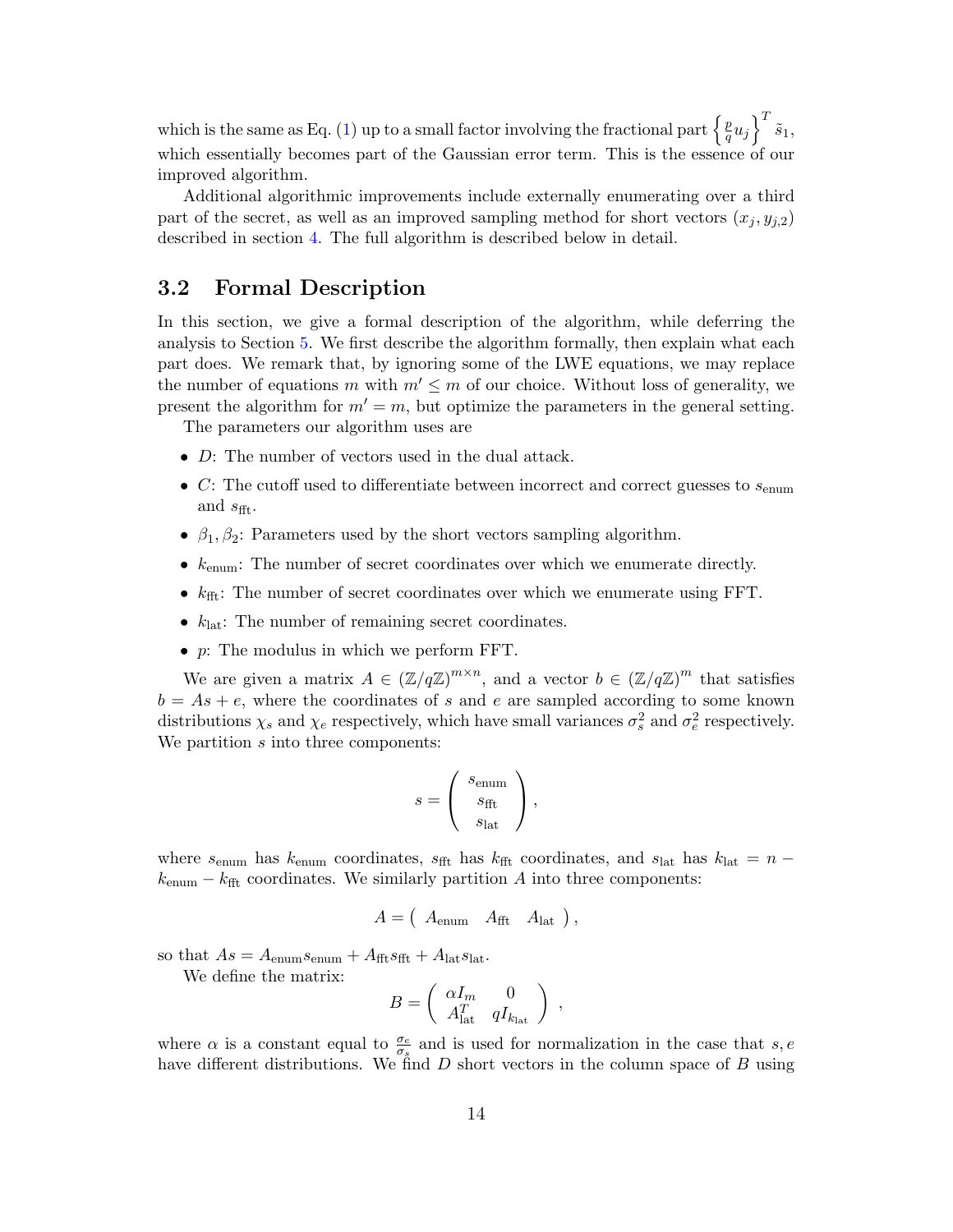which is the same as Eq. (1) up to a small factor involving the fractional part $\left\{\frac{p}{q}u_j\right\}^T \tilde{s}_1$, which essentially becomes part of the Gaussian error term. This is the essence of our improved algorithm.

Additional algorithmic improvements include externally enumerating over a third part of the secret, as well as an improved sampling method for short vectors $(x_j, y_{j,2})$ described in section 4. The full algorithm is described below in detail.

## 3.2 Formal Description

In this section, we give a formal description of the algorithm, while deferring the analysis to Section 5. We first describe the algorithm formally, then explain what each part does. We remark that, by ignoring some of the LWE equations, we may replace the number of equations $m$ with $m' \leq m$ of our choice. Without loss of generality, we present the algorithm for $m' = m$, but optimize the parameters in the general setting.

The parameters our algorithm uses are

- $D$: The number of vectors used in the dual attack.
- $C$: The cutoff used to differentiate between incorrect and correct guesses to $s_{\text{enum}}$ and $s_{\text{fft}}$.
- $\beta_1, \beta_2$: Parameters used by the short vectors sampling algorithm.
- $k_{\text{enum}}$: The number of secret coordinates over which we enumerate directly.
- $k_{\text{fft}}$: The number of secret coordinates over which we enumerate using FFT.
- $k_{\text{lat}}$: The number of remaining secret coordinates.
- $p$: The modulus in which we perform FFT.

We are given a matrix $A \in (\mathbb{Z}/q\mathbb{Z})^{m \times n}$, and a vector $b \in (\mathbb{Z}/q\mathbb{Z})^m$ that satisfies $b = As + e$, where the coordinates of $s$ and $e$ are sampled according to some known distributions $\chi_s$ and $\chi_e$ respectively, which have small variances $\sigma_s^2$ and $\sigma_e^2$ respectively. We partition $s$ into three components:

$$s = \begin{pmatrix} s_{\text{enum}} \\ s_{\text{fft}} \\ s_{\text{lat}} \end{pmatrix},$$

where $s_{\text{enum}}$ has $k_{\text{enum}}$ coordinates, $s_{\text{fft}}$ has $k_{\text{fft}}$ coordinates, and $s_{\text{lat}}$ has $k_{\text{lat}} = n - k_{\text{enum}} - k_{\text{fft}}$ coordinates. We similarly partition $A$ into three components:

$$A = \begin{pmatrix} A_{\text{enum}} & A_{\text{fft}} & A_{\text{lat}} \end{pmatrix},$$

so that $As = A_{\text{enum}}s_{\text{enum}} + A_{\text{fft}}s_{\text{fft}} + A_{\text{lat}}s_{\text{lat}}$.

We define the matrix:

$$B = \begin{pmatrix} \alpha I_m & 0 \\ A_{\text{lat}}^T & qI_{k_{\text{lat}}} \end{pmatrix},$$

where $\alpha$ is a constant equal to $\frac{\sigma_e}{\sigma_s}$ and is used for normalization in the case that $s, e$ have different distributions. We find $D$ short vectors in the column space of $B$ using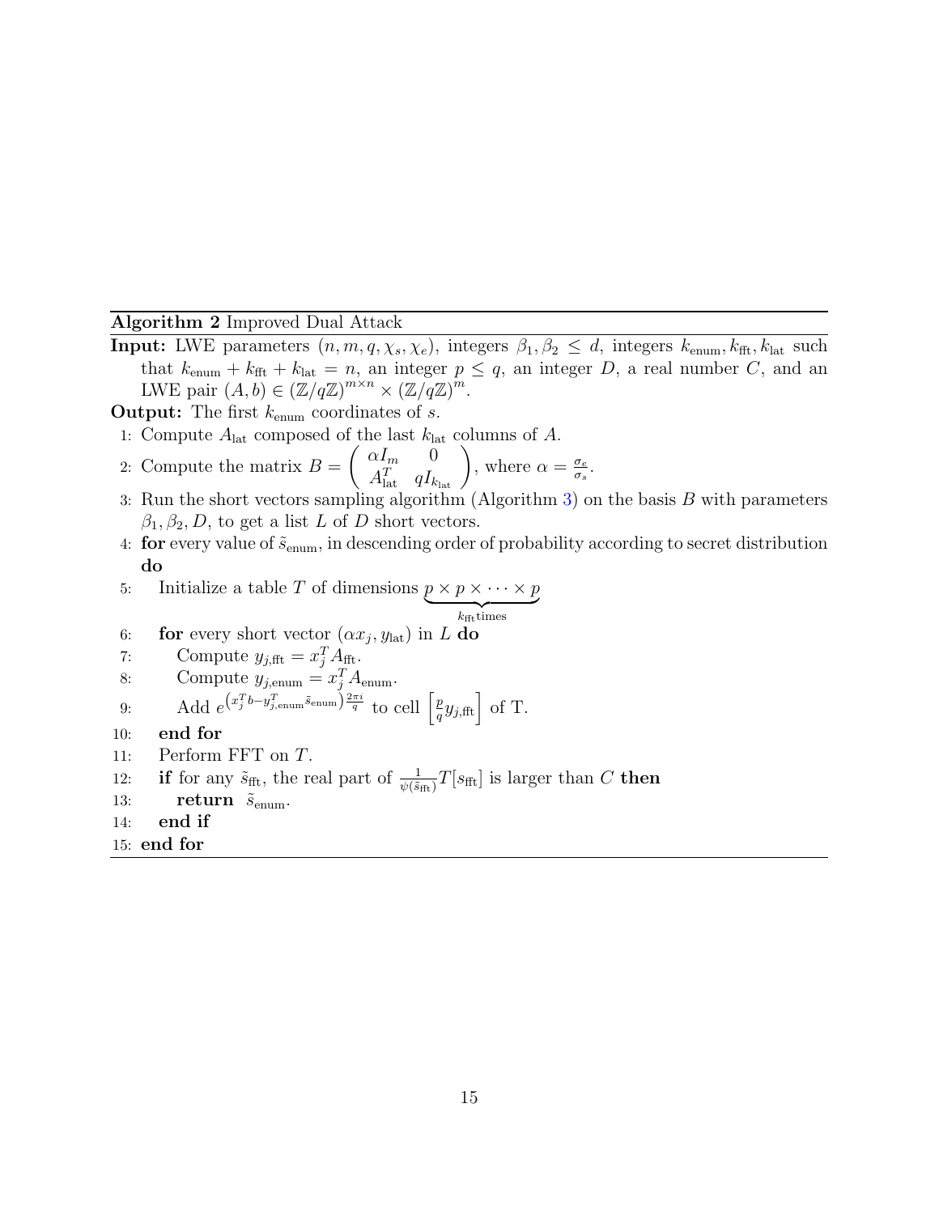**Algorithm 2** Improved Dual Attack

**Input:** LWE parameters $(n, m, q, \chi_s, \chi_e)$, integers $\beta_1, \beta_2 \leq d$, integers $k_{\text{enum}}, k_{\text{fft}}, k_{\text{lat}}$ such that $k_{\text{enum}} + k_{\text{fft}} + k_{\text{lat}} = n$, an integer $p \leq q$, an integer $D$, a real number $C$, and an LWE pair $(A, b) \in (\mathbb{Z}/q\mathbb{Z})^{m \times n} \times (\mathbb{Z}/q\mathbb{Z})^m$.

**Output:** The first $k_{\text{enum}}$ coordinates of $s$.

1: Compute $A_{\text{lat}}$ composed of the last $k_{\text{lat}}$ columns of $A$.

2: Compute the matrix $B = \begin{pmatrix} \alpha I_m & 0 \\ A_{\text{lat}}^T & qI_{k_{\text{lat}}} \end{pmatrix}$, where $\alpha = \frac{\sigma_e}{\sigma_s}$.

3: Run the short vectors sampling algorithm (Algorithm 3) on the basis $B$ with parameters $\beta_1, \beta_2, D$, to get a list $L$ of $D$ short vectors.

4: **for** every value of $\tilde{s}_{\text{enum}}$, in descending order of probability according to secret distribution **do**

5: &nbsp;&nbsp;&nbsp;&nbsp;Initialize a table $T$ of dimensions $\underbrace{p \times p \times \cdots \times p}_{k_{\text{fft}} \text{times}}$

6: &nbsp;&nbsp;&nbsp;&nbsp;**for** every short vector $(\alpha x_j, y_{\text{lat}})$ in $L$ **do**

7: &nbsp;&nbsp;&nbsp;&nbsp;&nbsp;&nbsp;&nbsp;&nbsp;Compute $y_{j,\text{fft}} = x_j^T A_{\text{fft}}$.

8: &nbsp;&nbsp;&nbsp;&nbsp;&nbsp;&nbsp;&nbsp;&nbsp;Compute $y_{j,\text{enum}} = x_j^T A_{\text{enum}}$.

9: &nbsp;&nbsp;&nbsp;&nbsp;&nbsp;&nbsp;&nbsp;&nbsp;Add $e^{\left(x_j^T b - y_{j,\text{enum}}^T \tilde{s}_{\text{enum}}\right)\frac{2\pi i}{q}}$ to cell $\left[\frac{p}{q} y_{j,\text{fft}}\right]$ of T.

10: &nbsp;&nbsp;&nbsp;&nbsp;**end for**

11: &nbsp;&nbsp;&nbsp;&nbsp;Perform FFT on $T$.

12: &nbsp;&nbsp;&nbsp;&nbsp;**if** for any $\tilde{s}_{\text{fft}}$, the real part of $\frac{1}{\psi(\tilde{s}_{\text{fft}})} T[s_{\text{fft}}]$ is larger than $C$ **then**

13: &nbsp;&nbsp;&nbsp;&nbsp;&nbsp;&nbsp;&nbsp;&nbsp;**return** $\tilde{s}_{\text{enum}}$.

14: &nbsp;&nbsp;&nbsp;&nbsp;**end if**

15: **end for**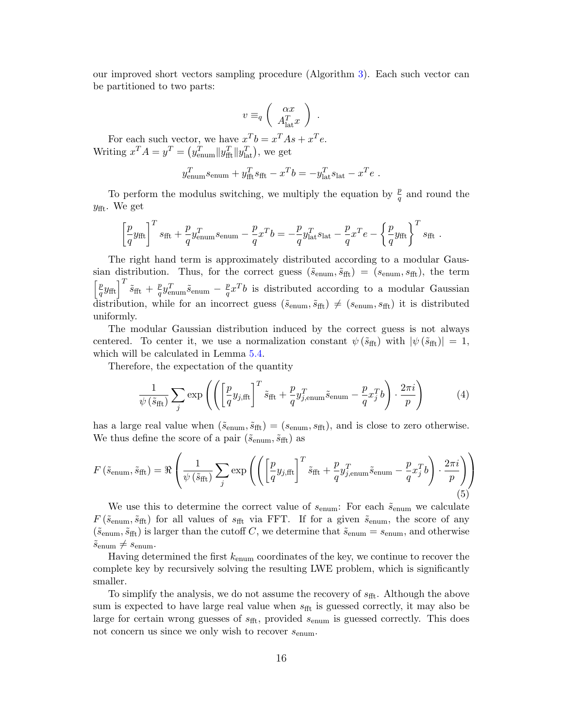our improved short vectors sampling procedure (Algorithm 3). Each such vector can be partitioned to two parts:

$$v \equiv_q \begin{pmatrix} \alpha x \\ A_{\text{lat}}^T x \end{pmatrix} .$$

For each such vector, we have $x^T b = x^T A s + x^T e$.
Writing $x^T A = y^T = \left(y_{\text{enum}}^T \| y_{\text{fft}}^T \| y_{\text{lat}}^T\right)$, we get

$$y_{\text{enum}}^T s_{\text{enum}} + y_{\text{fft}}^T s_{\text{fft}} - x^T b = -y_{\text{lat}}^T s_{\text{lat}} - x^T e .$$

To perform the modulus switching, we multiply the equation by $\frac{p}{q}$ and round the $y_{\text{fft}}$. We get

$$\left[\frac{p}{q} y_{\text{fft}}\right]^T s_{\text{fft}} + \frac{p}{q} y_{\text{enum}}^T s_{\text{enum}} - \frac{p}{q} x^T b = -\frac{p}{q} y_{\text{lat}}^T s_{\text{lat}} - \frac{p}{q} x^T e - \left\{\frac{p}{q} y_{\text{fft}}\right\}^T s_{\text{fft}} .$$

The right hand term is approximately distributed according to a modular Gaussian distribution. Thus, for the correct guess $(\tilde{s}_{\text{enum}}, \tilde{s}_{\text{fft}}) = (s_{\text{enum}}, s_{\text{fft}})$, the term $\left[\frac{p}{q} y_{\text{fft}}\right]^T \tilde{s}_{\text{fft}} + \frac{p}{q} y_{\text{enum}}^T \tilde{s}_{\text{enum}} - \frac{p}{q} x^T b$ is distributed according to a modular Gaussian distribution, while for an incorrect guess $(\tilde{s}_{\text{enum}}, \tilde{s}_{\text{fft}}) \neq (s_{\text{enum}}, s_{\text{fft}})$ it is distributed uniformly.

The modular Gaussian distribution induced by the correct guess is not always centered. To center it, we use a normalization constant $\psi(\tilde{s}_{\text{fft}})$ with $|\psi(\tilde{s}_{\text{fft}})| = 1$, which will be calculated in Lemma 5.4.

Therefore, the expectation of the quantity

$$\frac{1}{\psi(\tilde{s}_{\text{fft}})} \sum_j \exp\left(\left(\left[\frac{p}{q} y_{j,\text{fft}}\right]^T \tilde{s}_{\text{fft}} + \frac{p}{q} y_{j,\text{enum}}^T \tilde{s}_{\text{enum}} - \frac{p}{q} x_j^T b\right) \cdot \frac{2\pi i}{p}\right) \tag{4}$$

has a large real value when $(\tilde{s}_{\text{enum}}, \tilde{s}_{\text{fft}}) = (s_{\text{enum}}, s_{\text{fft}})$, and is close to zero otherwise. We thus define the score of a pair $(\tilde{s}_{\text{enum}}, \tilde{s}_{\text{fft}})$ as

$$F(\tilde{s}_{\text{enum}}, \tilde{s}_{\text{fft}}) = \Re\left(\frac{1}{\psi(\tilde{s}_{\text{fft}})} \sum_j \exp\left(\left(\left[\frac{p}{q} y_{j,\text{fft}}\right]^T \tilde{s}_{\text{fft}} + \frac{p}{q} y_{j,\text{enum}}^T \tilde{s}_{\text{enum}} - \frac{p}{q} x_j^T b\right) \cdot \frac{2\pi i}{p}\right)\right) \tag{5}$$

We use this to determine the correct value of $s_{\text{enum}}$: For each $\tilde{s}_{\text{enum}}$ we calculate $F(\tilde{s}_{\text{enum}}, \tilde{s}_{\text{fft}})$ for all values of $s_{\text{fft}}$ via FFT. If for a given $\tilde{s}_{\text{enum}}$, the score of any $(\tilde{s}_{\text{enum}}, \tilde{s}_{\text{fft}})$ is larger than the cutoff $C$, we determine that $\tilde{s}_{\text{enum}} = s_{\text{enum}}$, and otherwise $\tilde{s}_{\text{enum}} \neq s_{\text{enum}}$.

Having determined the first $k_{\text{enum}}$ coordinates of the key, we continue to recover the complete key by recursively solving the resulting LWE problem, which is significantly smaller.

To simplify the analysis, we do not assume the recovery of $s_{\text{fft}}$. Although the above sum is expected to have large real value when $s_{\text{fft}}$ is guessed correctly, it may also be large for certain wrong guesses of $s_{\text{fft}}$, provided $s_{\text{enum}}$ is guessed correctly. This does not concern us since we only wish to recover $s_{\text{enum}}$.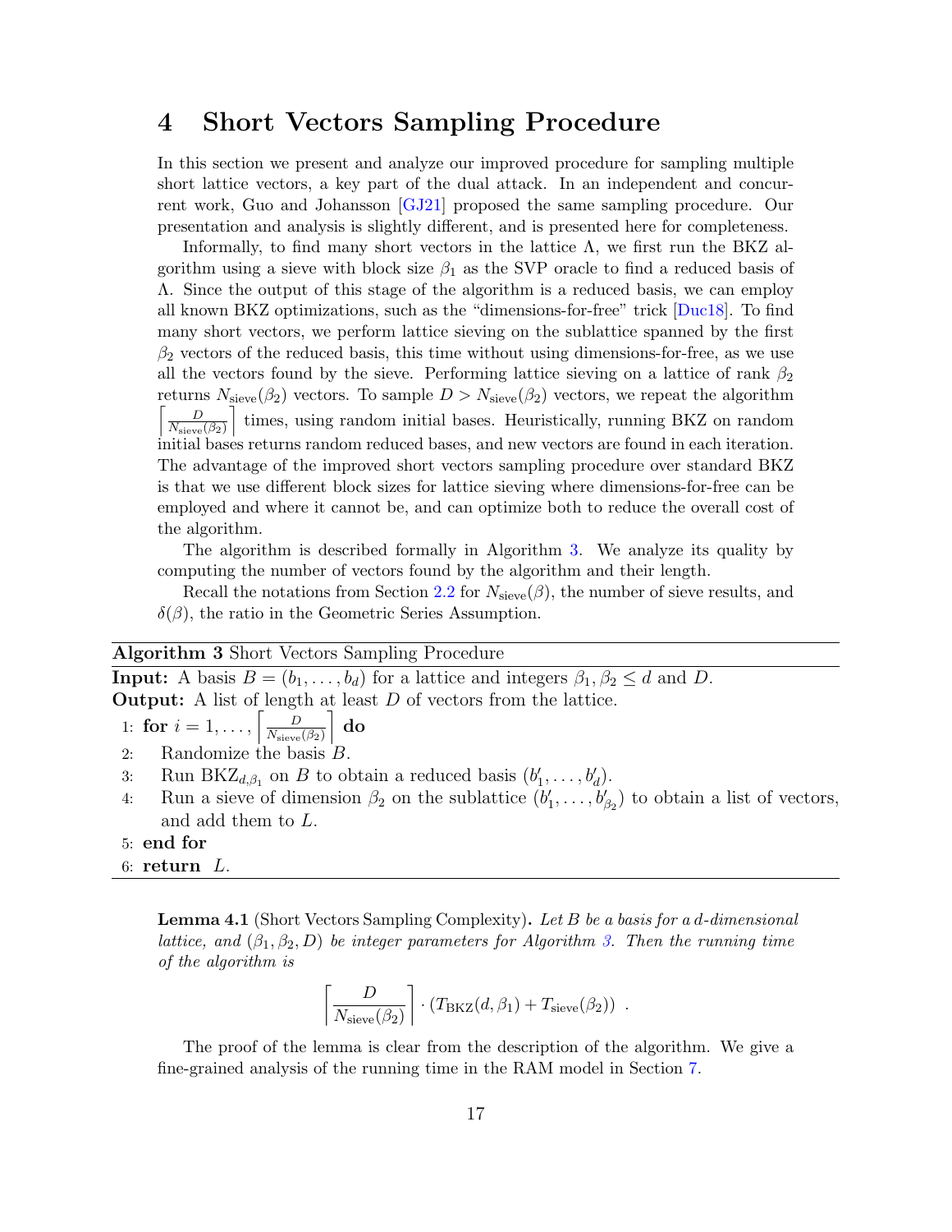# 4 Short Vectors Sampling Procedure

In this section we present and analyze our improved procedure for sampling multiple short lattice vectors, a key part of the dual attack. In an independent and concurrent work, Guo and Johansson [GJ21] proposed the same sampling procedure. Our presentation and analysis is slightly different, and is presented here for completeness.

Informally, to find many short vectors in the lattice $\Lambda$, we first run the BKZ algorithm using a sieve with block size $\beta_1$ as the SVP oracle to find a reduced basis of $\Lambda$. Since the output of this stage of the algorithm is a reduced basis, we can employ all known BKZ optimizations, such as the "dimensions-for-free" trick [Duc18]. To find many short vectors, we perform lattice sieving on the sublattice spanned by the first $\beta_2$ vectors of the reduced basis, this time without using dimensions-for-free, as we use all the vectors found by the sieve. Performing lattice sieving on a lattice of rank $\beta_2$ returns $N_{\text{sieve}}(\beta_2)$ vectors. To sample $D > N_{\text{sieve}}(\beta_2)$ vectors, we repeat the algorithm $\left\lceil \frac{D}{N_{\text{sieve}}(\beta_2)} \right\rceil$ times, using random initial bases. Heuristically, running BKZ on random initial bases returns random reduced bases, and new vectors are found in each iteration. The advantage of the improved short vectors sampling procedure over standard BKZ is that we use different block sizes for lattice sieving where dimensions-for-free can be employed and where it cannot be, and can optimize both to reduce the overall cost of the algorithm.

The algorithm is described formally in Algorithm 3. We analyze its quality by computing the number of vectors found by the algorithm and their length.

Recall the notations from Section 2.2 for $N_{\text{sieve}}(\beta)$, the number of sieve results, and $\delta(\beta)$, the ratio in the Geometric Series Assumption.

---

**Algorithm 3** Short Vectors Sampling Procedure

---

**Input:** A basis $B = (b_1, \ldots, b_d)$ for a lattice and integers $\beta_1, \beta_2 \leq d$ and $D$.
**Output:** A list of length at least $D$ of vectors from the lattice.

1: **for** $i = 1, \ldots, \left\lceil \frac{D}{N_{\text{sieve}}(\beta_2)} \right\rceil$ **do**
2: Randomize the basis $B$.
3: Run $\text{BKZ}_{d,\beta_1}$ on $B$ to obtain a reduced basis $(b'_1, \ldots, b'_d)$.
4: Run a sieve of dimension $\beta_2$ on the sublattice $(b'_1, \ldots, b'_{\beta_2})$ to obtain a list of vectors, and add them to $L$.
5: **end for**
6: **return** $L$.

---

**Lemma 4.1** (Short Vectors Sampling Complexity)**.** *Let $B$ be a basis for a $d$-dimensional lattice, and $(\beta_1, \beta_2, D)$ be integer parameters for Algorithm 3. Then the running time of the algorithm is*

$$\left\lceil \frac{D}{N_{\text{sieve}}(\beta_2)} \right\rceil \cdot \left( T_{\text{BKZ}}(d, \beta_1) + T_{\text{sieve}}(\beta_2) \right) \ .$$

The proof of the lemma is clear from the description of the algorithm. We give a fine-grained analysis of the running time in the RAM model in Section 7.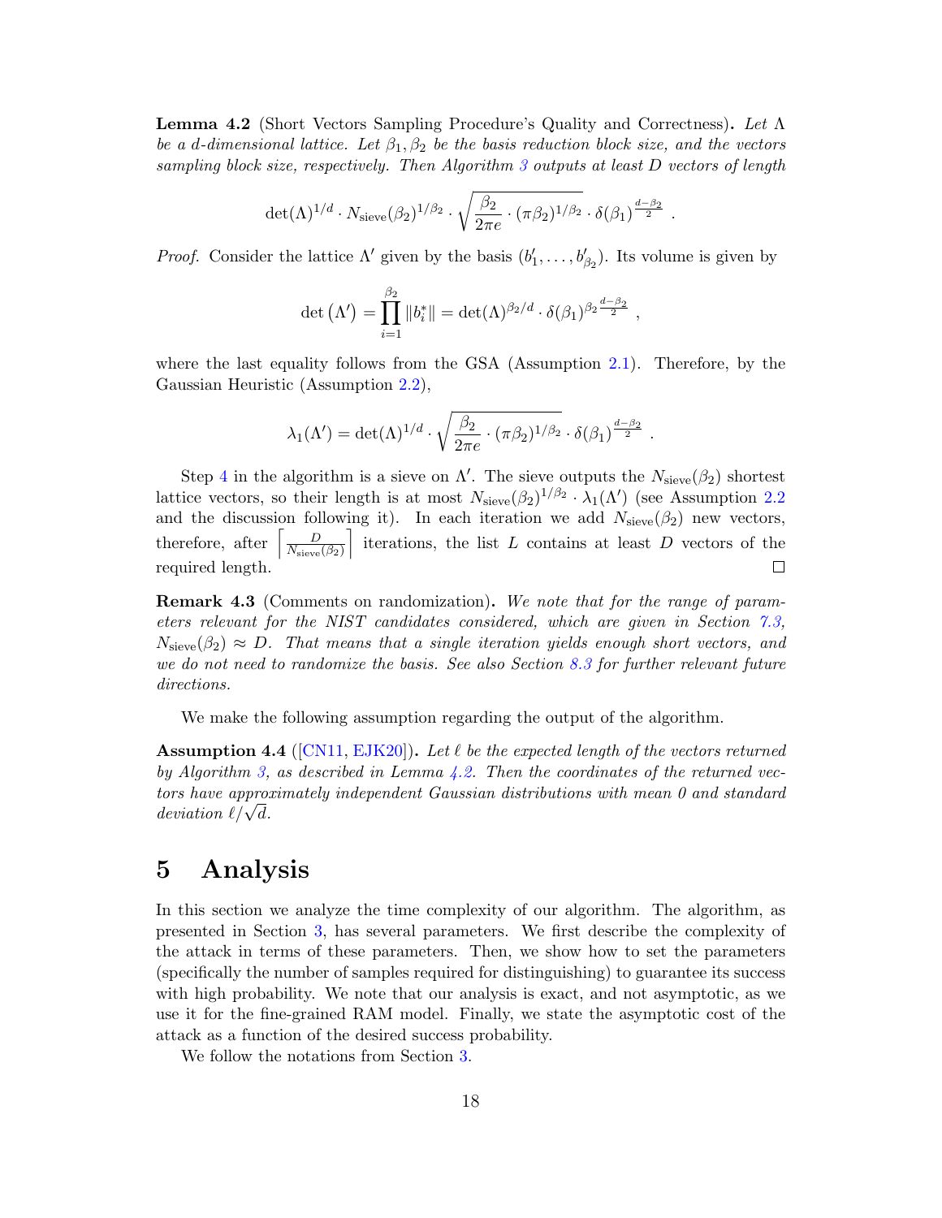**Lemma 4.2** (Short Vectors Sampling Procedure's Quality and Correctness)**.** *Let $\Lambda$ be a $d$-dimensional lattice. Let $\beta_1, \beta_2$ be the basis reduction block size, and the vectors sampling block size, respectively. Then Algorithm 3 outputs at least $D$ vectors of length*

$$\det(\Lambda)^{1/d} \cdot N_{\text{sieve}}(\beta_2)^{1/\beta_2} \cdot \sqrt{\frac{\beta_2}{2\pi e} \cdot (\pi\beta_2)^{1/\beta_2}} \cdot \delta(\beta_1)^{\frac{d-\beta_2}{2}} \ .$$

*Proof.* Consider the lattice $\Lambda'$ given by the basis $(b'_1, \ldots, b'_{\beta_2})$. Its volume is given by

$$\det\left(\Lambda'\right) = \prod_{i=1}^{\beta_2} \|b_i^*\| = \det(\Lambda)^{\beta_2/d} \cdot \delta(\beta_1)^{\beta_2 \frac{d-\beta_2}{2}} \ ,$$

where the last equality follows from the GSA (Assumption 2.1). Therefore, by the Gaussian Heuristic (Assumption 2.2),

$$\lambda_1(\Lambda') = \det(\Lambda)^{1/d} \cdot \sqrt{\frac{\beta_2}{2\pi e} \cdot (\pi\beta_2)^{1/\beta_2}} \cdot \delta(\beta_1)^{\frac{d-\beta_2}{2}} \ .$$

Step 4 in the algorithm is a sieve on $\Lambda'$. The sieve outputs the $N_{\text{sieve}}(\beta_2)$ shortest lattice vectors, so their length is at most $N_{\text{sieve}}(\beta_2)^{1/\beta_2} \cdot \lambda_1(\Lambda')$ (see Assumption 2.2 and the discussion following it). In each iteration we add $N_{\text{sieve}}(\beta_2)$ new vectors, therefore, after $\left\lceil \frac{D}{N_{\text{sieve}}(\beta_2)} \right\rceil$ iterations, the list $L$ contains at least $D$ vectors of the required length. □

**Remark 4.3** (Comments on randomization)**.** *We note that for the range of parameters relevant for the NIST candidates considered, which are given in Section 7.3, $N_{\text{sieve}}(\beta_2) \approx D$. That means that a single iteration yields enough short vectors, and we do not need to randomize the basis. See also Section 8.3 for further relevant future directions.*

We make the following assumption regarding the output of the algorithm.

**Assumption 4.4** ([CN11, EJK20])**.** *Let $\ell$ be the expected length of the vectors returned by Algorithm 3, as described in Lemma 4.2. Then the coordinates of the returned vectors have approximately independent Gaussian distributions with mean 0 and standard deviation $\ell/\sqrt{d}$.*

# 5 Analysis

In this section we analyze the time complexity of our algorithm. The algorithm, as presented in Section 3, has several parameters. We first describe the complexity of the attack in terms of these parameters. Then, we show how to set the parameters (specifically the number of samples required for distinguishing) to guarantee its success with high probability. We note that our analysis is exact, and not asymptotic, as we use it for the fine-grained RAM model. Finally, we state the asymptotic cost of the attack as a function of the desired success probability.

We follow the notations from Section 3.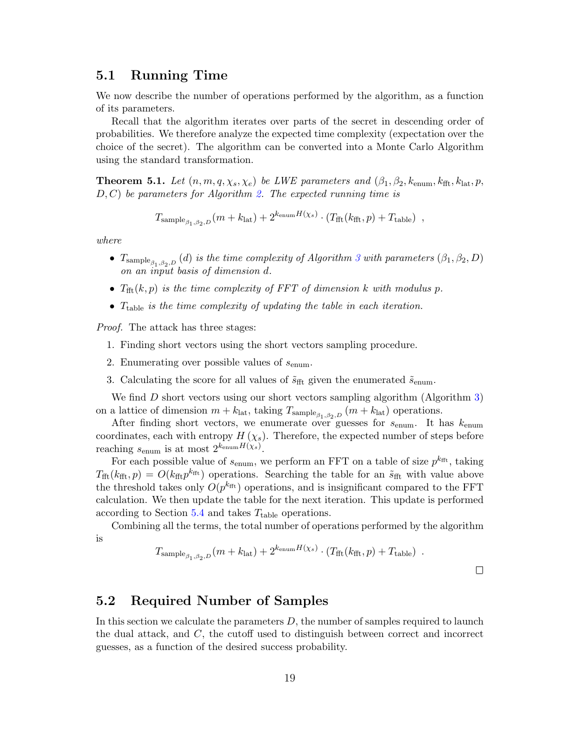## 5.1 Running Time

We now describe the number of operations performed by the algorithm, as a function of its parameters.

Recall that the algorithm iterates over parts of the secret in descending order of probabilities. We therefore analyze the expected time complexity (expectation over the choice of the secret). The algorithm can be converted into a Monte Carlo Algorithm using the standard transformation.

**Theorem 5.1.** *Let $(n, m, q, \chi_s, \chi_e)$ be LWE parameters and $(\beta_1, \beta_2, k_{\text{enum}}, k_{\text{fft}}, k_{\text{lat}}, p, D, C)$ be parameters for Algorithm 2. The expected running time is*

$$T_{\text{sample}_{\beta_1,\beta_2,D}}(m + k_{\text{lat}}) + 2^{k_{\text{enum}} H(\chi_s)} \cdot (T_{\text{fft}}(k_{\text{fft}}, p) + T_{\text{table}}) \enspace ,$$

*where*

- *$T_{\text{sample}_{\beta_1,\beta_2,D}}(d)$ is the time complexity of Algorithm 3 with parameters $(\beta_1, \beta_2, D)$ on an input basis of dimension $d$.*
- *$T_{\text{fft}}(k, p)$ is the time complexity of FFT of dimension $k$ with modulus $p$.*
- *$T_{\text{table}}$ is the time complexity of updating the table in each iteration.*

*Proof.* The attack has three stages:

1. Finding short vectors using the short vectors sampling procedure.
2. Enumerating over possible values of $s_{\text{enum}}$.
3. Calculating the score for all values of $\tilde{s}_{\text{fft}}$ given the enumerated $\tilde{s}_{\text{enum}}$.

We find $D$ short vectors using our short vectors sampling algorithm (Algorithm 3) on a lattice of dimension $m + k_{\text{lat}}$, taking $T_{\text{sample}_{\beta_1,\beta_2,D}}(m + k_{\text{lat}})$ operations.

After finding short vectors, we enumerate over guesses for $s_{\text{enum}}$. It has $k_{\text{enum}}$ coordinates, each with entropy $H(\chi_s)$. Therefore, the expected number of steps before reaching $s_{\text{enum}}$ is at most $2^{k_{\text{enum}} H(\chi_s)}$.

For each possible value of $s_{\text{enum}}$, we perform an FFT on a table of size $p^{k_{\text{fft}}}$, taking $T_{\text{fft}}(k_{\text{fft}}, p) = O(k_{\text{fft}} p^{k_{\text{fft}}})$ operations. Searching the table for an $\tilde{s}_{\text{fft}}$ with value above the threshold takes only $O(p^{k_{\text{fft}}})$ operations, and is insignificant compared to the FFT calculation. We then update the table for the next iteration. This update is performed according to Section 5.4 and takes $T_{\text{table}}$ operations.

Combining all the terms, the total number of operations performed by the algorithm is

$$T_{\text{sample}_{\beta_1,\beta_2,D}}(m + k_{\text{lat}}) + 2^{k_{\text{enum}} H(\chi_s)} \cdot (T_{\text{fft}}(k_{\text{fft}}, p) + T_{\text{table}}) \enspace .$$

□

## 5.2 Required Number of Samples

In this section we calculate the parameters $D$, the number of samples required to launch the dual attack, and $C$, the cutoff used to distinguish between correct and incorrect guesses, as a function of the desired success probability.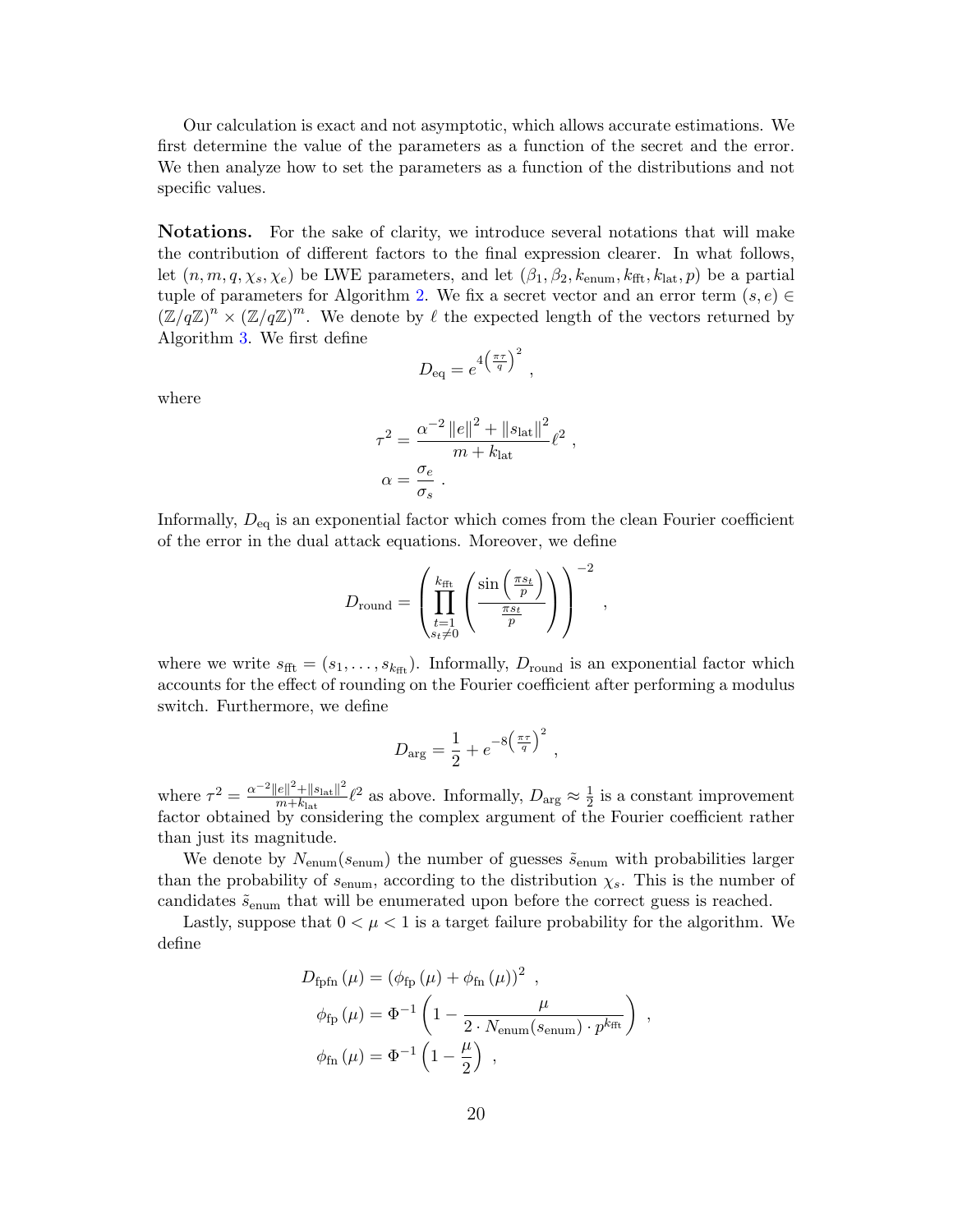Our calculation is exact and not asymptotic, which allows accurate estimations. We first determine the value of the parameters as a function of the secret and the error. We then analyze how to set the parameters as a function of the distributions and not specific values.

**Notations.** For the sake of clarity, we introduce several notations that will make the contribution of different factors to the final expression clearer. In what follows, let $(n, m, q, \chi_s, \chi_e)$ be LWE parameters, and let $(\beta_1, \beta_2, k_{\text{enum}}, k_{\text{fft}}, k_{\text{lat}}, p)$ be a partial tuple of parameters for Algorithm 2. We fix a secret vector and an error term $(s, e) \in (\mathbb{Z}/q\mathbb{Z})^n \times (\mathbb{Z}/q\mathbb{Z})^m$. We denote by $\ell$ the expected length of the vectors returned by Algorithm 3. We first define

$$D_{\text{eq}} = e^{4\left(\frac{\pi\tau}{q}\right)^2} ,$$

where

$$\tau^2 = \frac{\alpha^{-2}\left\|e\right\|^2 + \left\|s_{\text{lat}}\right\|^2}{m + k_{\text{lat}}}\ell^2 ,$$
$$\alpha = \frac{\sigma_e}{\sigma_s} .$$

Informally, $D_{\text{eq}}$ is an exponential factor which comes from the clean Fourier coefficient of the error in the dual attack equations. Moreover, we define

$$D_{\text{round}} = \left(\prod_{\substack{t=1 \\ s_t \neq 0}}^{k_{\text{fft}}} \left(\frac{\sin\left(\frac{\pi s_t}{p}\right)}{\frac{\pi s_t}{p}}\right)\right)^{-2} ,$$

where we write $s_{\text{fft}} = (s_1, \ldots, s_{k_{\text{fft}}})$. Informally, $D_{\text{round}}$ is an exponential factor which accounts for the effect of rounding on the Fourier coefficient after performing a modulus switch. Furthermore, we define

$$D_{\text{arg}} = \frac{1}{2} + e^{-8\left(\frac{\pi\tau}{q}\right)^2} ,$$

where $\tau^2 = \frac{\alpha^{-2}\|e\|^2 + \|s_{\text{lat}}\|^2}{m + k_{\text{lat}}}\ell^2$ as above. Informally, $D_{\text{arg}} \approx \frac{1}{2}$ is a constant improvement factor obtained by considering the complex argument of the Fourier coefficient rather than just its magnitude.

We denote by $N_{\text{enum}}(s_{\text{enum}})$ the number of guesses $\tilde{s}_{\text{enum}}$ with probabilities larger than the probability of $s_{\text{enum}}$, according to the distribution $\chi_s$. This is the number of candidates $\tilde{s}_{\text{enum}}$ that will be enumerated upon before the correct guess is reached.

Lastly, suppose that $0 < \mu < 1$ is a target failure probability for the algorithm. We define

$$D_{\text{fpfn}}(\mu) = \left(\phi_{\text{fp}}(\mu) + \phi_{\text{fn}}(\mu)\right)^2 ,$$
$$\phi_{\text{fp}}(\mu) = \Phi^{-1}\left(1 - \frac{\mu}{2 \cdot N_{\text{enum}}(s_{\text{enum}}) \cdot p^{k_{\text{fft}}}}\right) ,$$
$$\phi_{\text{fn}}(\mu) = \Phi^{-1}\left(1 - \frac{\mu}{2}\right) ,$$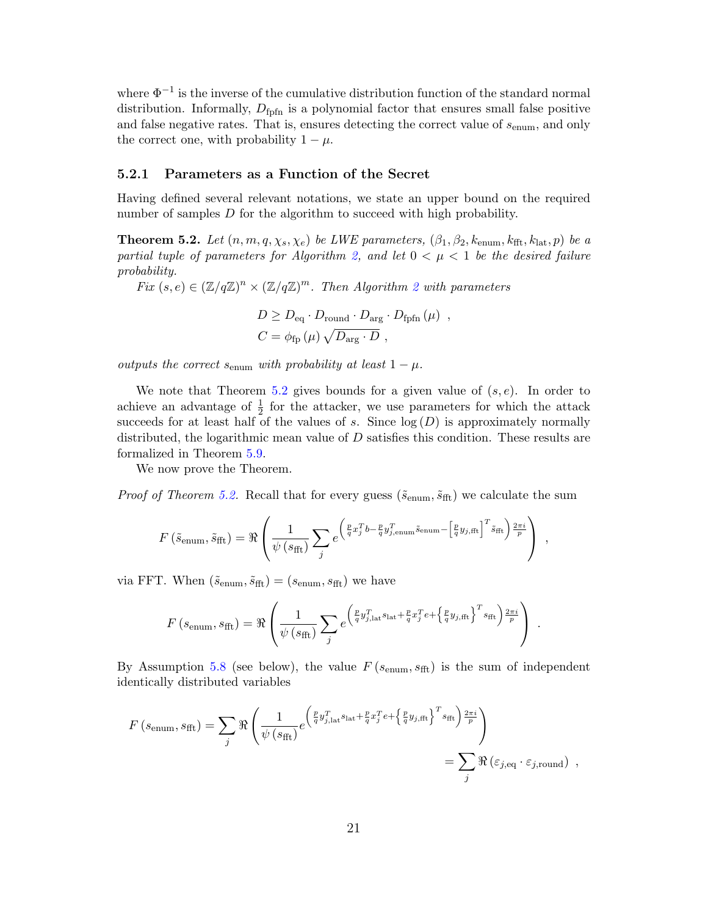where $\Phi^{-1}$ is the inverse of the cumulative distribution function of the standard normal distribution. Informally, $D_{\text{fpfn}}$ is a polynomial factor that ensures small false positive and false negative rates. That is, ensures detecting the correct value of $s_{\text{enum}}$, and only the correct one, with probability $1-\mu$.

### 5.2.1 Parameters as a Function of the Secret

Having defined several relevant notations, we state an upper bound on the required number of samples $D$ for the algorithm to succeed with high probability.

**Theorem 5.2.** *Let $(n, m, q, \chi_s, \chi_e)$ be LWE parameters, $(\beta_1, \beta_2, k_{\text{enum}}, k_{\text{fft}}, k_{\text{lat}}, p)$ be a partial tuple of parameters for Algorithm 2, and let $0 < \mu < 1$ be the desired failure probability.*

*Fix $(s, e) \in (\mathbb{Z}/q\mathbb{Z})^n \times (\mathbb{Z}/q\mathbb{Z})^m$. Then Algorithm 2 with parameters*

$$
\begin{aligned}
D &\geq D_{\text{eq}} \cdot D_{\text{round}} \cdot D_{\text{arg}} \cdot D_{\text{fpfn}}(\mu) \ , \\
C &= \phi_{\text{fp}}(\mu) \sqrt{D_{\text{arg}} \cdot D} \ ,
\end{aligned}
$$

*outputs the correct $s_{\text{enum}}$ with probability at least $1-\mu$.*

We note that Theorem 5.2 gives bounds for a given value of $(s, e)$. In order to achieve an advantage of $\frac{1}{2}$ for the attacker, we use parameters for which the attack succeeds for at least half of the values of $s$. Since $\log(D)$ is approximately normally distributed, the logarithmic mean value of $D$ satisfies this condition. These results are formalized in Theorem 5.9.

We now prove the Theorem.

*Proof of Theorem 5.2.* Recall that for every guess $(\tilde{s}_{\text{enum}}, \tilde{s}_{\text{fft}})$ we calculate the sum

$$
F(\tilde{s}_{\text{enum}}, \tilde{s}_{\text{fft}}) = \Re\left(\frac{1}{\psi(s_{\text{fft}})} \sum_j e^{\left(\frac{p}{q}x_j^T b - \frac{p}{q}y_{j,\text{enum}}^T \tilde{s}_{\text{enum}} - \left[\frac{p}{q}y_{j,\text{fft}}\right]^T \tilde{s}_{\text{fft}}\right)\frac{2\pi i}{p}}\right) \ ,
$$

via FFT. When $(\tilde{s}_{\text{enum}}, \tilde{s}_{\text{fft}}) = (s_{\text{enum}}, s_{\text{fft}})$ we have

$$
F(s_{\text{enum}}, s_{\text{fft}}) = \Re\left(\frac{1}{\psi(s_{\text{fft}})} \sum_j e^{\left(\frac{p}{q}y_{j,\text{lat}}^T s_{\text{lat}} + \frac{p}{q}x_j^T e + \left\{\frac{p}{q}y_{j,\text{fft}}\right\}^T s_{\text{fft}}\right)\frac{2\pi i}{p}}\right) \ .
$$

By Assumption 5.8 (see below), the value $F(s_{\text{enum}}, s_{\text{fft}})$ is the sum of independent identically distributed variables

$$
\begin{aligned}
F(s_{\text{enum}}, s_{\text{fft}}) &= \sum_j \Re\left(\frac{1}{\psi(s_{\text{fft}})} e^{\left(\frac{p}{q}y_{j,\text{lat}}^T s_{\text{lat}} + \frac{p}{q}x_j^T e + \left\{\frac{p}{q}y_{j,\text{fft}}\right\}^T s_{\text{fft}}\right)\frac{2\pi i}{p}}\right) \\
&= \sum_j \Re\left(\varepsilon_{j,\text{eq}} \cdot \varepsilon_{j,\text{round}}\right) \ ,
\end{aligned}
$$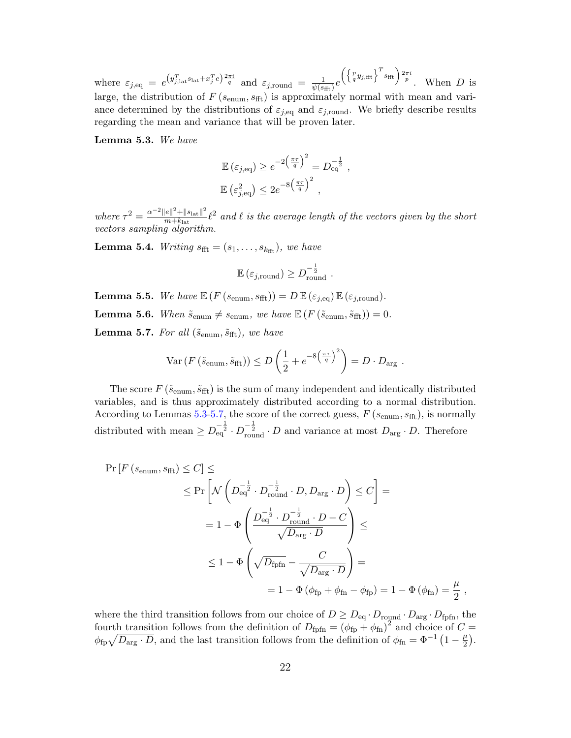where $\varepsilon_{j,\text{eq}} = e^{\left(y_{j,\text{lat}}^T s_{\text{lat}} + x_j^T e\right)\frac{2\pi i}{q}}$ and $\varepsilon_{j,\text{round}} = \frac{1}{\psi(s_{\text{fft}})} e^{\left(\left\{\frac{p}{q} y_{j,\text{fft}}\right\}^T s_{\text{fft}}\right)\frac{2\pi i}{p}}$. When $D$ is large, the distribution of $F\left(s_{\text{enum}}, s_{\text{fft}}\right)$ is approximately normal with mean and variance determined by the distributions of $\varepsilon_{j,\text{eq}}$ and $\varepsilon_{j,\text{round}}$. We briefly describe results regarding the mean and variance that will be proven later.

**Lemma 5.3.** *We have*

$$\mathbb{E}\left(\varepsilon_{j,\text{eq}}\right) \geq e^{-2\left(\frac{\pi\tau}{q}\right)^2} = D_{\text{eq}}^{-\frac{1}{2}} \ ,$$
$$\mathbb{E}\left(\varepsilon_{j,\text{eq}}^2\right) \leq 2e^{-8\left(\frac{\pi\tau}{q}\right)^2} \ ,$$

*where $\tau^2 = \frac{\alpha^{-2}\|e\|^2 + \|s_{\text{lat}}\|^2}{m + k_{\text{lat}}}\ell^2$ and $\ell$ is the average length of the vectors given by the short vectors sampling algorithm.*

**Lemma 5.4.** *Writing $s_{\text{fft}} = (s_1, \ldots, s_{k_{\text{fft}}})$, we have*

$$\mathbb{E}\left(\varepsilon_{j,\text{round}}\right) \geq D_{\text{round}}^{-\frac{1}{2}} \ .$$

**Lemma 5.5.** *We have $\mathbb{E}\left(F\left(s_{\text{enum}}, s_{\text{fft}}\right)\right) = D\,\mathbb{E}\left(\varepsilon_{j,\text{eq}}\right)\mathbb{E}\left(\varepsilon_{j,\text{round}}\right)$.*

**Lemma 5.6.** *When $\tilde{s}_{\text{enum}} \neq s_{\text{enum}}$, we have $\mathbb{E}\left(F\left(\tilde{s}_{\text{enum}}, \tilde{s}_{\text{fft}}\right)\right) = 0$.*

**Lemma 5.7.** *For all $\left(\tilde{s}_{\text{enum}}, \tilde{s}_{\text{fft}}\right)$, we have*

$$\operatorname{Var}\left(F\left(\tilde{s}_{\text{enum}}, \tilde{s}_{\text{fft}}\right)\right) \leq D\left(\frac{1}{2} + e^{-8\left(\frac{\pi\tau}{q}\right)^2}\right) = D \cdot D_{\text{arg}} \ .$$

The score $F\left(\tilde{s}_{\text{enum}}, \tilde{s}_{\text{fft}}\right)$ is the sum of many independent and identically distributed variables, and is thus approximately distributed according to a normal distribution. According to Lemmas 5.3-5.7, the score of the correct guess, $F\left(s_{\text{enum}}, s_{\text{fft}}\right)$, is normally distributed with mean $\geq D_{\text{eq}}^{-\frac{1}{2}} \cdot D_{\text{round}}^{-\frac{1}{2}} \cdot D$ and variance at most $D_{\text{arg}} \cdot D$. Therefore

$$
\begin{aligned}
&\Pr\left[F\left(s_{\text{enum}}, s_{\text{fft}}\right) \leq C\right] \leq \\
&\quad \leq \Pr\left[\mathcal{N}\left(D_{\text{eq}}^{-\frac{1}{2}} \cdot D_{\text{round}}^{-\frac{1}{2}} \cdot D, D_{\text{arg}} \cdot D\right) \leq C\right] = \\
&\quad = 1 - \Phi\left(\frac{D_{\text{eq}}^{-\frac{1}{2}} \cdot D_{\text{round}}^{-\frac{1}{2}} \cdot D - C}{\sqrt{D_{\text{arg}} \cdot D}}\right) \leq \\
&\quad \leq 1 - \Phi\left(\sqrt{D_{\text{fpfn}}} - \frac{C}{\sqrt{D_{\text{arg}} \cdot D}}\right) = \\
&\quad = 1 - \Phi\left(\phi_{\text{fp}} + \phi_{\text{fn}} - \phi_{\text{fp}}\right) = 1 - \Phi\left(\phi_{\text{fn}}\right) = \frac{\mu}{2} \ ,
\end{aligned}
$$

where the third transition follows from our choice of $D \geq D_{\text{eq}} \cdot D_{\text{round}} \cdot D_{\text{arg}} \cdot D_{\text{fpfn}}$, the fourth transition follows from the definition of $D_{\text{fpfn}} = \left(\phi_{\text{fp}} + \phi_{\text{fn}}\right)^2$ and choice of $C = \phi_{\text{fp}}\sqrt{D_{\text{arg}} \cdot D}$, and the last transition follows from the definition of $\phi_{\text{fn}} = \Phi^{-1}\left(1 - \frac{\mu}{2}\right)$.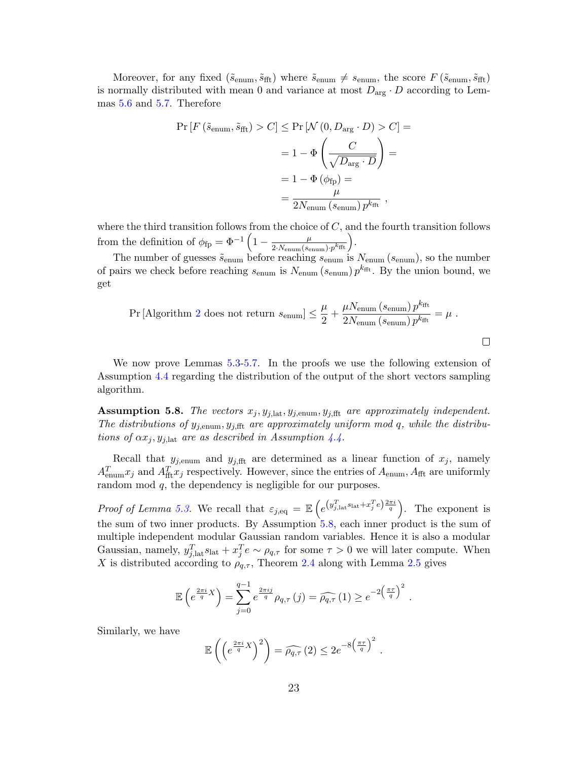Moreover, for any fixed $(\tilde{s}_{\text{enum}}, \tilde{s}_{\text{fft}})$ where $\tilde{s}_{\text{enum}} \neq s_{\text{enum}}$, the score $F(\tilde{s}_{\text{enum}}, \tilde{s}_{\text{fft}})$ is normally distributed with mean 0 and variance at most $D_{\text{arg}} \cdot D$ according to Lemmas 5.6 and 5.7. Therefore

$$
\begin{aligned}
\Pr\left[F\left(\tilde{s}_{\text{enum}}, \tilde{s}_{\text{fft}}\right) > C\right] \leq \Pr\left[\mathcal{N}\left(0, D_{\text{arg}} \cdot D\right) > C\right] &= \\
&= 1 - \Phi\left(\frac{C}{\sqrt{D_{\text{arg}} \cdot D}}\right) = \\
&= 1 - \Phi\left(\phi_{\text{fp}}\right) = \\
&= \frac{\mu}{2 N_{\text{enum}}\left(s_{\text{enum}}\right) p^{k_{\text{fft}}}} \ ,
\end{aligned}
$$

where the third transition follows from the choice of $C$, and the fourth transition follows from the definition of $\phi_{\text{fp}} = \Phi^{-1}\left(1 - \frac{\mu}{2 \cdot N_{\text{enum}}(s_{\text{enum}}) \cdot p^{k_{\text{fft}}}}\right)$.

The number of guesses $\tilde{s}_{\text{enum}}$ before reaching $s_{\text{enum}}$ is $N_{\text{enum}}(s_{\text{enum}})$, so the number of pairs we check before reaching $s_{\text{enum}}$ is $N_{\text{enum}}(s_{\text{enum}})\, p^{k_{\text{fft}}}$. By the union bound, we get

$$
\Pr\left[\text{Algorithm 2 does not return } s_{\text{enum}}\right] \leq \frac{\mu}{2} + \frac{\mu N_{\text{enum}}\left(s_{\text{enum}}\right) p^{k_{\text{fft}}}}{2 N_{\text{enum}}\left(s_{\text{enum}}\right) p^{k_{\text{fft}}}} = \mu \ .
$$

□

We now prove Lemmas 5.3-5.7. In the proofs we use the following extension of Assumption 4.4 regarding the distribution of the output of the short vectors sampling algorithm.

**Assumption 5.8.** *The vectors $x_j, y_{j,\text{lat}}, y_{j,\text{enum}}, y_{j,\text{fft}}$ are approximately independent. The distributions of $y_{j,\text{enum}}, y_{j,\text{fft}}$ are approximately uniform mod $q$, while the distributions of $\alpha x_j, y_{j,\text{lat}}$ are as described in Assumption 4.4.*

Recall that $y_{j,\text{enum}}$ and $y_{j,\text{fft}}$ are determined as a linear function of $x_j$, namely $A_{\text{enum}}^T x_j$ and $A_{\text{fft}}^T x_j$ respectively. However, since the entries of $A_{\text{enum}}, A_{\text{fft}}$ are uniformly random mod $q$, the dependency is negligible for our purposes.

*Proof of Lemma 5.3.* We recall that $\varepsilon_{j,\text{eq}} = \mathbb{E}\left(e^{\left(y_{j,\text{lat}}^T s_{\text{lat}} + x_j^T e\right)\frac{2\pi i}{q}}\right)$. The exponent is the sum of two inner products. By Assumption 5.8, each inner product is the sum of multiple independent modular Gaussian random variables. Hence it is also a modular Gaussian, namely, $y_{j,\text{lat}}^T s_{\text{lat}} + x_j^T e \sim \rho_{q,\tau}$ for some $\tau > 0$ we will later compute. When $X$ is distributed according to $\rho_{q,\tau}$, Theorem 2.4 along with Lemma 2.5 gives

$$
\mathbb{E}\left(e^{\frac{2\pi i}{q} X}\right) = \sum_{j=0}^{q-1} e^{\frac{2\pi i j}{q}} \rho_{q,\tau}(j) = \widehat{\rho_{q,\tau}}(1) \geq e^{-2\left(\frac{\pi\tau}{q}\right)^2} \ .
$$

Similarly, we have

$$
\mathbb{E}\left(\left(e^{\frac{2\pi i}{q} X}\right)^2\right) = \widehat{\rho_{q,\tau}}(2) \leq 2 e^{-8\left(\frac{\pi\tau}{q}\right)^2} \ .
$$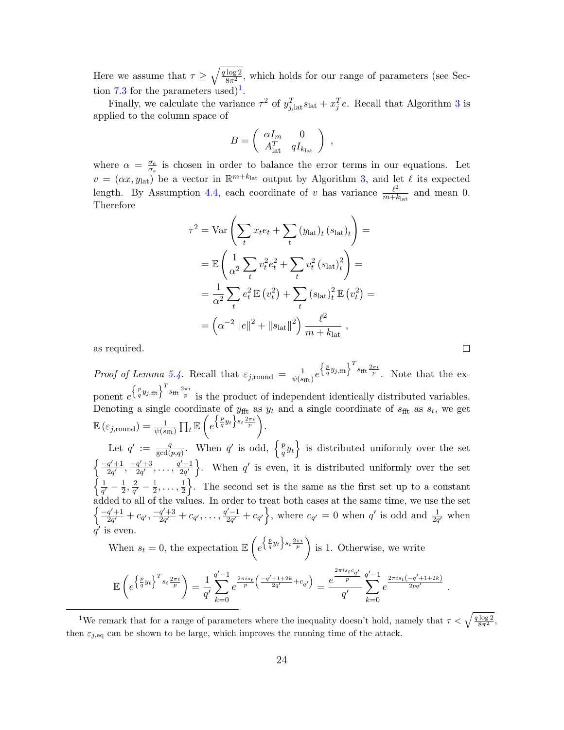Here we assume that $\tau \geq \sqrt{\frac{q \log 2}{8\pi^2}}$, which holds for our range of parameters (see Section 7.3 for the parameters used)[1].

Finally, we calculate the variance $\tau^2$ of $y_{j,\text{lat}}^T s_{\text{lat}} + x_j^T e$. Recall that Algorithm 3 is applied to the column space of

$$B = \begin{pmatrix} \alpha I_m & 0 \\ A_{\text{lat}}^T & q I_{k_{\text{lat}}} \end{pmatrix} ,$$

where $\alpha = \frac{\sigma_e}{\sigma_s}$ is chosen in order to balance the error terms in our equations. Let $v = (\alpha x, y_{\text{lat}})$ be a vector in $\mathbb{R}^{m+k_{\text{lat}}}$ output by Algorithm 3, and let $\ell$ its expected length. By Assumption 4.4, each coordinate of $v$ has variance $\frac{\ell^2}{m+k_{\text{lat}}}$ and mean 0. Therefore

$$\begin{aligned}
\tau^2 &= \operatorname{Var}\left(\sum_t x_t e_t + \sum_t (y_{\text{lat}})_t (s_{\text{lat}})_t\right) = \\
&= \mathbb{E}\left(\frac{1}{\alpha^2}\sum_t v_t^2 e_t^2 + \sum_t v_t^2 (s_{\text{lat}})_t^2\right) = \\
&= \frac{1}{\alpha^2}\sum_t e_t^2\, \mathbb{E}\left(v_t^2\right) + \sum_t (s_{\text{lat}})_t^2\, \mathbb{E}\left(v_t^2\right) = \\
&= \left(\alpha^{-2}\left\|e\right\|^2 + \left\|s_{\text{lat}}\right\|^2\right)\frac{\ell^2}{m+k_{\text{lat}}} ,
\end{aligned}$$

as required. □

*Proof of Lemma 5.4.* Recall that $\varepsilon_{j,\text{round}} = \frac{1}{\psi(s_{\text{fft}})} e^{\left\{\frac{p}{q} y_{j,\text{fft}}\right\}^T s_{\text{fft}} \frac{2\pi i}{p}}$. Note that the exponent $e^{\left\{\frac{p}{q} y_{j,\text{fft}}\right\}^T s_{\text{fft}} \frac{2\pi i}{p}}$ is the product of independent identically distributed variables. Denoting a single coordinate of $y_{\text{fft}}$ as $y_t$ and a single coordinate of $s_{\text{fft}}$ as $s_t$, we get $\mathbb{E}\left(\varepsilon_{j,\text{round}}\right) = \frac{1}{\psi(s_{\text{fft}})} \prod_t \mathbb{E}\left(e^{\left\{\frac{p}{q} y_t\right\} s_t \frac{2\pi i}{p}}\right)$.

Let $q' := \frac{q}{\gcd(p,q)}$. When $q'$ is odd, $\left\{\frac{p}{q} y_t\right\}$ is distributed uniformly over the set $\left\{\frac{-q'+1}{2q'}, \frac{-q'+3}{2q'}, \ldots, \frac{q'-1}{2q'}\right\}$. When $q'$ is even, it is distributed uniformly over the set $\left\{\frac{1}{q'} - \frac{1}{2}, \frac{2}{q'} - \frac{1}{2}, \ldots, \frac{1}{2}\right\}$. The second set is the same as the first set up to a constant added to all of the values. In order to treat both cases at the same time, we use the set $\left\{\frac{-q'+1}{2q'} + c_{q'}, \frac{-q'+3}{2q'} + c_{q'}, \ldots, \frac{q'-1}{2q'} + c_{q'}\right\}$, where $c_{q'} = 0$ when $q'$ is odd and $\frac{1}{2q'}$ when $q'$ is even.

When $s_t = 0$, the expectation $\mathbb{E}\left(e^{\left\{\frac{p}{q} y_t\right\} s_t \frac{2\pi i}{p}}\right)$ is 1. Otherwise, we write

$$\mathbb{E}\left(e^{\left\{\frac{p}{q} y_t\right\}^T s_t \frac{2\pi i}{p}}\right) = \frac{1}{q'} \sum_{k=0}^{q'-1} e^{\frac{2\pi i s_t}{p}\left(\frac{-q'+1+2k}{2q'} + c_{q'}\right)} = \frac{e^{\frac{2\pi i s_t c_{q'}}{p}}}{q'} \sum_{k=0}^{q'-1} e^{\frac{2\pi i s_t (-q'+1+2k)}{2pq'}} .$$

[1] We remark that for a range of parameters where the inequality doesn't hold, namely that $\tau < \sqrt{\frac{q \log 2}{8\pi^2}}$, then $\varepsilon_{j,\text{eq}}$ can be shown to be large, which improves the running time of the attack.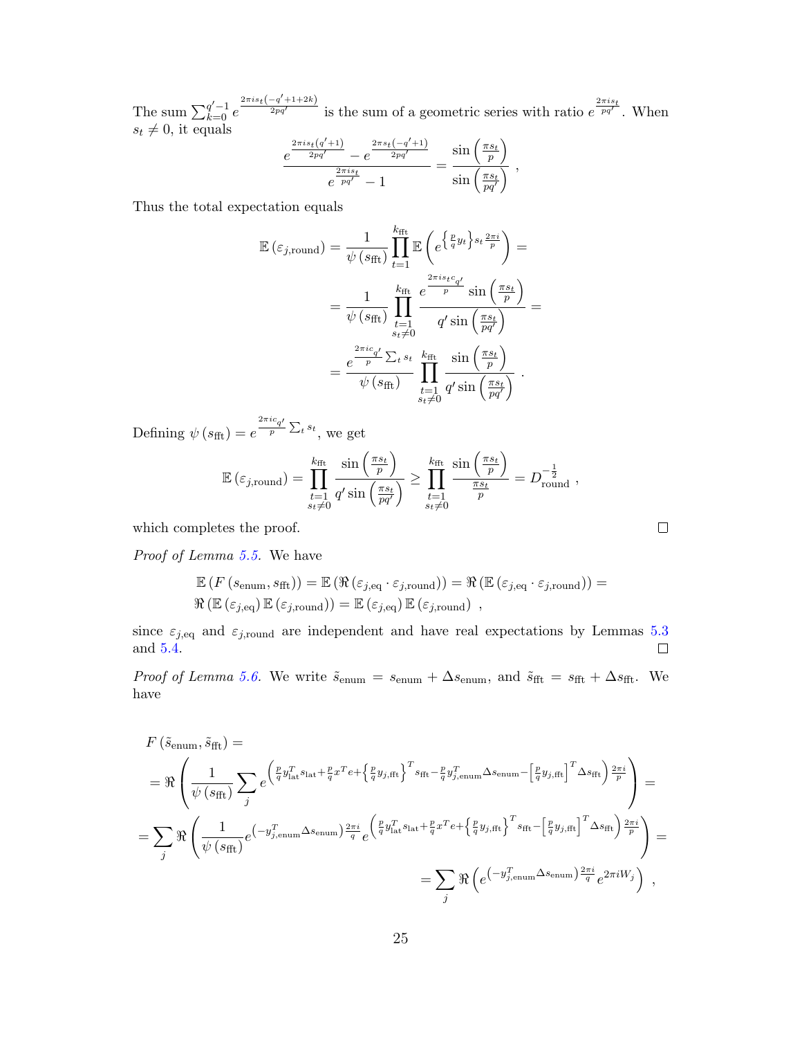The sum $\sum_{k=0}^{q'-1} e^{\frac{2\pi i s_t(-q'+1+2k)}{2pq'}}$ is the sum of a geometric series with ratio $e^{\frac{2\pi i s_t}{pq'}}$. When $s_t \neq 0$, it equals

$$\frac{e^{\frac{2\pi i s_t(q'+1)}{2pq'}} - e^{\frac{2\pi s_t(-q'+1)}{2pq'}}}{e^{\frac{2\pi i s_t}{pq'}} - 1} = \frac{\sin\left(\frac{\pi s_t}{p}\right)}{\sin\left(\frac{\pi s_t}{pq'}\right)} \ ,$$

Thus the total expectation equals

$$\begin{aligned}
\mathbb{E}\left(\varepsilon_{j,\text{round}}\right) = \frac{1}{\psi\left(s_{\text{fft}}\right)} \prod_{t=1}^{k_{\text{fft}}} \mathbb{E}\left(e^{\left\{\frac{p}{q}y_t\right\}s_t\frac{2\pi i}{p}}\right) = \\
= \frac{1}{\psi\left(s_{\text{fft}}\right)} \prod_{\substack{t=1 \\ s_t \neq 0}}^{k_{\text{fft}}} \frac{e^{\frac{2\pi i s_t c_{q'}}{p}} \sin\left(\frac{\pi s_t}{p}\right)}{q' \sin\left(\frac{\pi s_t}{pq'}\right)} = \\
= \frac{e^{\frac{2\pi i c_{q'}}{p}\sum_t s_t}}{\psi\left(s_{\text{fft}}\right)} \prod_{\substack{t=1 \\ s_t \neq 0}}^{k_{\text{fft}}} \frac{\sin\left(\frac{\pi s_t}{p}\right)}{q' \sin\left(\frac{\pi s_t}{pq'}\right)} \ .
\end{aligned}$$

Defining $\psi\left(s_{\text{fft}}\right) = e^{\frac{2\pi i c_{q'}}{p}\sum_t s_t}$, we get

$$\mathbb{E}\left(\varepsilon_{j,\text{round}}\right) = \prod_{\substack{t=1 \\ s_t \neq 0}}^{k_{\text{fft}}} \frac{\sin\left(\frac{\pi s_t}{p}\right)}{q' \sin\left(\frac{\pi s_t}{pq'}\right)} \geq \prod_{\substack{t=1 \\ s_t \neq 0}}^{k_{\text{fft}}} \frac{\sin\left(\frac{\pi s_t}{p}\right)}{\frac{\pi s_t}{p}} = D_{\text{round}}^{-\frac{1}{2}} \ ,$$

which completes the proof. ∎

*Proof of Lemma 5.5.* We have

$$\begin{aligned}
\mathbb{E}\left(F\left(s_{\text{enum}}, s_{\text{fft}}\right)\right) = \mathbb{E}\left(\Re\left(\varepsilon_{j,\text{eq}} \cdot \varepsilon_{j,\text{round}}\right)\right) = \Re\left(\mathbb{E}\left(\varepsilon_{j,\text{eq}} \cdot \varepsilon_{j,\text{round}}\right)\right) = \\
\Re\left(\mathbb{E}\left(\varepsilon_{j,\text{eq}}\right)\mathbb{E}\left(\varepsilon_{j,\text{round}}\right)\right) = \mathbb{E}\left(\varepsilon_{j,\text{eq}}\right)\mathbb{E}\left(\varepsilon_{j,\text{round}}\right) \ ,
\end{aligned}$$

since $\varepsilon_{j,\text{eq}}$ and $\varepsilon_{j,\text{round}}$ are independent and have real expectations by Lemmas 5.3 and 5.4. ∎

*Proof of Lemma 5.6.* We write $\tilde{s}_{\text{enum}} = s_{\text{enum}} + \Delta s_{\text{enum}}$, and $\tilde{s}_{\text{fft}} = s_{\text{fft}} + \Delta s_{\text{fft}}$. We have

$$\begin{aligned}
& F\left(\tilde{s}_{\text{enum}}, \tilde{s}_{\text{fft}}\right) = \\
& = \Re\left(\frac{1}{\psi\left(s_{\text{fft}}\right)} \sum_j e^{\left(\frac{p}{q}y_{\text{lat}}^T s_{\text{lat}} + \frac{p}{q}x^T e + \left\{\frac{p}{q}y_{j,\text{fft}}\right\}^T s_{\text{fft}} - \frac{p}{q}y_{j,\text{enum}}^T \Delta s_{\text{enum}} - \left[\frac{p}{q}y_{j,\text{fft}}\right]^T \Delta s_{\text{fft}}\right)\frac{2\pi i}{p}}\right) = \\
& = \sum_j \Re\left(\frac{1}{\psi\left(s_{\text{fft}}\right)} e^{\left(-y_{j,\text{enum}}^T \Delta s_{\text{enum}}\right)\frac{2\pi i}{q}} e^{\left(\frac{p}{q}y_{\text{lat}}^T s_{\text{lat}} + \frac{p}{q}x^T e + \left\{\frac{p}{q}y_{j,\text{fft}}\right\}^T s_{\text{fft}} - \left[\frac{p}{q}y_{j,\text{fft}}\right]^T \Delta s_{\text{fft}}\right)\frac{2\pi i}{p}}\right) = \\
& = \sum_j \Re\left(e^{\left(-y_{j,\text{enum}}^T \Delta s_{\text{enum}}\right)\frac{2\pi i}{q}} e^{2\pi i W_j}\right) \ ,
\end{aligned}$$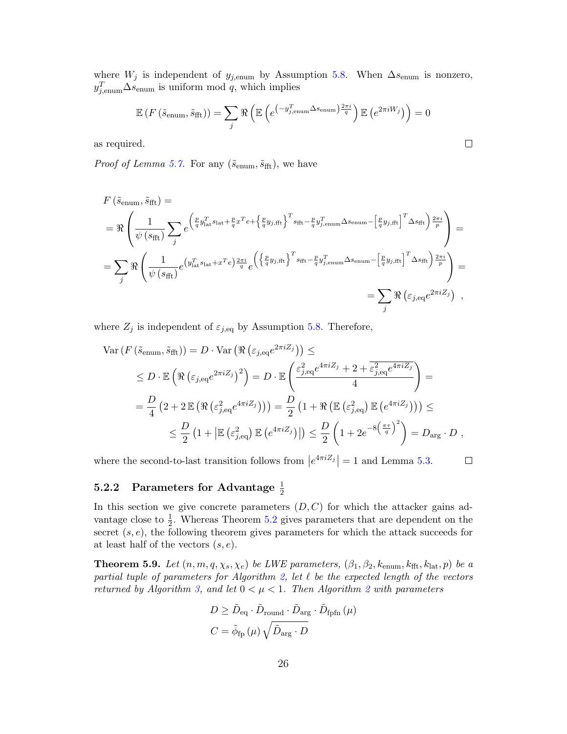where $W_j$ is independent of $y_{j,\text{enum}}$ by Assumption 5.8. When $\Delta s_{\text{enum}}$ is nonzero, $y_{j,\text{enum}}^T \Delta s_{\text{enum}}$ is uniform mod $q$, which implies

$$\mathbb{E}\left(F\left(\tilde{s}_{\text{enum}}, \tilde{s}_{\text{fft}}\right)\right) = \sum_j \Re\left(\mathbb{E}\left(e^{\left(-y_{j,\text{enum}}^T \Delta s_{\text{enum}}\right)\frac{2\pi i}{q}}\right)\mathbb{E}\left(e^{2\pi i W_j}\right)\right) = 0$$

as required. □

*Proof of Lemma 5.7.* For any $(\tilde{s}_{\text{enum}}, \tilde{s}_{\text{fft}})$, we have

$$\begin{aligned}
&F\left(\tilde{s}_{\text{enum}}, \tilde{s}_{\text{fft}}\right) = \\
&= \Re\left(\frac{1}{\psi\left(s_{\text{fft}}\right)}\sum_j e^{\left(\frac{p}{q}y_{\text{lat}}^T s_{\text{lat}} + \frac{p}{q}x^T e + \left\{\frac{p}{q}y_{j,\text{fft}}\right\}^T s_{\text{fft}} - \frac{p}{q}y_{j,\text{enum}}^T \Delta s_{\text{enum}} - \left[\frac{p}{q}y_{j,\text{fft}}\right]^T \Delta s_{\text{fft}}\right)\frac{2\pi i}{p}}\right) = \\
&= \sum_j \Re\left(\frac{1}{\psi\left(s_{\text{fft}}\right)} e^{\left(y_{\text{lat}}^T s_{\text{lat}} + x^T e\right)\frac{2\pi i}{q}} e^{\left(\left\{\frac{p}{q}y_{j,\text{fft}}\right\}^T s_{\text{fft}} - \frac{p}{q}y_{j,\text{enum}}^T \Delta s_{\text{enum}} - \left[\frac{p}{q}y_{j,\text{fft}}\right]^T \Delta s_{\text{fft}}\right)\frac{2\pi i}{p}}\right) = \\
&= \sum_j \Re\left(\varepsilon_{j,\text{eq}} e^{2\pi i Z_j}\right) ,
\end{aligned}$$

where $Z_j$ is independent of $\varepsilon_{j,\text{eq}}$ by Assumption 5.8. Therefore,

$$\begin{aligned}
&\operatorname{Var}\left(F\left(\tilde{s}_{\text{enum}}, \tilde{s}_{\text{fft}}\right)\right) = D \cdot \operatorname{Var}\left(\Re\left(\varepsilon_{j,\text{eq}} e^{2\pi i Z_j}\right)\right) \leq \\
&\leq D \cdot \mathbb{E}\left(\Re\left(\varepsilon_{j,\text{eq}} e^{2\pi i Z_j}\right)^2\right) = D \cdot \mathbb{E}\left(\frac{\varepsilon_{j,\text{eq}}^2 e^{4\pi i Z_j} + 2 + \overline{\varepsilon_{j,\text{eq}}^2 e^{4\pi i Z_j}}}{4}\right) = \\
&= \frac{D}{4}\left(2 + 2\,\mathbb{E}\left(\Re\left(\varepsilon_{j,\text{eq}}^2 e^{4\pi i Z_j}\right)\right)\right) = \frac{D}{2}\left(1 + \Re\left(\mathbb{E}\left(\varepsilon_{j,\text{eq}}^2\right)\mathbb{E}\left(e^{4\pi i Z_j}\right)\right)\right) \leq \\
&\leq \frac{D}{2}\left(1 + \left|\mathbb{E}\left(\varepsilon_{j,\text{eq}}^2\right)\mathbb{E}\left(e^{4\pi i Z_j}\right)\right|\right) \leq \frac{D}{2}\left(1 + 2e^{-8\left(\frac{\pi\tau}{q}\right)^2}\right) = D_{\arg} \cdot D ,
\end{aligned}$$

where the second-to-last transition follows from $\left|e^{4\pi i Z_j}\right| = 1$ and Lemma 5.3. □

### 5.2.2 Parameters for Advantage $\frac{1}{2}$

In this section we give concrete parameters $(D, C)$ for which the attacker gains advantage close to $\frac{1}{2}$. Whereas Theorem 5.2 gives parameters that are dependent on the secret $(s, e)$, the following theorem gives parameters for which the attack succeeds for at least half of the vectors $(s, e)$.

**Theorem 5.9.** *Let $(n, m, q, \chi_s, \chi_e)$ be LWE parameters, $(\beta_1, \beta_2, k_{\text{enum}}, k_{\text{fft}}, k_{\text{lat}}, p)$ be a partial tuple of parameters for Algorithm 2, let $\ell$ be the expected length of the vectors returned by Algorithm 3, and let $0 < \mu < 1$. Then Algorithm 2 with parameters*

$$D \geq \tilde{D}_{\text{eq}} \cdot \tilde{D}_{\text{round}} \cdot \tilde{D}_{\arg} \cdot \tilde{D}_{\text{fpfn}}\left(\mu\right)$$
$$C = \tilde{\phi}_{\text{fp}}\left(\mu\right)\sqrt{\tilde{D}_{\arg} \cdot D}$$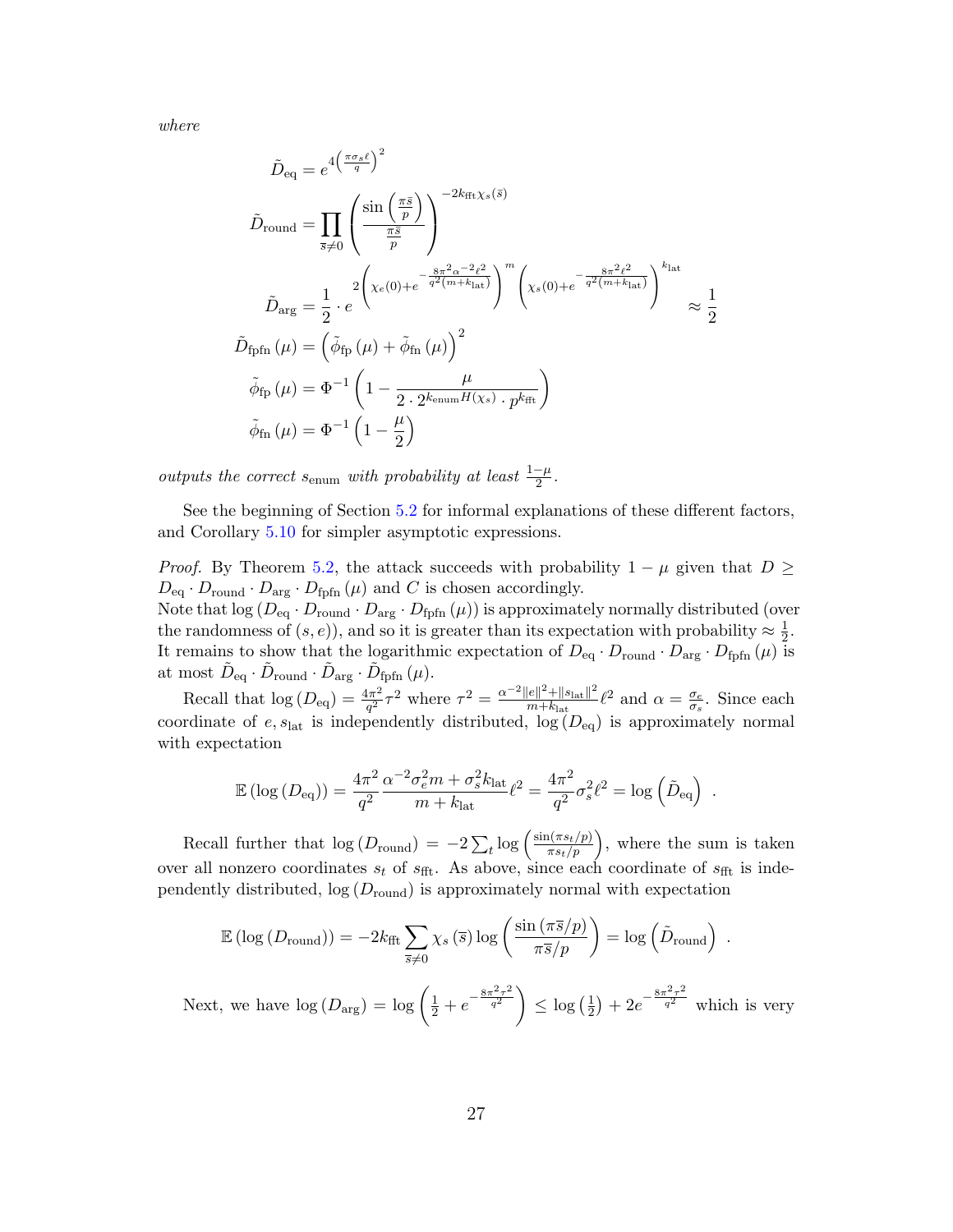*where*

$$\tilde{D}_{\text{eq}} = e^{4\left(\frac{\pi\sigma_s\ell}{q}\right)^2}$$

$$\tilde{D}_{\text{round}} = \prod_{\bar{s}\neq 0}\left(\frac{\sin\left(\frac{\pi\bar{s}}{p}\right)}{\frac{\pi\bar{s}}{p}}\right)^{-2k_{\text{fft}}\chi_s(\bar{s})}$$

$$\tilde{D}_{\text{arg}} = \frac{1}{2}\cdot e^{2\left(\chi_e(0)+e^{-\frac{8\pi^2\alpha^{-2}\ell^2}{q^2(m+k_{\text{lat}})}}\right)^m\left(\chi_s(0)+e^{-\frac{8\pi^2\ell^2}{q^2(m+k_{\text{lat}})}}\right)^{k_{\text{lat}}}} \approx \frac{1}{2}$$

$$\tilde{D}_{\text{fpfn}}(\mu) = \left(\tilde{\phi}_{\text{fp}}(\mu) + \tilde{\phi}_{\text{fn}}(\mu)\right)^2$$

$$\tilde{\phi}_{\text{fp}}(\mu) = \Phi^{-1}\left(1 - \frac{\mu}{2\cdot 2^{k_{\text{enum}}H(\chi_s)}\cdot p^{k_{\text{fft}}}}\right)$$

$$\tilde{\phi}_{\text{fn}}(\mu) = \Phi^{-1}\left(1 - \frac{\mu}{2}\right)$$

*outputs the correct $s_{\text{enum}}$ with probability at least $\frac{1-\mu}{2}$.*

See the beginning of Section 5.2 for informal explanations of these different factors, and Corollary 5.10 for simpler asymptotic expressions.

*Proof.* By Theorem 5.2, the attack succeeds with probability $1-\mu$ given that $D \geq D_{\text{eq}}\cdot D_{\text{round}}\cdot D_{\text{arg}}\cdot D_{\text{fpfn}}(\mu)$ and $C$ is chosen accordingly.
Note that $\log\left(D_{\text{eq}}\cdot D_{\text{round}}\cdot D_{\text{arg}}\cdot D_{\text{fpfn}}(\mu)\right)$ is approximately normally distributed (over the randomness of $(s,e)$), and so it is greater than its expectation with probability $\approx \frac{1}{2}$. It remains to show that the logarithmic expectation of $D_{\text{eq}}\cdot D_{\text{round}}\cdot D_{\text{arg}}\cdot D_{\text{fpfn}}(\mu)$ is at most $\tilde{D}_{\text{eq}}\cdot\tilde{D}_{\text{round}}\cdot\tilde{D}_{\text{arg}}\cdot\tilde{D}_{\text{fpfn}}(\mu)$.

Recall that $\log(D_{\text{eq}}) = \frac{4\pi^2}{q^2}\tau^2$ where $\tau^2 = \frac{\alpha^{-2}\|e\|^2+\|s_{\text{lat}}\|^2}{m+k_{\text{lat}}}\ell^2$ and $\alpha = \frac{\sigma_e}{\sigma_s}$. Since each coordinate of $e, s_{\text{lat}}$ is independently distributed, $\log(D_{\text{eq}})$ is approximately normal with expectation

$$\mathbb{E}\left(\log\left(D_{\text{eq}}\right)\right) = \frac{4\pi^2}{q^2}\frac{\alpha^{-2}\sigma_e^2 m + \sigma_s^2 k_{\text{lat}}}{m+k_{\text{lat}}}\ell^2 = \frac{4\pi^2}{q^2}\sigma_s^2\ell^2 = \log\left(\tilde{D}_{\text{eq}}\right)\ .$$

Recall further that $\log(D_{\text{round}}) = -2\sum_t \log\left(\frac{\sin(\pi s_t/p)}{\pi s_t/p}\right)$, where the sum is taken over all nonzero coordinates $s_t$ of $s_{\text{fft}}$. As above, since each coordinate of $s_{\text{fft}}$ is independently distributed, $\log(D_{\text{round}})$ is approximately normal with expectation

$$\mathbb{E}\left(\log\left(D_{\text{round}}\right)\right) = -2k_{\text{fft}}\sum_{\bar{s}\neq 0}\chi_s(\bar{s})\log\left(\frac{\sin(\pi\bar{s}/p)}{\pi\bar{s}/p}\right) = \log\left(\tilde{D}_{\text{round}}\right)\ .$$

Next, we have $\log(D_{\text{arg}}) = \log\left(\frac{1}{2} + e^{-\frac{8\pi^2\tau^2}{q^2}}\right) \leq \log\left(\frac{1}{2}\right) + 2e^{-\frac{8\pi^2\tau^2}{q^2}}$ which is very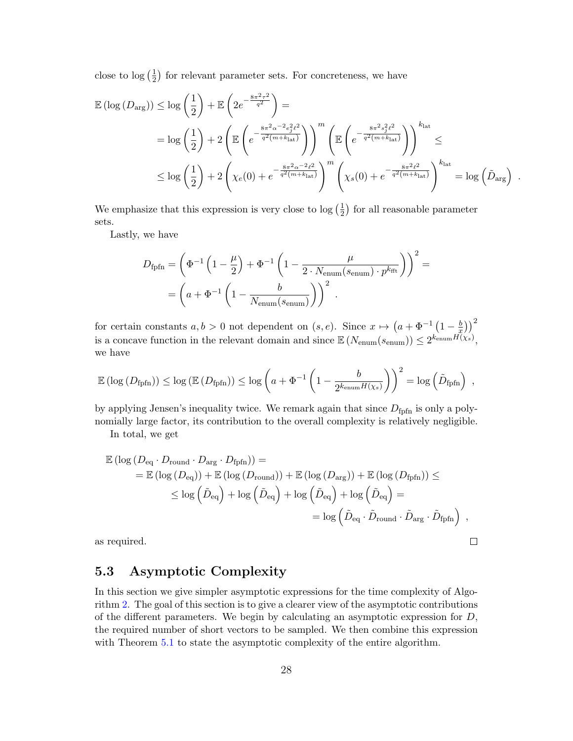close to $\log\left(\frac{1}{2}\right)$ for relevant parameter sets. For concreteness, we have

$$
\begin{aligned}
\mathbb{E}\left(\log\left(D_{\mathrm{arg}}\right)\right) &\leq \log\left(\frac{1}{2}\right) + \mathbb{E}\left(2e^{-\frac{8\pi^2\tau^2}{q^2}}\right) = \\
&= \log\left(\frac{1}{2}\right) + 2\left(\mathbb{E}\left(e^{-\frac{8\pi^2\alpha^{-2}e_j^2\ell^2}{q^2(m+k_{\mathrm{lat}})}}\right)\right)^m \left(\mathbb{E}\left(e^{-\frac{8\pi^2 s_j^2\ell^2}{q^2(m+k_{\mathrm{lat}})}}\right)\right)^{k_{\mathrm{lat}}} \leq \\
&\leq \log\left(\frac{1}{2}\right) + 2\left(\chi_e(0) + e^{-\frac{8\pi^2\alpha^{-2}\ell^2}{q^2(m+k_{\mathrm{lat}})}}\right)^m \left(\chi_s(0) + e^{-\frac{8\pi^2\ell^2}{q^2(m+k_{\mathrm{lat}})}}\right)^{k_{\mathrm{lat}}} = \log\left(\tilde{D}_{\mathrm{arg}}\right) \ .
\end{aligned}
$$

We emphasize that this expression is very close to $\log\left(\frac{1}{2}\right)$ for all reasonable parameter sets.

Lastly, we have

$$
\begin{aligned}
D_{\mathrm{fpfn}} &= \left(\Phi^{-1}\left(1 - \frac{\mu}{2}\right) + \Phi^{-1}\left(1 - \frac{\mu}{2 \cdot N_{\mathrm{enum}}(s_{\mathrm{enum}}) \cdot p^{k_{\mathrm{fft}}}}\right)\right)^2 = \\
&= \left(a + \Phi^{-1}\left(1 - \frac{b}{N_{\mathrm{enum}}(s_{\mathrm{enum}})}\right)\right)^2 \ .
\end{aligned}
$$

for certain constants $a, b > 0$ not dependent on $(s, e)$. Since $x \mapsto \left(a + \Phi^{-1}\left(1 - \frac{b}{x}\right)\right)^2$ is a concave function in the relevant domain and since $\mathbb{E}\left(N_{\mathrm{enum}}(s_{\mathrm{enum}})\right) \leq 2^{k_{\mathrm{enum}} H(\chi_s)}$, we have

$$
\mathbb{E}\left(\log\left(D_{\mathrm{fpfn}}\right)\right) \leq \log\left(\mathbb{E}\left(D_{\mathrm{fpfn}}\right)\right) \leq \log\left(a + \Phi^{-1}\left(1 - \frac{b}{2^{k_{\mathrm{enum}} H(\chi_s)}}\right)\right)^2 = \log\left(\tilde{D}_{\mathrm{fpfn}}\right) \ ,
$$

by applying Jensen's inequality twice. We remark again that since $D_{\mathrm{fpfn}}$ is only a polynomially large factor, its contribution to the overall complexity is relatively negligible.

In total, we get

$$
\begin{aligned}
&\mathbb{E}\left(\log\left(D_{\mathrm{eq}} \cdot D_{\mathrm{round}} \cdot D_{\mathrm{arg}} \cdot D_{\mathrm{fpfn}}\right)\right) = \\
&\quad = \mathbb{E}\left(\log\left(D_{\mathrm{eq}}\right)\right) + \mathbb{E}\left(\log\left(D_{\mathrm{round}}\right)\right) + \mathbb{E}\left(\log\left(D_{\mathrm{arg}}\right)\right) + \mathbb{E}\left(\log\left(D_{\mathrm{fpfn}}\right)\right) \leq \\
&\quad\quad \leq \log\left(\tilde{D}_{\mathrm{eq}}\right) + \log\left(\tilde{D}_{\mathrm{eq}}\right) + \log\left(\tilde{D}_{\mathrm{eq}}\right) + \log\left(\tilde{D}_{\mathrm{eq}}\right) = \\
&\quad\quad\quad = \log\left(\tilde{D}_{\mathrm{eq}} \cdot \tilde{D}_{\mathrm{round}} \cdot \tilde{D}_{\mathrm{arg}} \cdot \tilde{D}_{\mathrm{fpfn}}\right) \ ,
\end{aligned}
$$

as required. □

## 5.3 Asymptotic Complexity

In this section we give simpler asymptotic expressions for the time complexity of Algorithm 2. The goal of this section is to give a clearer view of the asymptotic contributions of the different parameters. We begin by calculating an asymptotic expression for $D$, the required number of short vectors to be sampled. We then combine this expression with Theorem 5.1 to state the asymptotic complexity of the entire algorithm.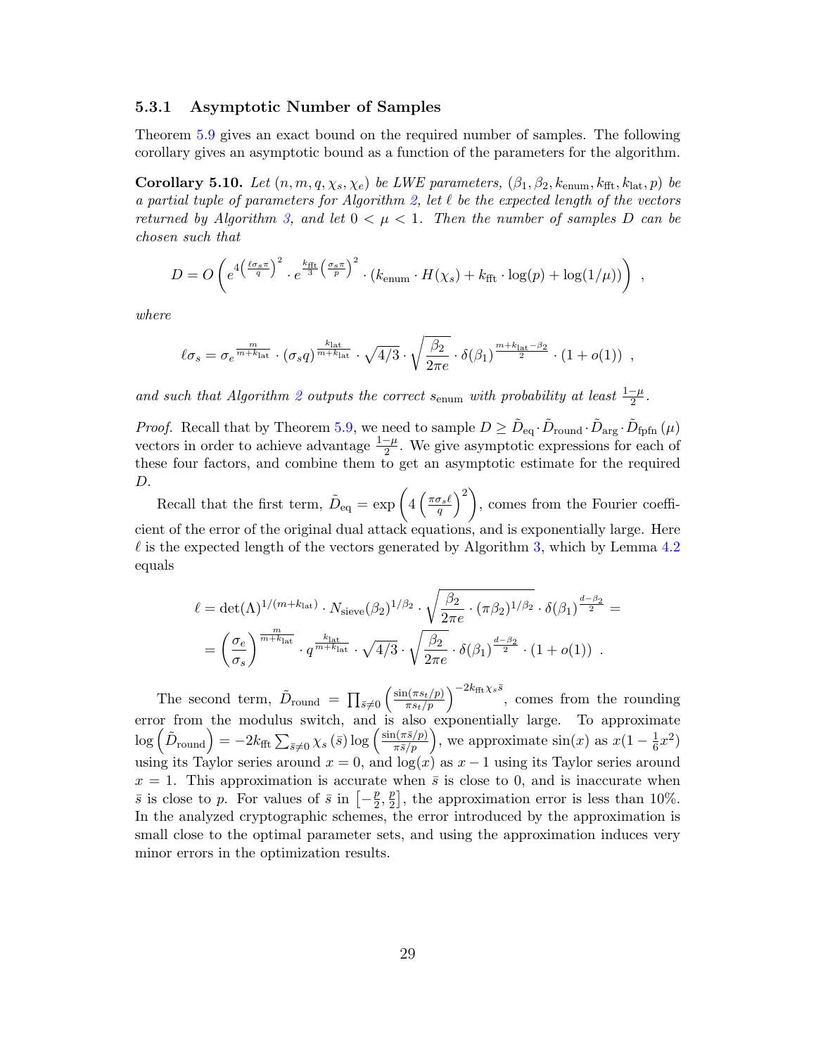### 5.3.1 Asymptotic Number of Samples

Theorem 5.9 gives an exact bound on the required number of samples. The following corollary gives an asymptotic bound as a function of the parameters for the algorithm.

**Corollary 5.10.** *Let $(n, m, q, \chi_s, \chi_e)$ be LWE parameters, $(\beta_1, \beta_2, k_{\text{enum}}, k_{\text{fft}}, k_{\text{lat}}, p)$ be a partial tuple of parameters for Algorithm 2, let $\ell$ be the expected length of the vectors returned by Algorithm 3, and let $0 < \mu < 1$. Then the number of samples $D$ can be chosen such that*

$$D = O\left(e^{4\left(\frac{\ell\sigma_s\pi}{q}\right)^2} \cdot e^{\frac{k_{\text{fft}}}{3}\left(\frac{\sigma_s\pi}{p}\right)^2} \cdot \left(k_{\text{enum}} \cdot H(\chi_s) + k_{\text{fft}} \cdot \log(p) + \log(1/\mu)\right)\right) ,$$

*where*

$$\ell\sigma_s = \sigma_e^{\frac{m}{m+k_{\text{lat}}}} \cdot (\sigma_s q)^{\frac{k_{\text{lat}}}{m+k_{\text{lat}}}} \cdot \sqrt{4/3} \cdot \sqrt{\frac{\beta_2}{2\pi e}} \cdot \delta(\beta_1)^{\frac{m+k_{\text{lat}}-\beta_2}{2}} \cdot (1+o(1)) ,$$

*and such that Algorithm 2 outputs the correct $s_{\text{enum}}$ with probability at least $\frac{1-\mu}{2}$.*

*Proof.* Recall that by Theorem 5.9, we need to sample $D \geq \tilde{D}_{\text{eq}} \cdot \tilde{D}_{\text{round}} \cdot \tilde{D}_{\text{arg}} \cdot \tilde{D}_{\text{fpfn}}(\mu)$ vectors in order to achieve advantage $\frac{1-\mu}{2}$. We give asymptotic expressions for each of these four factors, and combine them to get an asymptotic estimate for the required $D$.

Recall that the first term, $\tilde{D}_{\text{eq}} = \exp\left(4\left(\frac{\pi\sigma_s\ell}{q}\right)^2\right)$, comes from the Fourier coefficient of the error of the original dual attack equations, and is exponentially large. Here $\ell$ is the expected length of the vectors generated by Algorithm 3, which by Lemma 4.2 equals

$$\begin{aligned}
\ell &= \det(\Lambda)^{1/(m+k_{\text{lat}})} \cdot N_{\text{sieve}}(\beta_2)^{1/\beta_2} \cdot \sqrt{\frac{\beta_2}{2\pi e} \cdot (\pi\beta_2)^{1/\beta_2}} \cdot \delta(\beta_1)^{\frac{d-\beta_2}{2}} = \\
&= \left(\frac{\sigma_e}{\sigma_s}\right)^{\frac{m}{m+k_{\text{lat}}}} \cdot q^{\frac{k_{\text{lat}}}{m+k_{\text{lat}}}} \cdot \sqrt{4/3} \cdot \sqrt{\frac{\beta_2}{2\pi e}} \cdot \delta(\beta_1)^{\frac{d-\beta_2}{2}} \cdot (1+o(1)) .
\end{aligned}$$

The second term, $\tilde{D}_{\text{round}} = \prod_{\bar{s}\neq 0}\left(\frac{\sin(\pi s_t/p)}{\pi s_t/p}\right)^{-2k_{\text{fft}}\chi_s\bar{s}}$, comes from the rounding error from the modulus switch, and is also exponentially large. To approximate $\log\left(\tilde{D}_{\text{round}}\right) = -2k_{\text{fft}}\sum_{\bar{s}\neq 0}\chi_s(\bar{s})\log\left(\frac{\sin(\pi\bar{s}/p)}{\pi\bar{s}/p}\right)$, we approximate $\sin(x)$ as $x(1-\frac{1}{6}x^2)$ using its Taylor series around $x=0$, and $\log(x)$ as $x-1$ using its Taylor series around $x=1$. This approximation is accurate when $\bar{s}$ is close to 0, and is inaccurate when $\bar{s}$ is close to $p$. For values of $\bar{s}$ in $\left[-\frac{p}{2}, \frac{p}{2}\right]$, the approximation error is less than 10%. In the analyzed cryptographic schemes, the error introduced by the approximation is small close to the optimal parameter sets, and using the approximation induces very minor errors in the optimization results.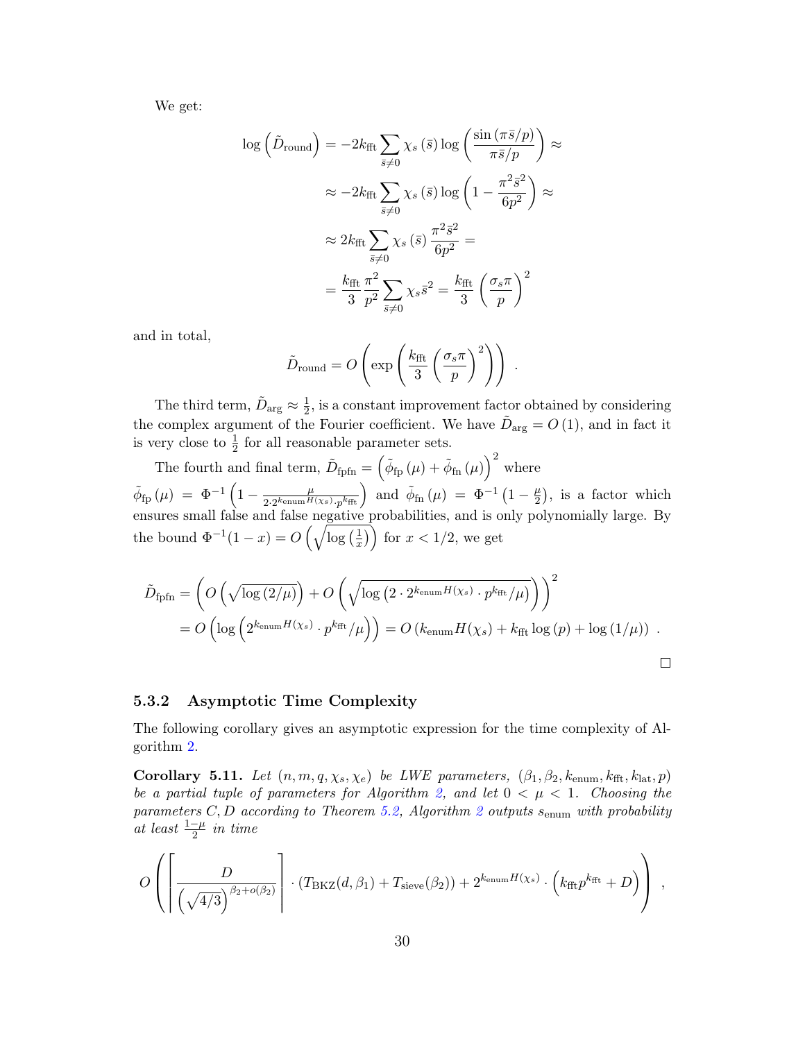We get:

$$
\begin{aligned}
\log\left(\tilde{D}_{\text{round}}\right) &= -2k_{\text{fft}} \sum_{\bar{s}\neq 0} \chi_s\left(\bar{s}\right) \log\left(\frac{\sin\left(\pi \bar{s}/p\right)}{\pi \bar{s}/p}\right) \approx \\
&\approx -2k_{\text{fft}} \sum_{\bar{s}\neq 0} \chi_s\left(\bar{s}\right) \log\left(1 - \frac{\pi^2 \bar{s}^2}{6p^2}\right) \approx \\
&\approx 2k_{\text{fft}} \sum_{\bar{s}\neq 0} \chi_s\left(\bar{s}\right) \frac{\pi^2 \bar{s}^2}{6p^2} = \\
&= \frac{k_{\text{fft}}}{3} \frac{\pi^2}{p^2} \sum_{\bar{s}\neq 0} \chi_s \bar{s}^2 = \frac{k_{\text{fft}}}{3} \left(\frac{\sigma_s \pi}{p}\right)^2
\end{aligned}
$$

and in total,

$$
\tilde{D}_{\text{round}} = O\left(\exp\left(\frac{k_{\text{fft}}}{3}\left(\frac{\sigma_s \pi}{p}\right)^2\right)\right) .
$$

The third term, $\tilde{D}_{\text{arg}} \approx \frac{1}{2}$, is a constant improvement factor obtained by considering the complex argument of the Fourier coefficient. We have $\tilde{D}_{\text{arg}} = O\left(1\right)$, and in fact it is very close to $\frac{1}{2}$ for all reasonable parameter sets.

The fourth and final term, $\tilde{D}_{\text{fpfn}} = \left(\tilde{\phi}_{\text{fp}}\left(\mu\right) + \tilde{\phi}_{\text{fn}}\left(\mu\right)\right)^2$ where $\tilde{\phi}_{\text{fp}}\left(\mu\right) = \Phi^{-1}\left(1 - \frac{\mu}{2 \cdot 2^{k_{\text{enum}} H(\chi_s)} \cdot p^{k_{\text{fft}}}}\right)$ and $\tilde{\phi}_{\text{fn}}\left(\mu\right) = \Phi^{-1}\left(1 - \frac{\mu}{2}\right)$, is a factor which ensures small false and false negative probabilities, and is only polynomially large. By the bound $\Phi^{-1}(1-x) = O\left(\sqrt{\log\left(\frac{1}{x}\right)}\right)$ for $x < 1/2$, we get

$$
\begin{aligned}
\tilde{D}_{\text{fpfn}} &= \left(O\left(\sqrt{\log\left(2/\mu\right)}\right) + O\left(\sqrt{\log\left(2 \cdot 2^{k_{\text{enum}} H(\chi_s)} \cdot p^{k_{\text{fft}}}/\mu\right)}\right)\right)^2 \\
&= O\left(\log\left(2^{k_{\text{enum}} H(\chi_s)} \cdot p^{k_{\text{fft}}}/\mu\right)\right) = O\left(k_{\text{enum}} H(\chi_s) + k_{\text{fft}} \log\left(p\right) + \log\left(1/\mu\right)\right) .
\end{aligned}
$$

□

### 5.3.2 Asymptotic Time Complexity

The following corollary gives an asymptotic expression for the time complexity of Algorithm 2.

**Corollary 5.11.** *Let $(n, m, q, \chi_s, \chi_e)$ be LWE parameters, $(\beta_1, \beta_2, k_{\text{enum}}, k_{\text{fft}}, k_{\text{lat}}, p)$ be a partial tuple of parameters for Algorithm 2, and let $0 < \mu < 1$. Choosing the parameters $C, D$ according to Theorem 5.2, Algorithm 2 outputs $s_{\text{enum}}$ with probability at least $\frac{1-\mu}{2}$ in time*

$$
O\left(\left\lceil \frac{D}{\left(\sqrt{4/3}\right)^{\beta_2 + o(\beta_2)}} \right\rceil \cdot \left(T_{\text{BKZ}}(d, \beta_1) + T_{\text{sieve}}(\beta_2)\right) + 2^{k_{\text{enum}} H(\chi_s)} \cdot \left(k_{\text{fft}} p^{k_{\text{fft}}} + D\right)\right) ,
$$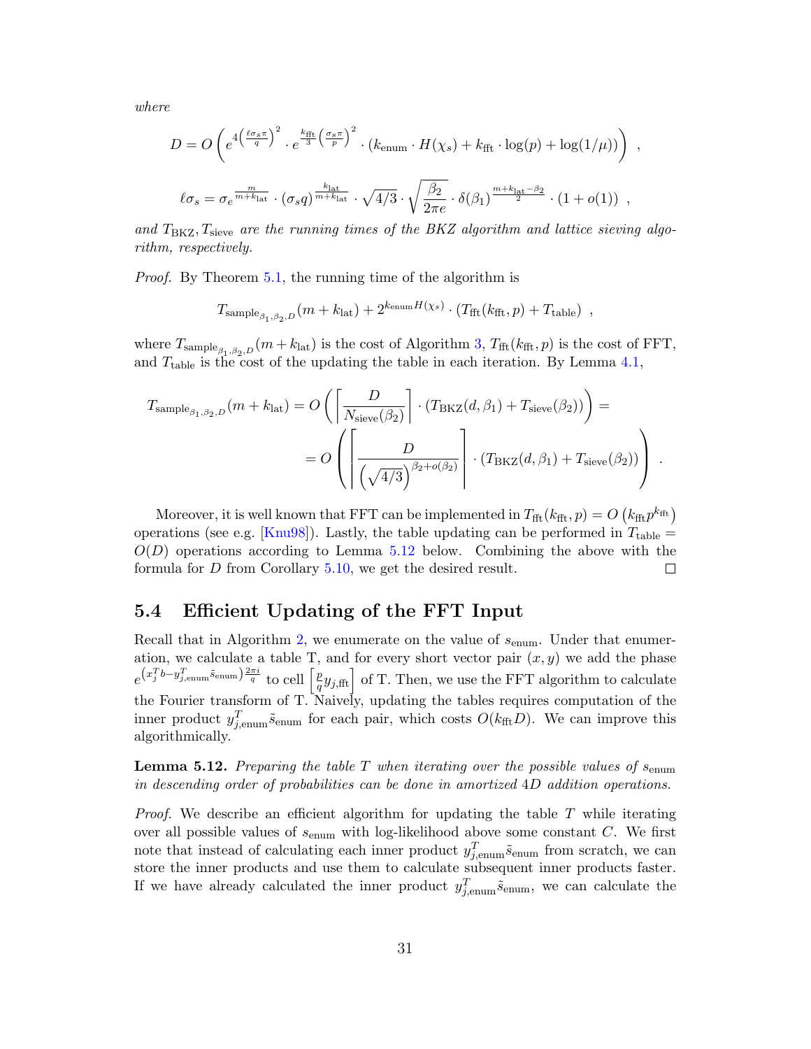*where*

$$D = O\left(e^{4\left(\frac{\ell\sigma_s\pi}{q}\right)^2} \cdot e^{\frac{k_{\text{fft}}}{3}\left(\frac{\sigma_s\pi}{p}\right)^2} \cdot \left(k_{\text{enum}} \cdot H(\chi_s) + k_{\text{fft}} \cdot \log(p) + \log(1/\mu)\right)\right) \ ,$$

$$\ell\sigma_s = \sigma_e^{\frac{m}{m+k_{\text{lat}}}} \cdot (\sigma_s q)^{\frac{k_{\text{lat}}}{m+k_{\text{lat}}}} \cdot \sqrt{4/3} \cdot \sqrt{\frac{\beta_2}{2\pi e}} \cdot \delta(\beta_1)^{\frac{m+k_{\text{lat}}-\beta_2}{2}} \cdot (1+o(1)) \ ,$$

*and $T_{\text{BKZ}}, T_{\text{sieve}}$ are the running times of the BKZ algorithm and lattice sieving algorithm, respectively.*

*Proof.* By Theorem 5.1, the running time of the algorithm is

$$T_{\text{sample}_{\beta_1,\beta_2,D}}(m+k_{\text{lat}}) + 2^{k_{\text{enum}}H(\chi_s)} \cdot \left(T_{\text{fft}}(k_{\text{fft}}, p) + T_{\text{table}}\right) \ ,$$

where $T_{\text{sample}_{\beta_1,\beta_2,D}}(m+k_{\text{lat}})$ is the cost of Algorithm 3, $T_{\text{fft}}(k_{\text{fft}}, p)$ is the cost of FFT, and $T_{\text{table}}$ is the cost of the updating the table in each iteration. By Lemma 4.1,

$$T_{\text{sample}_{\beta_1,\beta_2,D}}(m+k_{\text{lat}}) = O\left(\left\lceil \frac{D}{N_{\text{sieve}}(\beta_2)} \right\rceil \cdot \left(T_{\text{BKZ}}(d,\beta_1) + T_{\text{sieve}}(\beta_2)\right)\right) =$$

$$= O\left(\left\lceil \frac{D}{\left(\sqrt{4/3}\right)^{\beta_2+o(\beta_2)}} \right\rceil \cdot \left(T_{\text{BKZ}}(d,\beta_1) + T_{\text{sieve}}(\beta_2)\right)\right) \ .$$

Moreover, it is well known that FFT can be implemented in $T_{\text{fft}}(k_{\text{fft}}, p) = O\left(k_{\text{fft}} p^{k_{\text{fft}}}\right)$ operations (see e.g. [Knu98]). Lastly, the table updating can be performed in $T_{\text{table}} = O(D)$ operations according to Lemma 5.12 below. Combining the above with the formula for $D$ from Corollary 5.10, we get the desired result. □

## 5.4 Efficient Updating of the FFT Input

Recall that in Algorithm 2, we enumerate on the value of $s_{\text{enum}}$. Under that enumeration, we calculate a table T, and for every short vector pair $(x, y)$ we add the phase $e^{\left(x_j^T b - y_{j,\text{enum}}^T \tilde{s}_{\text{enum}}\right)\frac{2\pi i}{q}}$ to cell $\left[\frac{p}{q} y_{j,\text{fft}}\right]$ of T. Then, we use the FFT algorithm to calculate the Fourier transform of T. Naively, updating the tables requires computation of the inner product $y_{j,\text{enum}}^T \tilde{s}_{\text{enum}}$ for each pair, which costs $O(k_{\text{fft}} D)$. We can improve this algorithmically.

**Lemma 5.12.** *Preparing the table $T$ when iterating over the possible values of $s_{\text{enum}}$ in descending order of probabilities can be done in amortized $4D$ addition operations.*

*Proof.* We describe an efficient algorithm for updating the table $T$ while iterating over all possible values of $s_{\text{enum}}$ with log-likelihood above some constant $C$. We first note that instead of calculating each inner product $y_{j,\text{enum}}^T \tilde{s}_{\text{enum}}$ from scratch, we can store the inner products and use them to calculate subsequent inner products faster. If we have already calculated the inner product $y_{j,\text{enum}}^T \tilde{s}_{\text{enum}}$, we can calculate the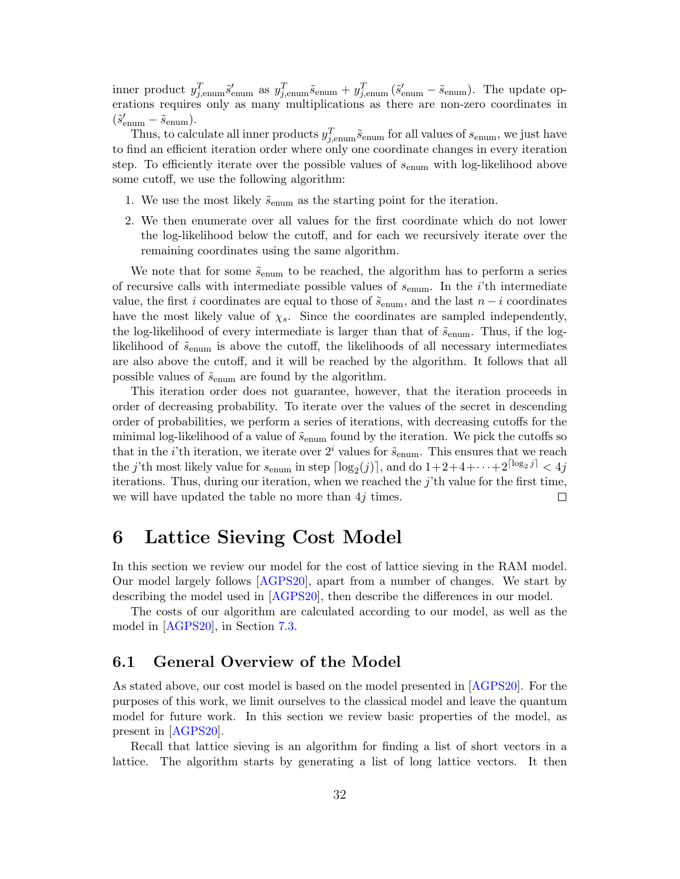inner product $y_{j,\text{enum}}^T \tilde{s}'_{\text{enum}}$ as $y_{j,\text{enum}}^T \tilde{s}_{\text{enum}} + y_{j,\text{enum}}^T (\tilde{s}'_{\text{enum}} - \tilde{s}_{\text{enum}})$. The update operations requires only as many multiplications as there are non-zero coordinates in $(\tilde{s}'_{\text{enum}} - \tilde{s}_{\text{enum}})$.

Thus, to calculate all inner products $y_{j,\text{enum}}^T \tilde{s}_{\text{enum}}$ for all values of $s_{\text{enum}}$, we just have to find an efficient iteration order where only one coordinate changes in every iteration step. To efficiently iterate over the possible values of $s_{\text{enum}}$ with log-likelihood above some cutoff, we use the following algorithm:

1. We use the most likely $\tilde{s}_{\text{enum}}$ as the starting point for the iteration.
2. We then enumerate over all values for the first coordinate which do not lower the log-likelihood below the cutoff, and for each we recursively iterate over the remaining coordinates using the same algorithm.

We note that for some $\tilde{s}_{\text{enum}}$ to be reached, the algorithm has to perform a series of recursive calls with intermediate possible values of $s_{\text{enum}}$. In the $i$'th intermediate value, the first $i$ coordinates are equal to those of $\tilde{s}_{\text{enum}}$, and the last $n-i$ coordinates have the most likely value of $\chi_s$. Since the coordinates are sampled independently, the log-likelihood of every intermediate is larger than that of $\tilde{s}_{\text{enum}}$. Thus, if the log-likelihood of $\tilde{s}_{\text{enum}}$ is above the cutoff, the likelihoods of all necessary intermediates are also above the cutoff, and it will be reached by the algorithm. It follows that all possible values of $\tilde{s}_{\text{enum}}$ are found by the algorithm.

This iteration order does not guarantee, however, that the iteration proceeds in order of decreasing probability. To iterate over the values of the secret in descending order of probabilities, we perform a series of iterations, with decreasing cutoffs for the minimal log-likelihood of a value of $\tilde{s}_{\text{enum}}$ found by the iteration. We pick the cutoffs so that in the $i$'th iteration, we iterate over $2^i$ values for $\tilde{s}_{\text{enum}}$. This ensures that we reach the $j$'th most likely value for $s_{\text{enum}}$ in step $\lceil \log_2(j) \rceil$, and do $1+2+4+\cdots+2^{\lceil \log_2 j \rceil} < 4j$ iterations. Thus, during our iteration, when we reached the $j$'th value for the first time, we will have updated the table no more than $4j$ times. □

# 6 Lattice Sieving Cost Model

In this section we review our model for the cost of lattice sieving in the RAM model. Our model largely follows [AGPS20], apart from a number of changes. We start by describing the model used in [AGPS20], then describe the differences in our model.

The costs of our algorithm are calculated according to our model, as well as the model in [AGPS20], in Section 7.3.

## 6.1 General Overview of the Model

As stated above, our cost model is based on the model presented in [AGPS20]. For the purposes of this work, we limit ourselves to the classical model and leave the quantum model for future work. In this section we review basic properties of the model, as present in [AGPS20].

Recall that lattice sieving is an algorithm for finding a list of short vectors in a lattice. The algorithm starts by generating a list of long lattice vectors. It then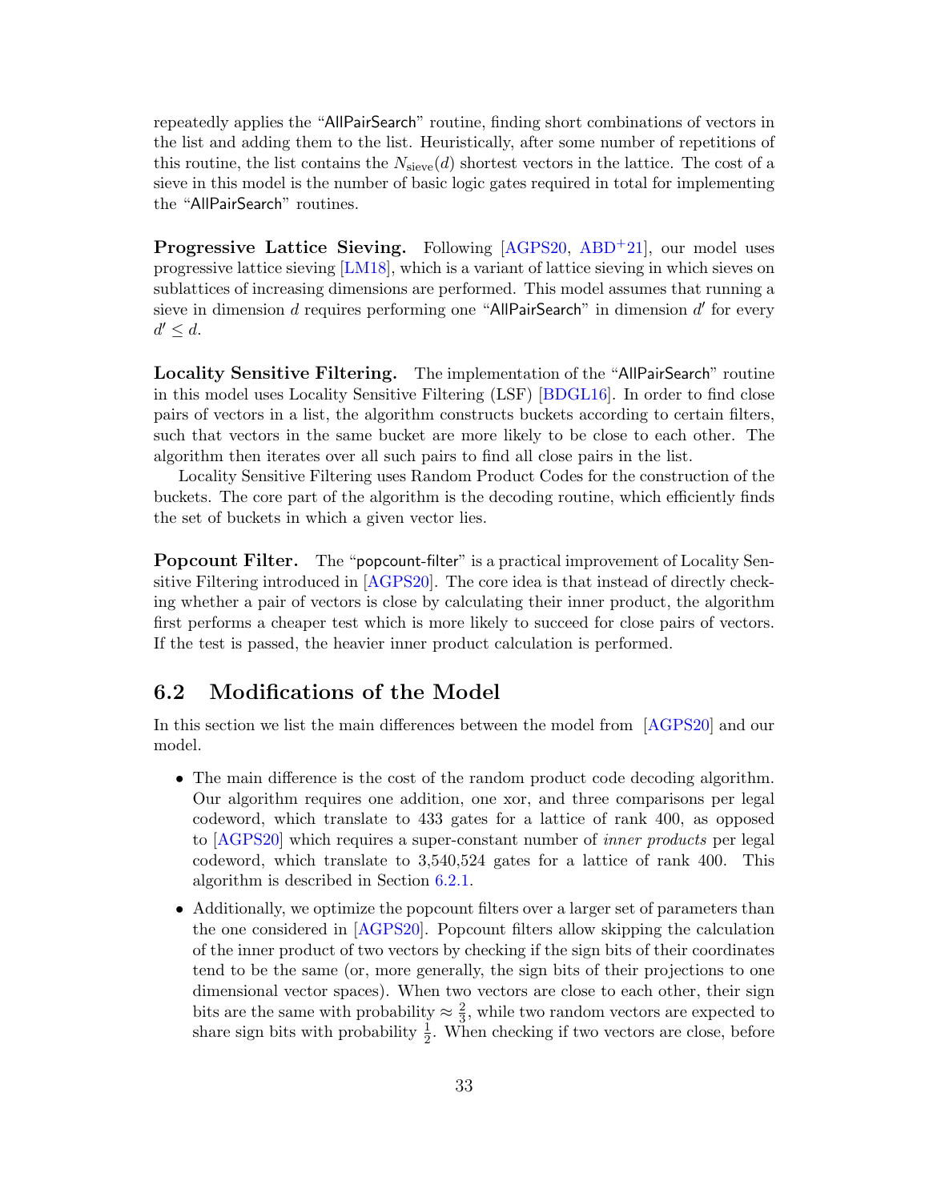repeatedly applies the "AllPairSearch" routine, finding short combinations of vectors in the list and adding them to the list. Heuristically, after some number of repetitions of this routine, the list contains the $N_{\text{sieve}}(d)$ shortest vectors in the lattice. The cost of a sieve in this model is the number of basic logic gates required in total for implementing the "AllPairSearch" routines.

**Progressive Lattice Sieving.** Following [AGPS20, ABD+21], our model uses progressive lattice sieving [LM18], which is a variant of lattice sieving in which sieves on sublattices of increasing dimensions are performed. This model assumes that running a sieve in dimension $d$ requires performing one "AllPairSearch" in dimension $d'$ for every $d' \leq d$.

**Locality Sensitive Filtering.** The implementation of the "AllPairSearch" routine in this model uses Locality Sensitive Filtering (LSF) [BDGL16]. In order to find close pairs of vectors in a list, the algorithm constructs buckets according to certain filters, such that vectors in the same bucket are more likely to be close to each other. The algorithm then iterates over all such pairs to find all close pairs in the list.

Locality Sensitive Filtering uses Random Product Codes for the construction of the buckets. The core part of the algorithm is the decoding routine, which efficiently finds the set of buckets in which a given vector lies.

**Popcount Filter.** The "popcount-filter" is a practical improvement of Locality Sensitive Filtering introduced in [AGPS20]. The core idea is that instead of directly checking whether a pair of vectors is close by calculating their inner product, the algorithm first performs a cheaper test which is more likely to succeed for close pairs of vectors. If the test is passed, the heavier inner product calculation is performed.

## 6.2 Modifications of the Model

In this section we list the main differences between the model from [AGPS20] and our model.

- The main difference is the cost of the random product code decoding algorithm. Our algorithm requires one addition, one xor, and three comparisons per legal codeword, which translate to 433 gates for a lattice of rank 400, as opposed to [AGPS20] which requires a super-constant number of *inner products* per legal codeword, which translate to 3,540,524 gates for a lattice of rank 400. This algorithm is described in Section 6.2.1.
- Additionally, we optimize the popcount filters over a larger set of parameters than the one considered in [AGPS20]. Popcount filters allow skipping the calculation of the inner product of two vectors by checking if the sign bits of their coordinates tend to be the same (or, more generally, the sign bits of their projections to one dimensional vector spaces). When two vectors are close to each other, their sign bits are the same with probability $\approx \frac{2}{3}$, while two random vectors are expected to share sign bits with probability $\frac{1}{2}$. When checking if two vectors are close, before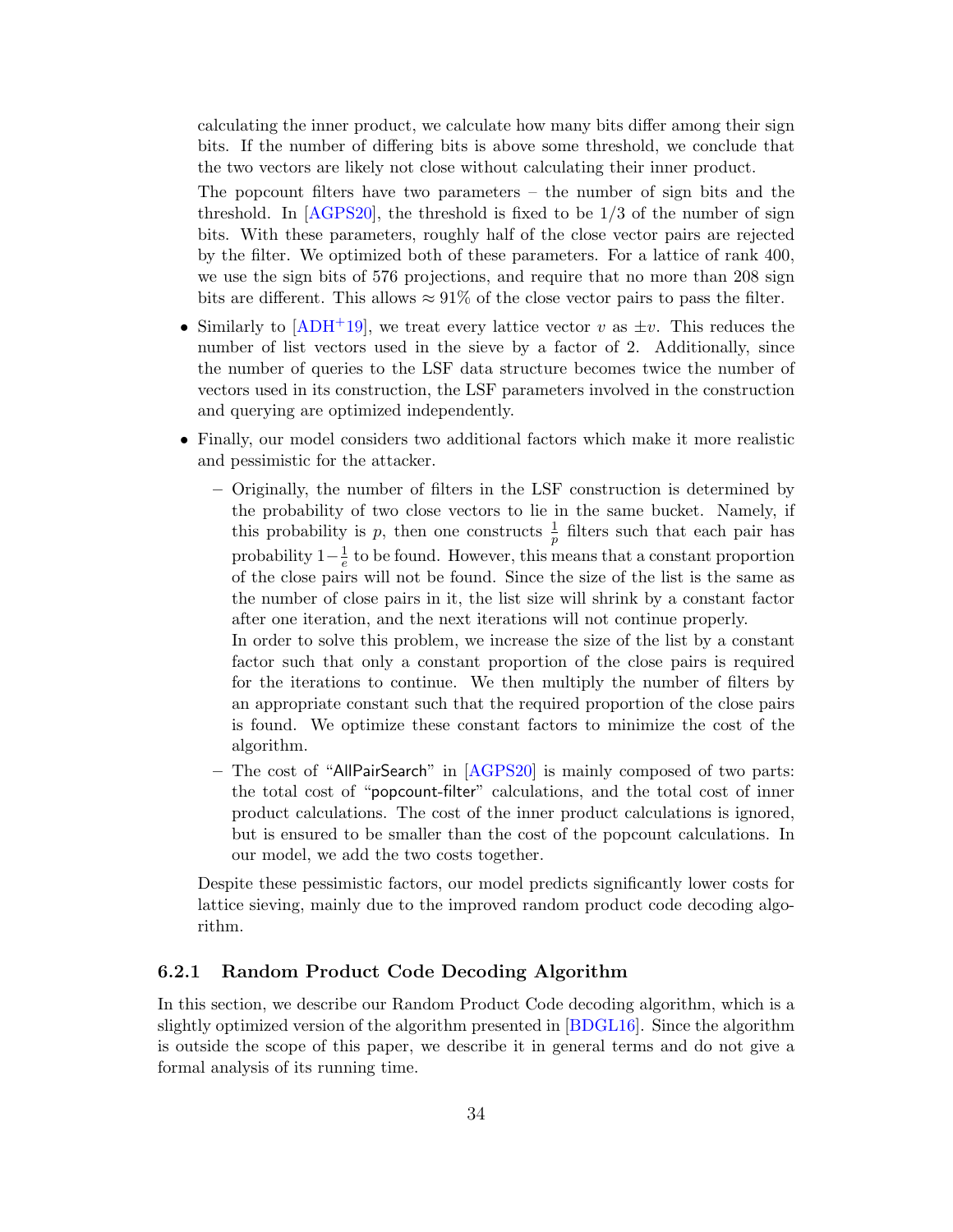calculating the inner product, we calculate how many bits differ among their sign bits. If the number of differing bits is above some threshold, we conclude that the two vectors are likely not close without calculating their inner product.

The popcount filters have two parameters – the number of sign bits and the threshold. In [AGPS20], the threshold is fixed to be 1/3 of the number of sign bits. With these parameters, roughly half of the close vector pairs are rejected by the filter. We optimized both of these parameters. For a lattice of rank 400, we use the sign bits of 576 projections, and require that no more than 208 sign bits are different. This allows $\approx 91\%$ of the close vector pairs to pass the filter.

- Similarly to [ADH+19], we treat every lattice vector $v$ as $\pm v$. This reduces the number of list vectors used in the sieve by a factor of 2. Additionally, since the number of queries to the LSF data structure becomes twice the number of vectors used in its construction, the LSF parameters involved in the construction and querying are optimized independently.
- Finally, our model considers two additional factors which make it more realistic and pessimistic for the attacker.
  - Originally, the number of filters in the LSF construction is determined by the probability of two close vectors to lie in the same bucket. Namely, if this probability is $p$, then one constructs $\frac{1}{p}$ filters such that each pair has probability $1-\frac{1}{e}$ to be found. However, this means that a constant proportion of the close pairs will not be found. Since the size of the list is the same as the number of close pairs in it, the list size will shrink by a constant factor after one iteration, and the next iterations will not continue properly.

    In order to solve this problem, we increase the size of the list by a constant factor such that only a constant proportion of the close pairs is required for the iterations to continue. We then multiply the number of filters by an appropriate constant such that the required proportion of the close pairs is found. We optimize these constant factors to minimize the cost of the algorithm.
  - The cost of "AllPairSearch" in [AGPS20] is mainly composed of two parts: the total cost of "popcount-filter" calculations, and the total cost of inner product calculations. The cost of the inner product calculations is ignored, but is ensured to be smaller than the cost of the popcount calculations. In our model, we add the two costs together.

Despite these pessimistic factors, our model predicts significantly lower costs for lattice sieving, mainly due to the improved random product code decoding algorithm.

### 6.2.1 Random Product Code Decoding Algorithm

In this section, we describe our Random Product Code decoding algorithm, which is a slightly optimized version of the algorithm presented in [BDGL16]. Since the algorithm is outside the scope of this paper, we describe it in general terms and do not give a formal analysis of its running time.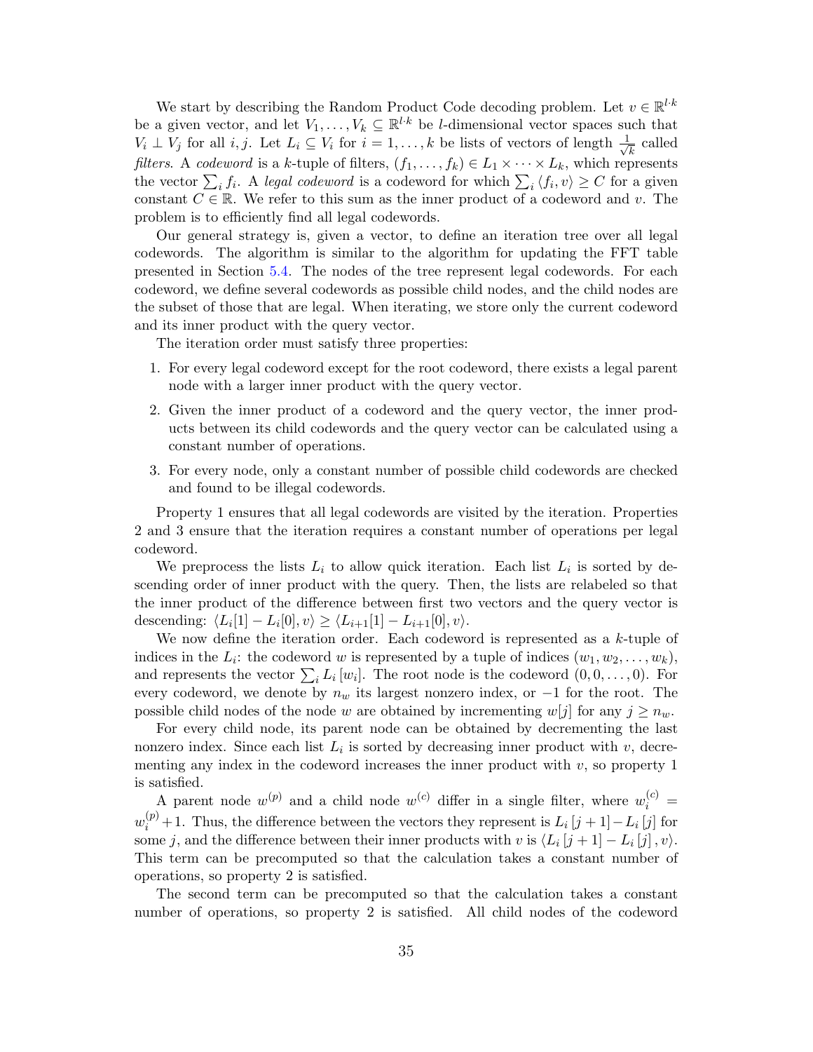We start by describing the Random Product Code decoding problem. Let $v \in \mathbb{R}^{l \cdot k}$ be a given vector, and let $V_1, \ldots, V_k \subseteq \mathbb{R}^{l \cdot k}$ be $l$-dimensional vector spaces such that $V_i \perp V_j$ for all $i, j$. Let $L_i \subseteq V_i$ for $i = 1, \ldots, k$ be lists of vectors of length $\frac{1}{\sqrt{k}}$ called *filters*. A *codeword* is a $k$-tuple of filters, $(f_1, \ldots, f_k) \in L_1 \times \cdots \times L_k$, which represents the vector $\sum_i f_i$. A *legal codeword* is a codeword for which $\sum_i \langle f_i, v \rangle \geq C$ for a given constant $C \in \mathbb{R}$. We refer to this sum as the inner product of a codeword and $v$. The problem is to efficiently find all legal codewords.

Our general strategy is, given a vector, to define an iteration tree over all legal codewords. The algorithm is similar to the algorithm for updating the FFT table presented in Section 5.4. The nodes of the tree represent legal codewords. For each codeword, we define several codewords as possible child nodes, and the child nodes are the subset of those that are legal. When iterating, we store only the current codeword and its inner product with the query vector.

The iteration order must satisfy three properties:

1. For every legal codeword except for the root codeword, there exists a legal parent node with a larger inner product with the query vector.
2. Given the inner product of a codeword and the query vector, the inner products between its child codewords and the query vector can be calculated using a constant number of operations.
3. For every node, only a constant number of possible child codewords are checked and found to be illegal codewords.

Property 1 ensures that all legal codewords are visited by the iteration. Properties 2 and 3 ensure that the iteration requires a constant number of operations per legal codeword.

We preprocess the lists $L_i$ to allow quick iteration. Each list $L_i$ is sorted by descending order of inner product with the query. Then, the lists are relabeled so that the inner product of the difference between first two vectors and the query vector is descending: $\langle L_i[1] - L_i[0], v \rangle \geq \langle L_{i+1}[1] - L_{i+1}[0], v \rangle$.

We now define the iteration order. Each codeword is represented as a $k$-tuple of indices in the $L_i$: the codeword $w$ is represented by a tuple of indices $(w_1, w_2, \ldots, w_k)$, and represents the vector $\sum_i L_i[w_i]$. The root node is the codeword $(0, 0, \ldots, 0)$. For every codeword, we denote by $n_w$ its largest nonzero index, or $-1$ for the root. The possible child nodes of the node $w$ are obtained by incrementing $w[j]$ for any $j \geq n_w$.

For every child node, its parent node can be obtained by decrementing the last nonzero index. Since each list $L_i$ is sorted by decreasing inner product with $v$, decrementing any index in the codeword increases the inner product with $v$, so property 1 is satisfied.

A parent node $w^{(p)}$ and a child node $w^{(c)}$ differ in a single filter, where $w_i^{(c)} = w_i^{(p)} + 1$. Thus, the difference between the vectors they represent is $L_i[j+1] - L_i[j]$ for some $j$, and the difference between their inner products with $v$ is $\langle L_i[j+1] - L_i[j], v \rangle$. This term can be precomputed so that the calculation takes a constant number of operations, so property 2 is satisfied.

The second term can be precomputed so that the calculation takes a constant number of operations, so property 2 is satisfied. All child nodes of the codeword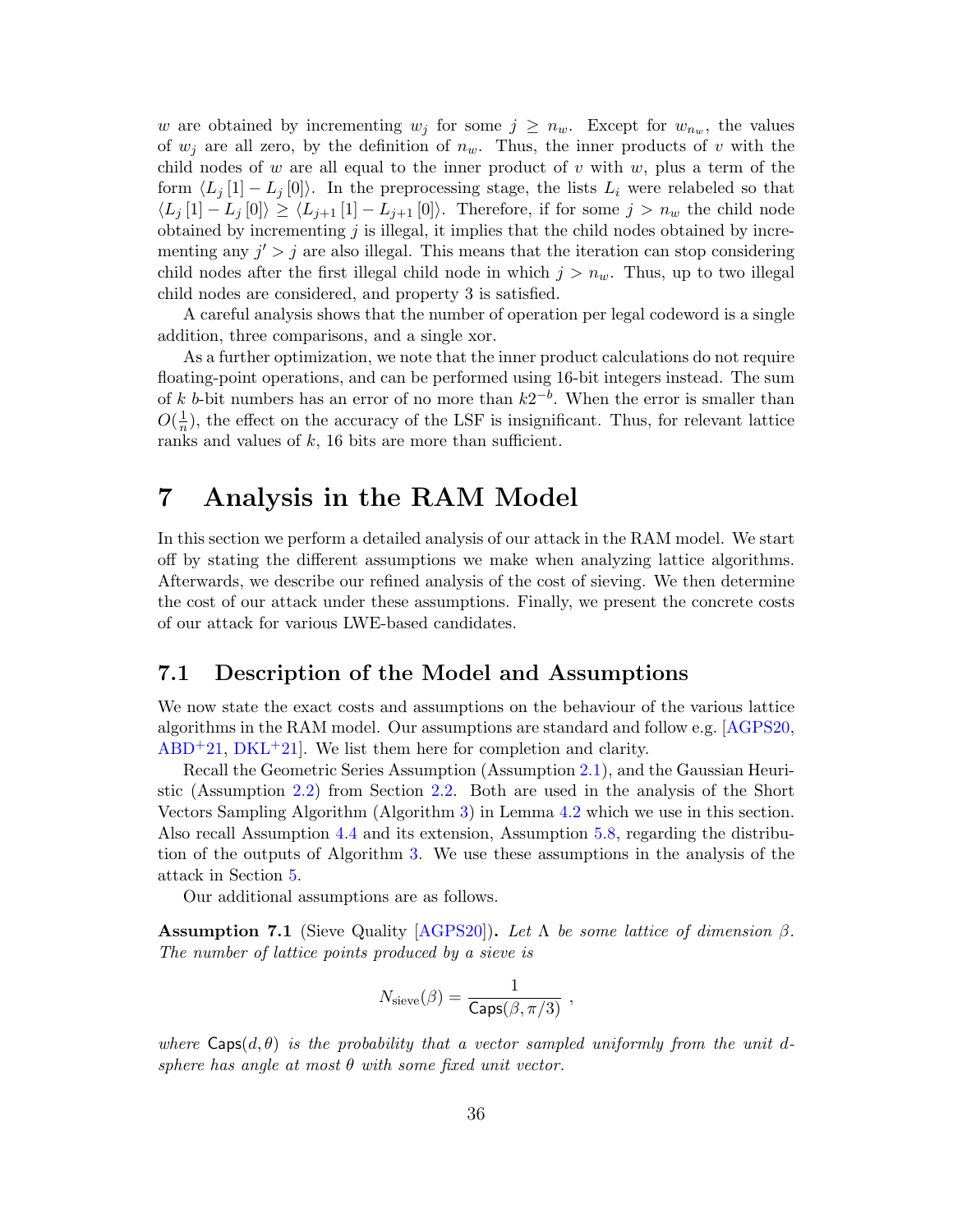$w$ are obtained by incrementing $w_j$ for some $j \geq n_w$. Except for $w_{n_w}$, the values of $w_j$ are all zero, by the definition of $n_w$. Thus, the inner products of $v$ with the child nodes of $w$ are all equal to the inner product of $v$ with $w$, plus a term of the form $\langle L_j[1] - L_j[0] \rangle$. In the preprocessing stage, the lists $L_i$ were relabeled so that $\langle L_j[1] - L_j[0] \rangle \geq \langle L_{j+1}[1] - L_{j+1}[0] \rangle$. Therefore, if for some $j > n_w$ the child node obtained by incrementing $j$ is illegal, it implies that the child nodes obtained by incrementing any $j' > j$ are also illegal. This means that the iteration can stop considering child nodes after the first illegal child node in which $j > n_w$. Thus, up to two illegal child nodes are considered, and property 3 is satisfied.

A careful analysis shows that the number of operation per legal codeword is a single addition, three comparisons, and a single xor.

As a further optimization, we note that the inner product calculations do not require floating-point operations, and can be performed using 16-bit integers instead. The sum of $k$ $b$-bit numbers has an error of no more than $k2^{-b}$. When the error is smaller than $O(\frac{1}{n})$, the effect on the accuracy of the LSF is insignificant. Thus, for relevant lattice ranks and values of $k$, 16 bits are more than sufficient.

# 7 Analysis in the RAM Model

In this section we perform a detailed analysis of our attack in the RAM model. We start off by stating the different assumptions we make when analyzing lattice algorithms. Afterwards, we describe our refined analysis of the cost of sieving. We then determine the cost of our attack under these assumptions. Finally, we present the concrete costs of our attack for various LWE-based candidates.

## 7.1 Description of the Model and Assumptions

We now state the exact costs and assumptions on the behaviour of the various lattice algorithms in the RAM model. Our assumptions are standard and follow e.g. [AGPS20, ABD+21, DKL+21]. We list them here for completion and clarity.

Recall the Geometric Series Assumption (Assumption 2.1), and the Gaussian Heuristic (Assumption 2.2) from Section 2.2. Both are used in the analysis of the Short Vectors Sampling Algorithm (Algorithm 3) in Lemma 4.2 which we use in this section. Also recall Assumption 4.4 and its extension, Assumption 5.8, regarding the distribution of the outputs of Algorithm 3. We use these assumptions in the analysis of the attack in Section 5.

Our additional assumptions are as follows.

**Assumption 7.1** (Sieve Quality [AGPS20])**.** *Let $\Lambda$ be some lattice of dimension $\beta$. The number of lattice points produced by a sieve is*

$$N_{\text{sieve}}(\beta) = \frac{1}{\mathsf{Caps}(\beta, \pi/3)} ,$$

*where $\mathsf{Caps}(d, \theta)$ is the probability that a vector sampled uniformly from the unit $d$-sphere has angle at most $\theta$ with some fixed unit vector.*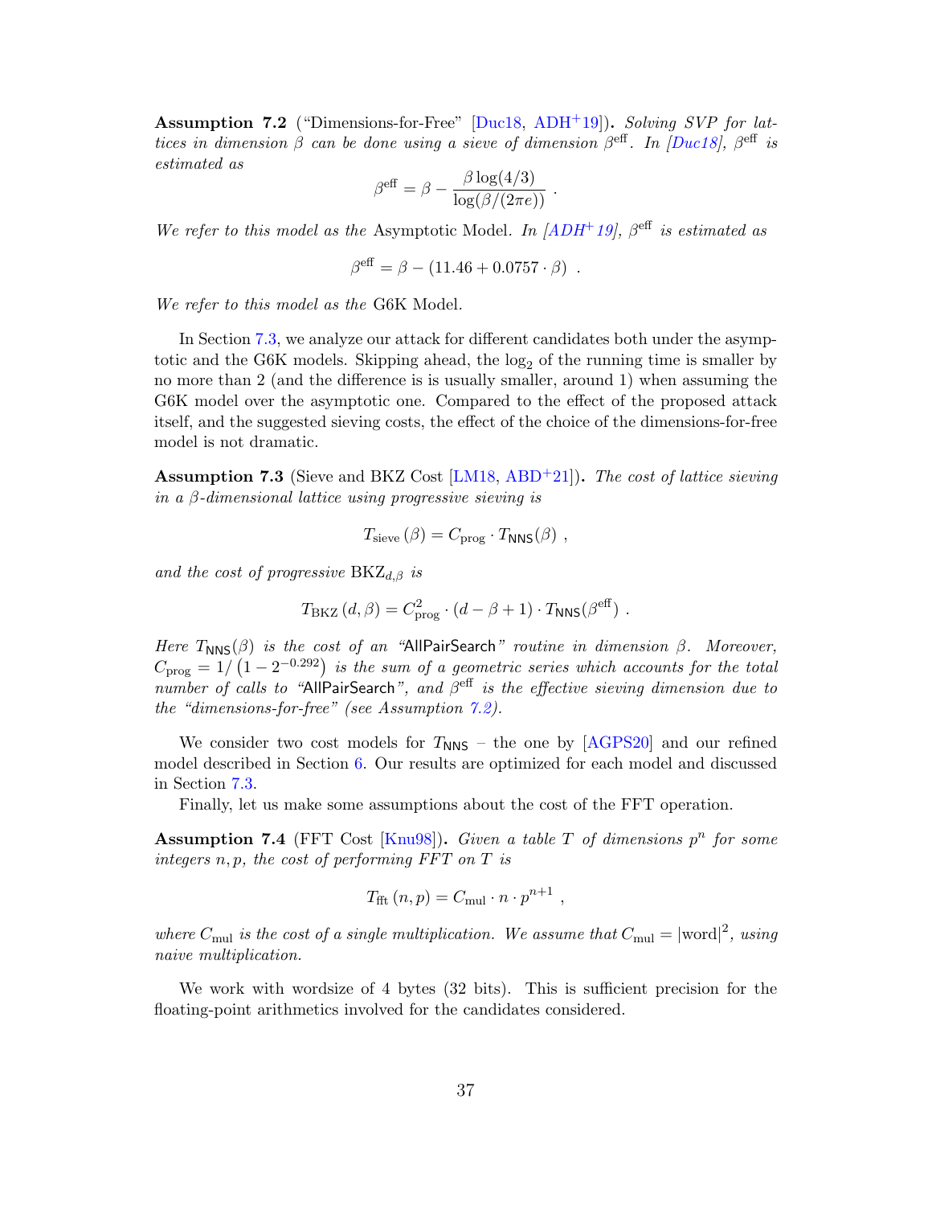**Assumption 7.2** ("Dimensions-for-Free" [Duc18, ADH+19]). *Solving SVP for lattices in dimension $\beta$ can be done using a sieve of dimension $\beta^{\text{eff}}$. In [Duc18], $\beta^{\text{eff}}$ is estimated as*

$$\beta^{\text{eff}} = \beta - \frac{\beta \log(4/3)}{\log(\beta/(2\pi e))} \ .$$

*We refer to this model as the* Asymptotic Model. *In [ADH+19], $\beta^{\text{eff}}$ is estimated as*

$$\beta^{\text{eff}} = \beta - (11.46 + 0.0757 \cdot \beta) \ .$$

*We refer to this model as the* G6K Model.

In Section 7.3, we analyze our attack for different candidates both under the asymptotic and the G6K models. Skipping ahead, the $\log_2$ of the running time is smaller by no more than 2 (and the difference is is usually smaller, around 1) when assuming the G6K model over the asymptotic one. Compared to the effect of the proposed attack itself, and the suggested sieving costs, the effect of the choice of the dimensions-for-free model is not dramatic.

**Assumption 7.3** (Sieve and BKZ Cost [LM18, ABD+21]). *The cost of lattice sieving in a $\beta$-dimensional lattice using progressive sieving is*

$$T_{\text{sieve}}(\beta) = C_{\text{prog}} \cdot T_{\mathsf{NNS}}(\beta) \ ,$$

*and the cost of progressive $\text{BKZ}_{d,\beta}$ is*

$$T_{\text{BKZ}}(d, \beta) = C_{\text{prog}}^2 \cdot (d - \beta + 1) \cdot T_{\mathsf{NNS}}(\beta^{\text{eff}}) \ .$$

*Here $T_{\mathsf{NNS}}(\beta)$ is the cost of an "*AllPairSearch*" routine in dimension $\beta$. Moreover, $C_{\text{prog}} = 1/\left(1 - 2^{-0.292}\right)$ is the sum of a geometric series which accounts for the total number of calls to "*AllPairSearch*", and $\beta^{\text{eff}}$ is the effective sieving dimension due to the "dimensions-for-free" (see Assumption 7.2).*

We consider two cost models for $T_{\mathsf{NNS}}$ – the one by [AGPS20] and our refined model described in Section 6. Our results are optimized for each model and discussed in Section 7.3.

Finally, let us make some assumptions about the cost of the FFT operation.

**Assumption 7.4** (FFT Cost [Knu98]). *Given a table $T$ of dimensions $p^n$ for some integers $n, p$, the cost of performing FFT on $T$ is*

$$T_{\text{fft}}(n, p) = C_{\text{mul}} \cdot n \cdot p^{n+1} \ ,$$

*where $C_{\text{mul}}$ is the cost of a single multiplication. We assume that $C_{\text{mul}} = |\text{word}|^2$, using naive multiplication.*

We work with wordsize of 4 bytes (32 bits). This is sufficient precision for the floating-point arithmetics involved for the candidates considered.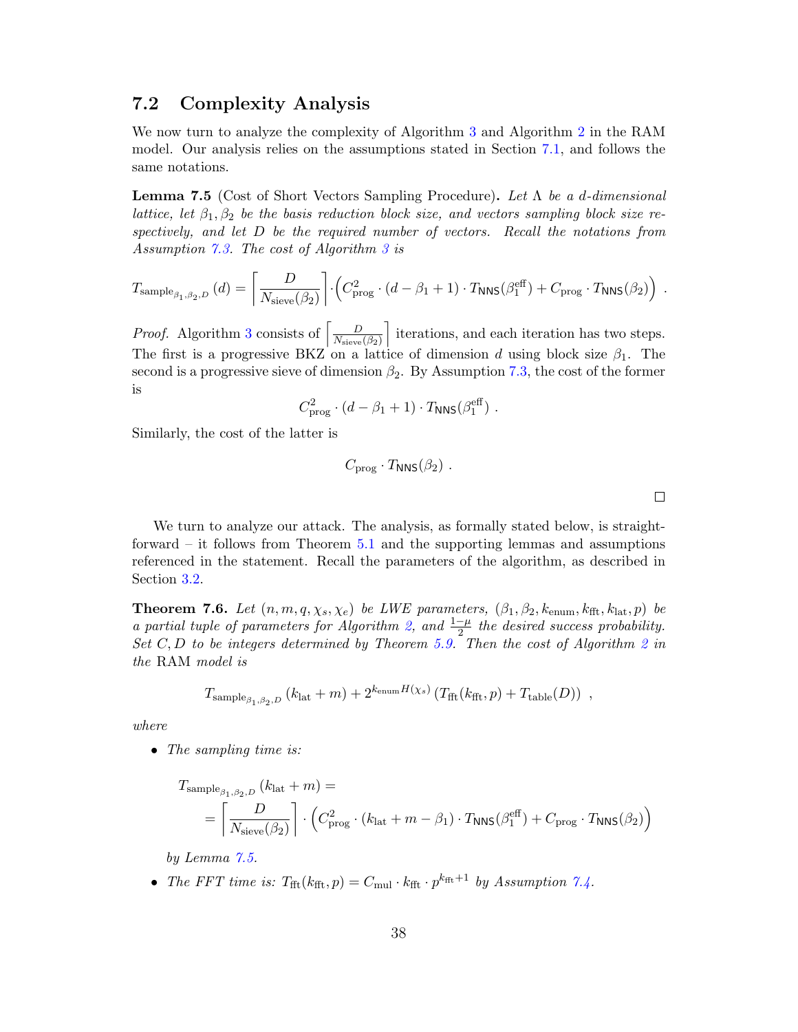## 7.2 Complexity Analysis

We now turn to analyze the complexity of Algorithm 3 and Algorithm 2 in the RAM model. Our analysis relies on the assumptions stated in Section 7.1, and follows the same notations.

**Lemma 7.5** (Cost of Short Vectors Sampling Procedure)**.** *Let $\Lambda$ be a $d$-dimensional lattice, let $\beta_1, \beta_2$ be the basis reduction block size, and vectors sampling block size respectively, and let $D$ be the required number of vectors. Recall the notations from Assumption 7.3. The cost of Algorithm 3 is*

$$T_{\text{sample}_{\beta_1,\beta_2,D}}(d) = \left\lceil \frac{D}{N_{\text{sieve}}(\beta_2)} \right\rceil \cdot \left( C_{\text{prog}}^2 \cdot (d - \beta_1 + 1) \cdot T_{\mathsf{NNS}}(\beta_1^{\text{eff}}) + C_{\text{prog}} \cdot T_{\mathsf{NNS}}(\beta_2) \right) .$$

*Proof.* Algorithm 3 consists of $\left\lceil \frac{D}{N_{\text{sieve}}(\beta_2)} \right\rceil$ iterations, and each iteration has two steps. The first is a progressive BKZ on a lattice of dimension $d$ using block size $\beta_1$. The second is a progressive sieve of dimension $\beta_2$. By Assumption 7.3, the cost of the former is

$$C_{\text{prog}}^2 \cdot (d - \beta_1 + 1) \cdot T_{\mathsf{NNS}}(\beta_1^{\text{eff}}) .$$

Similarly, the cost of the latter is

$$C_{\text{prog}} \cdot T_{\mathsf{NNS}}(\beta_2) .$$

□

We turn to analyze our attack. The analysis, as formally stated below, is straightforward – it follows from Theorem 5.1 and the supporting lemmas and assumptions referenced in the statement. Recall the parameters of the algorithm, as described in Section 3.2.

**Theorem 7.6.** *Let $(n, m, q, \chi_s, \chi_e)$ be LWE parameters, $(\beta_1, \beta_2, k_{\text{enum}}, k_{\text{fft}}, k_{\text{lat}}, p)$ be a partial tuple of parameters for Algorithm 2, and $\frac{1-\mu}{2}$ the desired success probability. Set $C, D$ to be integers determined by Theorem 5.9. Then the cost of Algorithm 2 in the* RAM *model is*

$$T_{\text{sample}_{\beta_1,\beta_2,D}}(k_{\text{lat}} + m) + 2^{k_{\text{enum}} H(\chi_s)} \left( T_{\text{fft}}(k_{\text{fft}}, p) + T_{\text{table}}(D) \right) ,$$

*where*

- *The sampling time is:*

$$T_{\text{sample}_{\beta_1,\beta_2,D}}(k_{\text{lat}} + m) = \\ = \left\lceil \frac{D}{N_{\text{sieve}}(\beta_2)} \right\rceil \cdot \left( C_{\text{prog}}^2 \cdot (k_{\text{lat}} + m - \beta_1) \cdot T_{\mathsf{NNS}}(\beta_1^{\text{eff}}) + C_{\text{prog}} \cdot T_{\mathsf{NNS}}(\beta_2) \right)$$

  *by Lemma 7.5.*

- *The FFT time is: $T_{\text{fft}}(k_{\text{fft}}, p) = C_{\text{mul}} \cdot k_{\text{fft}} \cdot p^{k_{\text{fft}}+1}$ by Assumption 7.4.*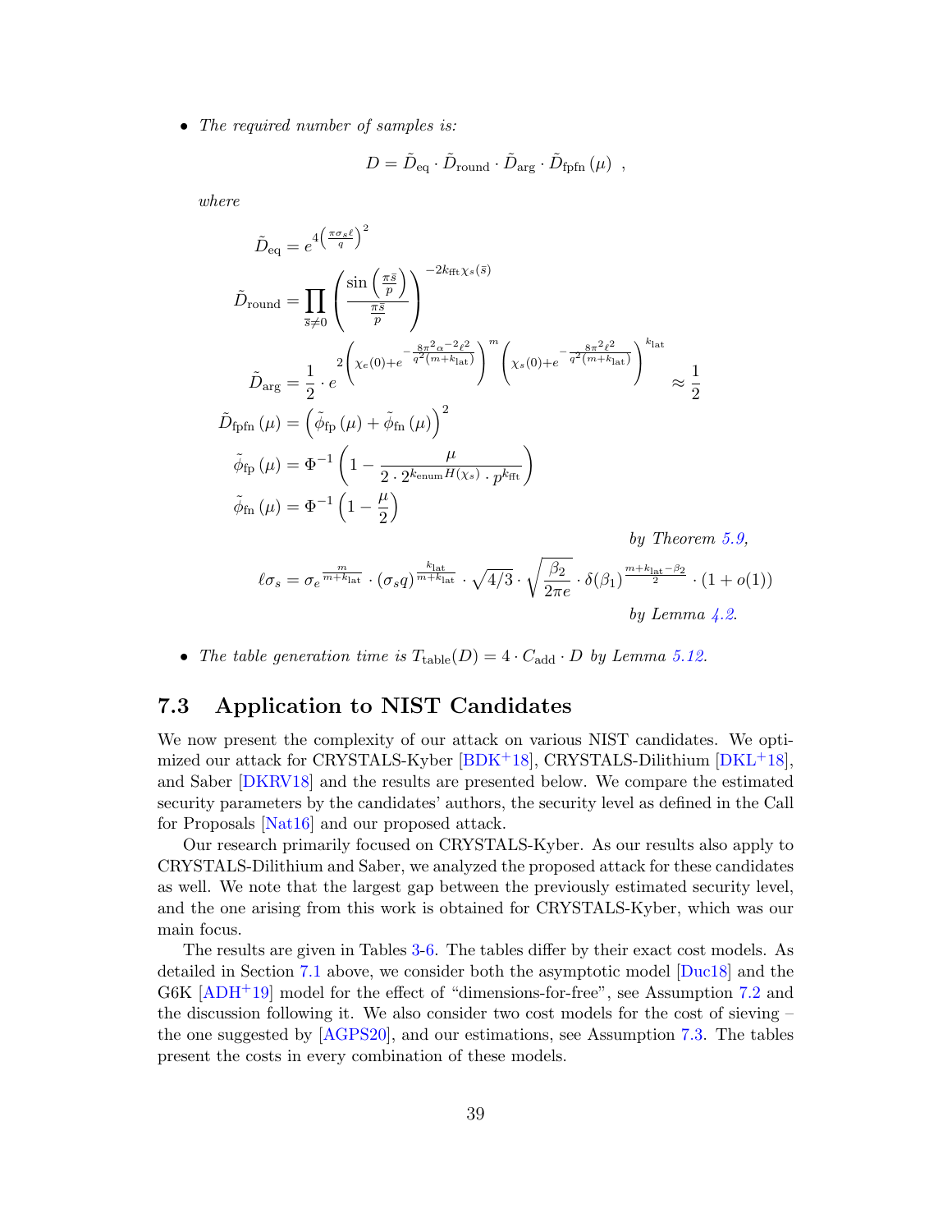- *The required number of samples is:*

$$D = \tilde{D}_{\text{eq}} \cdot \tilde{D}_{\text{round}} \cdot \tilde{D}_{\text{arg}} \cdot \tilde{D}_{\text{fpfn}}(\mu) \ ,$$

*where*

$$\tilde{D}_{\text{eq}} = e^{4\left(\frac{\pi \sigma_s \ell}{q}\right)^2}$$

$$\tilde{D}_{\text{round}} = \prod_{\bar{s} \neq 0} \left( \frac{\sin\left(\frac{\pi \bar{s}}{p}\right)}{\frac{\pi \bar{s}}{p}} \right)^{-2k_{\text{fft}} \chi_s(\bar{s})}$$

$$\tilde{D}_{\text{arg}} = \frac{1}{2} \cdot e^{2\left(\chi_e(0) + e^{-\frac{8\pi^2 \alpha^{-2} \ell^2}{q^2 (m+k_{\text{lat}})}}\right)^m \left(\chi_s(0) + e^{-\frac{8\pi^2 \ell^2}{q^2 (m+k_{\text{lat}})}}\right)^{k_{\text{lat}}}} \approx \frac{1}{2}$$

$$\tilde{D}_{\text{fpfn}}(\mu) = \left( \tilde{\phi}_{\text{fp}}(\mu) + \tilde{\phi}_{\text{fn}}(\mu) \right)^2$$

$$\tilde{\phi}_{\text{fp}}(\mu) = \Phi^{-1}\left(1 - \frac{\mu}{2 \cdot 2^{k_{\text{enum}} H(\chi_s)} \cdot p^{k_{\text{fft}}}}\right)$$

$$\tilde{\phi}_{\text{fn}}(\mu) = \Phi^{-1}\left(1 - \frac{\mu}{2}\right)$$

*by Theorem 5.9,*

$$\ell \sigma_s = \sigma_e^{\frac{m}{m+k_{\text{lat}}}} \cdot (\sigma_s q)^{\frac{k_{\text{lat}}}{m+k_{\text{lat}}}} \cdot \sqrt{4/3} \cdot \sqrt{\frac{\beta_2}{2\pi e}} \cdot \delta(\beta_1)^{\frac{m+k_{\text{lat}}-\beta_2}{2}} \cdot (1 + o(1))$$

*by Lemma 4.2.*

- *The table generation time is $T_{\text{table}}(D) = 4 \cdot C_{\text{add}} \cdot D$ by Lemma 5.12.*

## 7.3 Application to NIST Candidates

We now present the complexity of our attack on various NIST candidates. We optimized our attack for CRYSTALS-Kyber [BDK+18], CRYSTALS-Dilithium [DKL+18], and Saber [DKRV18] and the results are presented below. We compare the estimated security parameters by the candidates' authors, the security level as defined in the Call for Proposals [Nat16] and our proposed attack.

Our research primarily focused on CRYSTALS-Kyber. As our results also apply to CRYSTALS-Dilithium and Saber, we analyzed the proposed attack for these candidates as well. We note that the largest gap between the previously estimated security level, and the one arising from this work is obtained for CRYSTALS-Kyber, which was our main focus.

The results are given in Tables 3-6. The tables differ by their exact cost models. As detailed in Section 7.1 above, we consider both the asymptotic model [Duc18] and the G6K [ADH+19] model for the effect of "dimensions-for-free", see Assumption 7.2 and the discussion following it. We also consider two cost models for the cost of sieving – the one suggested by [AGPS20], and our estimations, see Assumption 7.3. The tables present the costs in every combination of these models.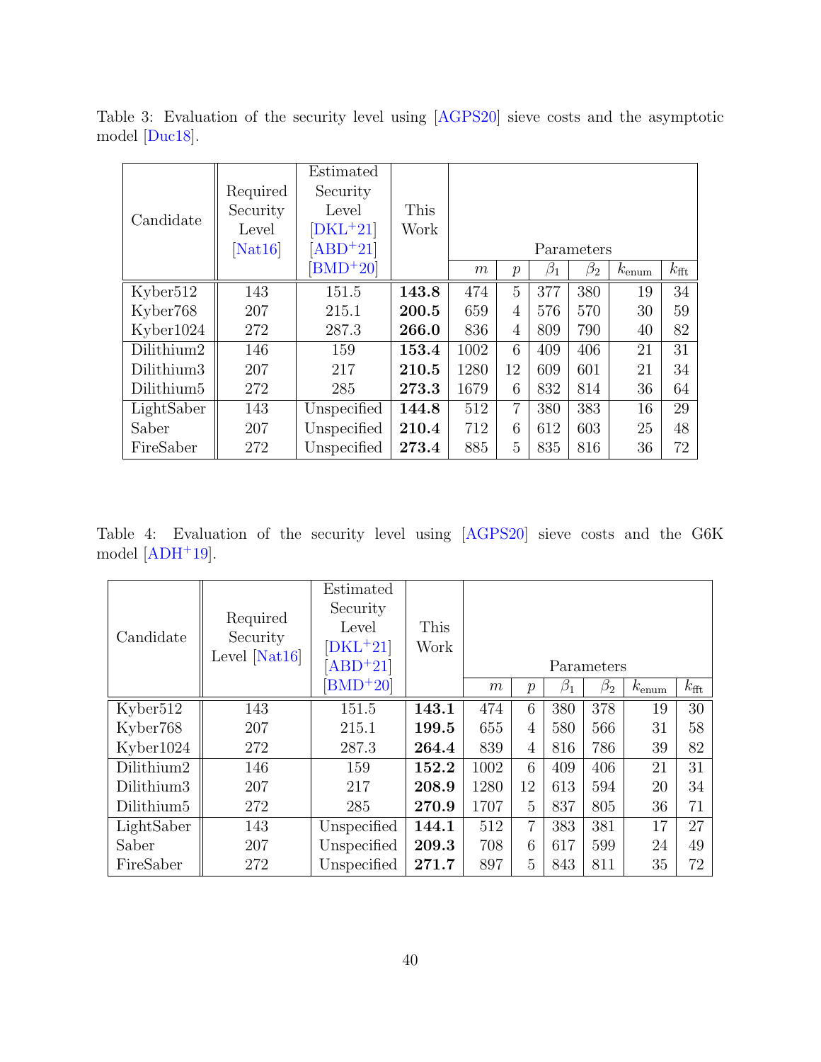Table 3: Evaluation of the security level using [AGPS20] sieve costs and the asymptotic model [Duc18].

| Candidate | Required Security Level [Nat16] | Estimated Security Level [DKL+21] [ABD+21] [BMD+20] | This Work | Parameters | | | | | |
|---|---|---|---|---|---|---|---|---|---|
| | | | | $m$ | $p$ | $\beta_1$ | $\beta_2$ | $k_{\text{enum}}$ | $k_{\text{fft}}$ |
| Kyber512 | 143 | 151.5 | **143.8** | 474 | 5 | 377 | 380 | 19 | 34 |
| Kyber768 | 207 | 215.1 | **200.5** | 659 | 4 | 576 | 570 | 30 | 59 |
| Kyber1024 | 272 | 287.3 | **266.0** | 836 | 4 | 809 | 790 | 40 | 82 |
| Dilithium2 | 146 | 159 | **153.4** | 1002 | 6 | 409 | 406 | 21 | 31 |
| Dilithium3 | 207 | 217 | **210.5** | 1280 | 12 | 609 | 601 | 21 | 34 |
| Dilithium5 | 272 | 285 | **273.3** | 1679 | 6 | 832 | 814 | 36 | 64 |
| LightSaber | 143 | Unspecified | **144.8** | 512 | 7 | 380 | 383 | 16 | 29 |
| Saber | 207 | Unspecified | **210.4** | 712 | 6 | 612 | 603 | 25 | 48 |
| FireSaber | 272 | Unspecified | **273.4** | 885 | 5 | 835 | 816 | 36 | 72 |

Table 4: Evaluation of the security level using [AGPS20] sieve costs and the G6K model [ADH+19].

| Candidate | Required Security Level [Nat16] | Estimated Security Level [DKL+21] [ABD+21] [BMD+20] | This Work | Parameters | | | | | |
|---|---|---|---|---|---|---|---|---|---|
| | | | | $m$ | $p$ | $\beta_1$ | $\beta_2$ | $k_{\text{enum}}$ | $k_{\text{fft}}$ |
| Kyber512 | 143 | 151.5 | **143.1** | 474 | 6 | 380 | 378 | 19 | 30 |
| Kyber768 | 207 | 215.1 | **199.5** | 655 | 4 | 580 | 566 | 31 | 58 |
| Kyber1024 | 272 | 287.3 | **264.4** | 839 | 4 | 816 | 786 | 39 | 82 |
| Dilithium2 | 146 | 159 | **152.2** | 1002 | 6 | 409 | 406 | 21 | 31 |
| Dilithium3 | 207 | 217 | **208.9** | 1280 | 12 | 613 | 594 | 20 | 34 |
| Dilithium5 | 272 | 285 | **270.9** | 1707 | 5 | 837 | 805 | 36 | 71 |
| LightSaber | 143 | Unspecified | **144.1** | 512 | 7 | 383 | 381 | 17 | 27 |
| Saber | 207 | Unspecified | **209.3** | 708 | 6 | 617 | 599 | 24 | 49 |
| FireSaber | 272 | Unspecified | **271.7** | 897 | 5 | 843 | 811 | 35 | 72 |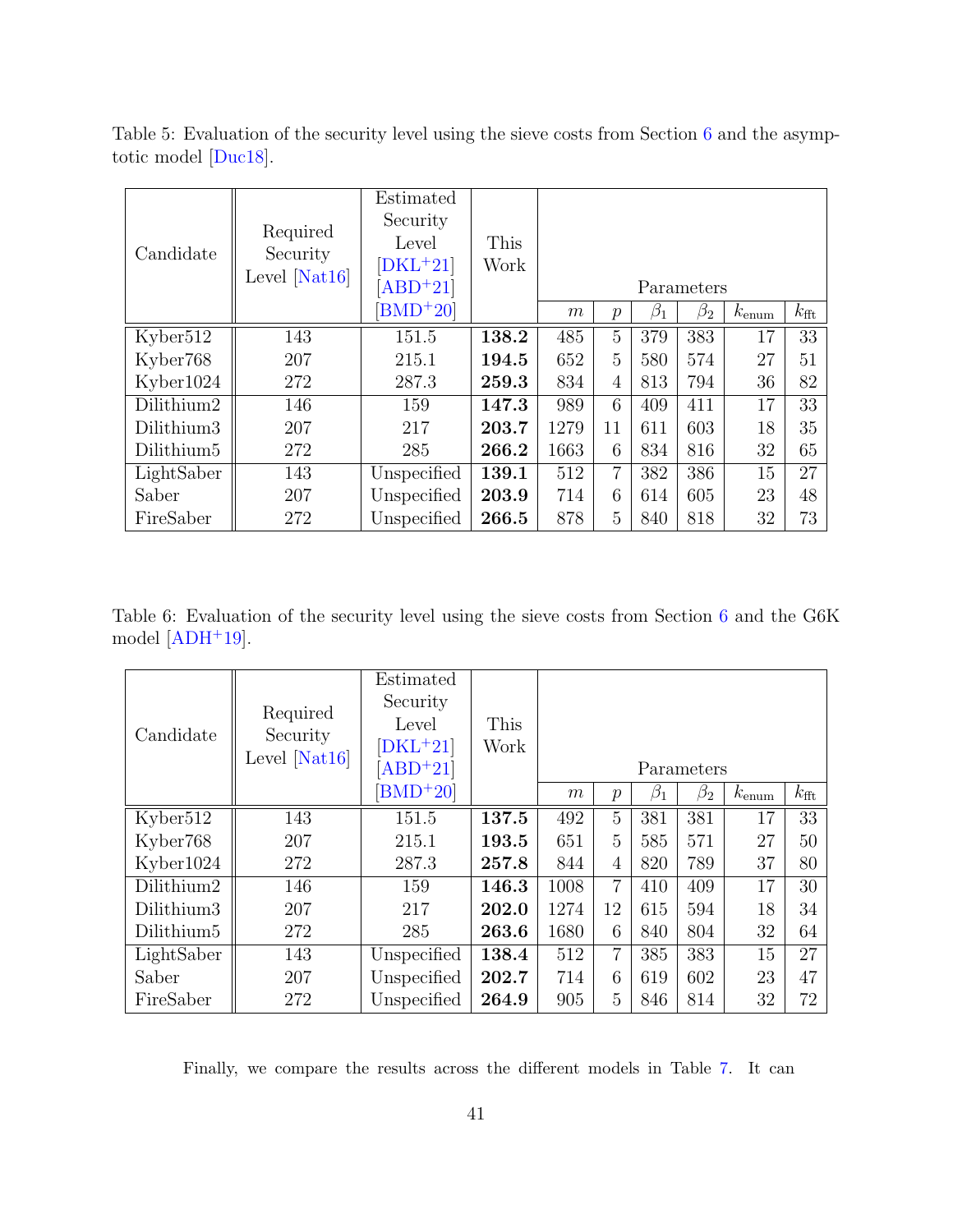Table 5: Evaluation of the security level using the sieve costs from Section 6 and the asymptotic model [Duc18].

| Candidate | Required Security Level [Nat16] | Estimated Security Level [DKL+21] [ABD+21] [BMD+20] | This Work | Parameters | | | | | |
|---|---|---|---|---|---|---|---|---|---|
| | | | | $m$ | $p$ | $\beta_1$ | $\beta_2$ | $k_{\text{enum}}$ | $k_{\text{fft}}$ |
| Kyber512 | 143 | 151.5 | **138.2** | 485 | 5 | 379 | 383 | 17 | 33 |
| Kyber768 | 207 | 215.1 | **194.5** | 652 | 5 | 580 | 574 | 27 | 51 |
| Kyber1024 | 272 | 287.3 | **259.3** | 834 | 4 | 813 | 794 | 36 | 82 |
| Dilithium2 | 146 | 159 | **147.3** | 989 | 6 | 409 | 411 | 17 | 33 |
| Dilithium3 | 207 | 217 | **203.7** | 1279 | 11 | 611 | 603 | 18 | 35 |
| Dilithium5 | 272 | 285 | **266.2** | 1663 | 6 | 834 | 816 | 32 | 65 |
| LightSaber | 143 | Unspecified | **139.1** | 512 | 7 | 382 | 386 | 15 | 27 |
| Saber | 207 | Unspecified | **203.9** | 714 | 6 | 614 | 605 | 23 | 48 |
| FireSaber | 272 | Unspecified | **266.5** | 878 | 5 | 840 | 818 | 32 | 73 |

Table 6: Evaluation of the security level using the sieve costs from Section 6 and the G6K model [ADH+19].

| Candidate | Required Security Level [Nat16] | Estimated Security Level [DKL+21] [ABD+21] [BMD+20] | This Work | Parameters | | | | | |
|---|---|---|---|---|---|---|---|---|---|
| | | | | $m$ | $p$ | $\beta_1$ | $\beta_2$ | $k_{\text{enum}}$ | $k_{\text{fft}}$ |
| Kyber512 | 143 | 151.5 | **137.5** | 492 | 5 | 381 | 381 | 17 | 33 |
| Kyber768 | 207 | 215.1 | **193.5** | 651 | 5 | 585 | 571 | 27 | 50 |
| Kyber1024 | 272 | 287.3 | **257.8** | 844 | 4 | 820 | 789 | 37 | 80 |
| Dilithium2 | 146 | 159 | **146.3** | 1008 | 7 | 410 | 409 | 17 | 30 |
| Dilithium3 | 207 | 217 | **202.0** | 1274 | 12 | 615 | 594 | 18 | 34 |
| Dilithium5 | 272 | 285 | **263.6** | 1680 | 6 | 840 | 804 | 32 | 64 |
| LightSaber | 143 | Unspecified | **138.4** | 512 | 7 | 385 | 383 | 15 | 27 |
| Saber | 207 | Unspecified | **202.7** | 714 | 6 | 619 | 602 | 23 | 47 |
| FireSaber | 272 | Unspecified | **264.9** | 905 | 5 | 846 | 814 | 32 | 72 |

Finally, we compare the results across the different models in Table 7. It can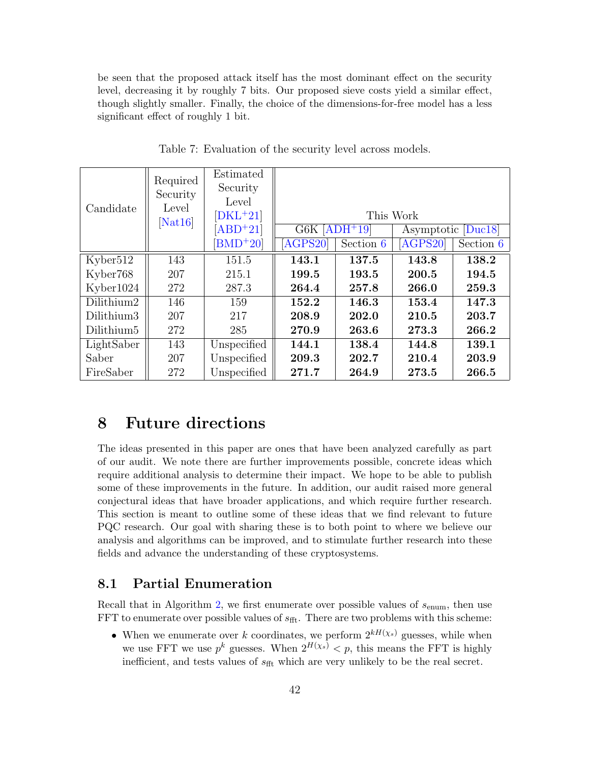be seen that the proposed attack itself has the most dominant effect on the security level, decreasing it by roughly 7 bits. Our proposed sieve costs yield a similar effect, though slightly smaller. Finally, the choice of the dimensions-for-free model has a less significant effect of roughly 1 bit.

Table 7: Evaluation of the security level across models.

| Candidate | Required Security Level [Nat16] | Estimated Security Level [DKL+21] [ABD+21] [BMD+20] | This Work | | | |
|---|---|---|---|---|---|---|
| | | | G6K [ADH+19] | | Asymptotic [Duc18] | |
| | | | [AGPS20] | Section 6 | [AGPS20] | Section 6 |
| Kyber512 | 143 | 151.5 | **143.1** | **137.5** | **143.8** | **138.2** |
| Kyber768 | 207 | 215.1 | **199.5** | **193.5** | **200.5** | **194.5** |
| Kyber1024 | 272 | 287.3 | **264.4** | **257.8** | **266.0** | **259.3** |
| Dilithium2 | 146 | 159 | **152.2** | **146.3** | **153.4** | **147.3** |
| Dilithium3 | 207 | 217 | **208.9** | **202.0** | **210.5** | **203.7** |
| Dilithium5 | 272 | 285 | **270.9** | **263.6** | **273.3** | **266.2** |
| LightSaber | 143 | Unspecified | **144.1** | **138.4** | **144.8** | **139.1** |
| Saber | 207 | Unspecified | **209.3** | **202.7** | **210.4** | **203.9** |
| FireSaber | 272 | Unspecified | **271.7** | **264.9** | **273.5** | **266.5** |

# 8 Future directions

The ideas presented in this paper are ones that have been analyzed carefully as part of our audit. We note there are further improvements possible, concrete ideas which require additional analysis to determine their impact. We hope to be able to publish some of these improvements in the future. In addition, our audit raised more general conjectural ideas that have broader applications, and which require further research. This section is meant to outline some of these ideas that we find relevant to future PQC research. Our goal with sharing these is to both point to where we believe our analysis and algorithms can be improved, and to stimulate further research into these fields and advance the understanding of these cryptosystems.

## 8.1 Partial Enumeration

Recall that in Algorithm 2, we first enumerate over possible values of $s_{\text{enum}}$, then use FFT to enumerate over possible values of $s_{\text{fft}}$. There are two problems with this scheme:

- When we enumerate over $k$ coordinates, we perform $2^{kH(\chi_s)}$ guesses, while when we use FFT we use $p^k$ guesses. When $2^{H(\chi_s)} < p$, this means the FFT is highly inefficient, and tests values of $s_{\text{fft}}$ which are very unlikely to be the real secret.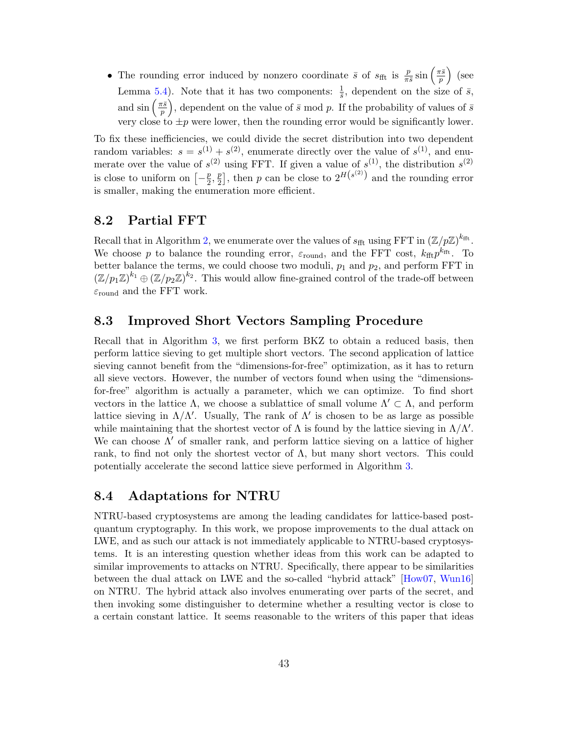- The rounding error induced by nonzero coordinate $\bar{s}$ of $s_{\text{fft}}$ is $\frac{p}{\pi \bar{s}} \sin\left(\frac{\pi \bar{s}}{p}\right)$ (see Lemma 5.4). Note that it has two components: $\frac{1}{\bar{s}}$, dependent on the size of $\bar{s}$, and $\sin\left(\frac{\pi \bar{s}}{p}\right)$, dependent on the value of $\bar{s} \bmod p$. If the probability of values of $\bar{s}$ very close to $\pm p$ were lower, then the rounding error would be significantly lower.

To fix these inefficiencies, we could divide the secret distribution into two dependent random variables: $s = s^{(1)} + s^{(2)}$, enumerate directly over the value of $s^{(1)}$, and enumerate over the value of $s^{(2)}$ using FFT. If given a value of $s^{(1)}$, the distribution $s^{(2)}$ is close to uniform on $\left[-\frac{p}{2}, \frac{p}{2}\right]$, then $p$ can be close to $2^{H\left(s^{(2)}\right)}$ and the rounding error is smaller, making the enumeration more efficient.

## 8.2 Partial FFT

Recall that in Algorithm 2, we enumerate over the values of $s_{\text{fft}}$ using FFT in $(\mathbb{Z}/p\mathbb{Z})^{k_{\text{fft}}}$. We choose $p$ to balance the rounding error, $\varepsilon_{\text{round}}$, and the FFT cost, $k_{\text{fft}} p^{k_{\text{fft}}}$. To better balance the terms, we could choose two moduli, $p_1$ and $p_2$, and perform FFT in $(\mathbb{Z}/p_1\mathbb{Z})^{k_1} \oplus (\mathbb{Z}/p_2\mathbb{Z})^{k_2}$. This would allow fine-grained control of the trade-off between $\varepsilon_{\text{round}}$ and the FFT work.

## 8.3 Improved Short Vectors Sampling Procedure

Recall that in Algorithm 3, we first perform BKZ to obtain a reduced basis, then perform lattice sieving to get multiple short vectors. The second application of lattice sieving cannot benefit from the "dimensions-for-free" optimization, as it has to return all sieve vectors. However, the number of vectors found when using the "dimensions-for-free" algorithm is actually a parameter, which we can optimize. To find short vectors in the lattice $\Lambda$, we choose a sublattice of small volume $\Lambda' \subset \Lambda$, and perform lattice sieving in $\Lambda/\Lambda'$. Usually, The rank of $\Lambda'$ is chosen to be as large as possible while maintaining that the shortest vector of $\Lambda$ is found by the lattice sieving in $\Lambda/\Lambda'$. We can choose $\Lambda'$ of smaller rank, and perform lattice sieving on a lattice of higher rank, to find not only the shortest vector of $\Lambda$, but many short vectors. This could potentially accelerate the second lattice sieve performed in Algorithm 3.

## 8.4 Adaptations for NTRU

NTRU-based cryptosystems are among the leading candidates for lattice-based post-quantum cryptography. In this work, we propose improvements to the dual attack on LWE, and as such our attack is not immediately applicable to NTRU-based cryptosystems. It is an interesting question whether ideas from this work can be adapted to similar improvements to attacks on NTRU. Specifically, there appear to be similarities between the dual attack on LWE and the so-called "hybrid attack" [How07, Wun16] on NTRU. The hybrid attack also involves enumerating over parts of the secret, and then invoking some distinguisher to determine whether a resulting vector is close to a certain constant lattice. It seems reasonable to the writers of this paper that ideas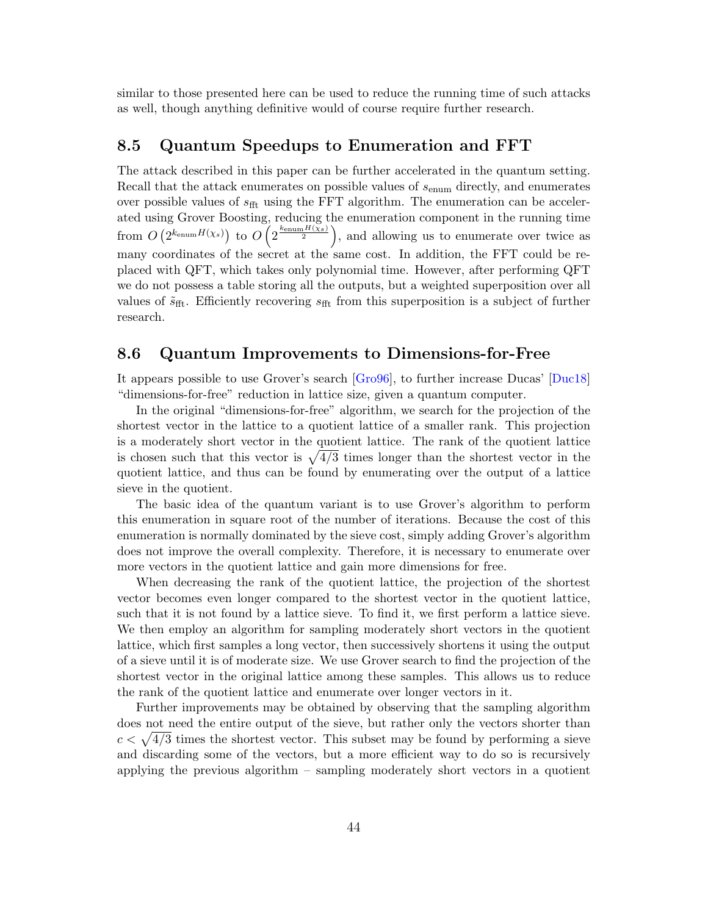similar to those presented here can be used to reduce the running time of such attacks as well, though anything definitive would of course require further research.

## 8.5 Quantum Speedups to Enumeration and FFT

The attack described in this paper can be further accelerated in the quantum setting. Recall that the attack enumerates on possible values of $s_{\text{enum}}$ directly, and enumerates over possible values of $s_{\text{fft}}$ using the FFT algorithm. The enumeration can be accelerated using Grover Boosting, reducing the enumeration component in the running time from $O\left(2^{k_{\text{enum}}H(\chi_s)}\right)$ to $O\left(2^{\frac{k_{\text{enum}}H(\chi_s)}{2}}\right)$, and allowing us to enumerate over twice as many coordinates of the secret at the same cost. In addition, the FFT could be replaced with QFT, which takes only polynomial time. However, after performing QFT we do not possess a table storing all the outputs, but a weighted superposition over all values of $\tilde{s}_{\text{fft}}$. Efficiently recovering $s_{\text{fft}}$ from this superposition is a subject of further research.

## 8.6 Quantum Improvements to Dimensions-for-Free

It appears possible to use Grover's search [Gro96], to further increase Ducas' [Duc18] "dimensions-for-free" reduction in lattice size, given a quantum computer.

In the original "dimensions-for-free" algorithm, we search for the projection of the shortest vector in the lattice to a quotient lattice of a smaller rank. This projection is a moderately short vector in the quotient lattice. The rank of the quotient lattice is chosen such that this vector is $\sqrt{4/3}$ times longer than the shortest vector in the quotient lattice, and thus can be found by enumerating over the output of a lattice sieve in the quotient.

The basic idea of the quantum variant is to use Grover's algorithm to perform this enumeration in square root of the number of iterations. Because the cost of this enumeration is normally dominated by the sieve cost, simply adding Grover's algorithm does not improve the overall complexity. Therefore, it is necessary to enumerate over more vectors in the quotient lattice and gain more dimensions for free.

When decreasing the rank of the quotient lattice, the projection of the shortest vector becomes even longer compared to the shortest vector in the quotient lattice, such that it is not found by a lattice sieve. To find it, we first perform a lattice sieve. We then employ an algorithm for sampling moderately short vectors in the quotient lattice, which first samples a long vector, then successively shortens it using the output of a sieve until it is of moderate size. We use Grover search to find the projection of the shortest vector in the original lattice among these samples. This allows us to reduce the rank of the quotient lattice and enumerate over longer vectors in it.

Further improvements may be obtained by observing that the sampling algorithm does not need the entire output of the sieve, but rather only the vectors shorter than $c < \sqrt{4/3}$ times the shortest vector. This subset may be found by performing a sieve and discarding some of the vectors, but a more efficient way to do so is recursively applying the previous algorithm – sampling moderately short vectors in a quotient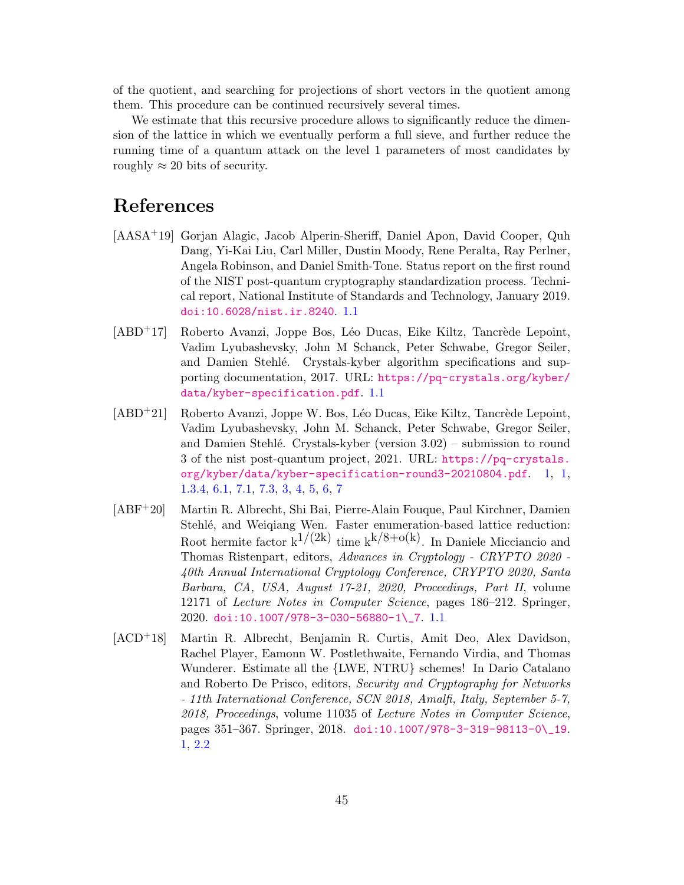of the quotient, and searching for projections of short vectors in the quotient among them. This procedure can be continued recursively several times.

We estimate that this recursive procedure allows to significantly reduce the dimension of the lattice in which we eventually perform a full sieve, and further reduce the running time of a quantum attack on the level 1 parameters of most candidates by roughly $\approx 20$ bits of security.

# References

[AASA+19] Gorjan Alagic, Jacob Alperin-Sheriff, Daniel Apon, David Cooper, Quh Dang, Yi-Kai Liu, Carl Miller, Dustin Moody, Rene Peralta, Ray Perlner, Angela Robinson, and Daniel Smith-Tone. Status report on the first round of the NIST post-quantum cryptography standardization process. Technical report, National Institute of Standards and Technology, January 2019. doi:10.6028/nist.ir.8240. 1.1

[ABD+17] Roberto Avanzi, Joppe Bos, Léo Ducas, Eike Kiltz, Tancrède Lepoint, Vadim Lyubashevsky, John M Schanck, Peter Schwabe, Gregor Seiler, and Damien Stehlé. Crystals-kyber algorithm specifications and supporting documentation, 2017. URL: https://pq-crystals.org/kyber/data/kyber-specification.pdf. 1.1

[ABD+21] Roberto Avanzi, Joppe W. Bos, Léo Ducas, Eike Kiltz, Tancrède Lepoint, Vadim Lyubashevsky, John M. Schanck, Peter Schwabe, Gregor Seiler, and Damien Stehlé. Crystals-kyber (version 3.02) – submission to round 3 of the nist post-quantum project, 2021. URL: https://pq-crystals.org/kyber/data/kyber-specification-round3-20210804.pdf. 1, 1, 1.3.4, 6.1, 7.1, 7.3, 3, 4, 5, 6, 7

[ABF+20] Martin R. Albrecht, Shi Bai, Pierre-Alain Fouque, Paul Kirchner, Damien Stehlé, and Weiqiang Wen. Faster enumeration-based lattice reduction: Root hermite factor $k^{1/(2k)}$ time $k^{k/8+o(k)}$. In Daniele Micciancio and Thomas Ristenpart, editors, *Advances in Cryptology - CRYPTO 2020 - 40th Annual International Cryptology Conference, CRYPTO 2020, Santa Barbara, CA, USA, August 17-21, 2020, Proceedings, Part II*, volume 12171 of *Lecture Notes in Computer Science*, pages 186–212. Springer, 2020. doi:10.1007/978-3-030-56880-1\_7. 1.1

[ACD+18] Martin R. Albrecht, Benjamin R. Curtis, Amit Deo, Alex Davidson, Rachel Player, Eamonn W. Postlethwaite, Fernando Virdia, and Thomas Wunderer. Estimate all the {LWE, NTRU} schemes! In Dario Catalano and Roberto De Prisco, editors, *Security and Cryptography for Networks - 11th International Conference, SCN 2018, Amalfi, Italy, September 5-7, 2018, Proceedings*, volume 11035 of *Lecture Notes in Computer Science*, pages 351–367. Springer, 2018. doi:10.1007/978-3-319-98113-0\_19. 1, 2.2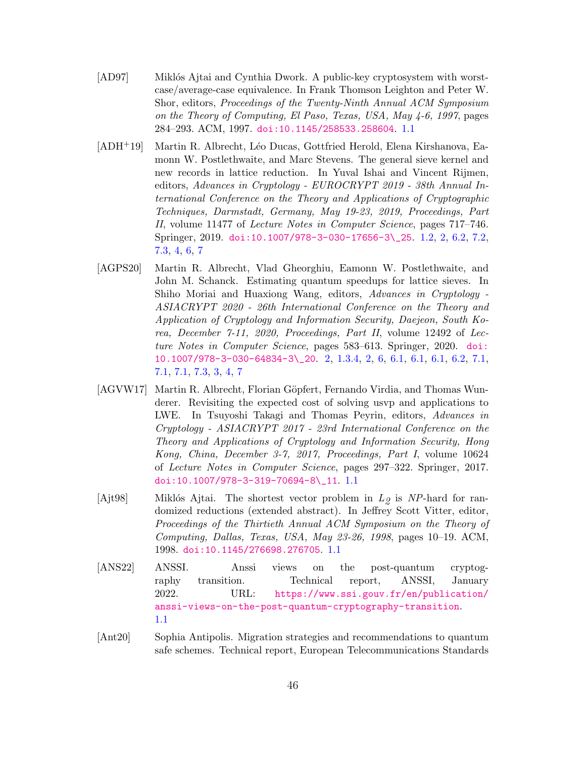[AD97] Miklós Ajtai and Cynthia Dwork. A public-key cryptosystem with worst-case/average-case equivalence. In Frank Thomson Leighton and Peter W. Shor, editors, *Proceedings of the Twenty-Ninth Annual ACM Symposium on the Theory of Computing, El Paso, Texas, USA, May 4-6, 1997*, pages 284–293. ACM, 1997. doi:10.1145/258533.258604. 1.1

[ADH+19] Martin R. Albrecht, Léo Ducas, Gottfried Herold, Elena Kirshanova, Eamonn W. Postlethwaite, and Marc Stevens. The general sieve kernel and new records in lattice reduction. In Yuval Ishai and Vincent Rijmen, editors, *Advances in Cryptology - EUROCRYPT 2019 - 38th Annual International Conference on the Theory and Applications of Cryptographic Techniques, Darmstadt, Germany, May 19-23, 2019, Proceedings, Part II*, volume 11477 of *Lecture Notes in Computer Science*, pages 717–746. Springer, 2019. doi:10.1007/978-3-030-17656-3\_25. 1.2, 2, 6.2, 7.2, 7.3, 4, 6, 7

[AGPS20] Martin R. Albrecht, Vlad Gheorghiu, Eamonn W. Postlethwaite, and John M. Schanck. Estimating quantum speedups for lattice sieves. In Shiho Moriai and Huaxiong Wang, editors, *Advances in Cryptology - ASIACRYPT 2020 - 26th International Conference on the Theory and Application of Cryptology and Information Security, Daejeon, South Korea, December 7-11, 2020, Proceedings, Part II*, volume 12492 of *Lecture Notes in Computer Science*, pages 583–613. Springer, 2020. doi:10.1007/978-3-030-64834-3\_20. 2, 1.3.4, 2, 6, 6.1, 6.1, 6.1, 6.2, 7.1, 7.1, 7.1, 7.3, 3, 4, 7

[AGVW17] Martin R. Albrecht, Florian Göpfert, Fernando Virdia, and Thomas Wunderer. Revisiting the expected cost of solving usvp and applications to LWE. In Tsuyoshi Takagi and Thomas Peyrin, editors, *Advances in Cryptology - ASIACRYPT 2017 - 23rd International Conference on the Theory and Applications of Cryptology and Information Security, Hong Kong, China, December 3-7, 2017, Proceedings, Part I*, volume 10624 of *Lecture Notes in Computer Science*, pages 297–322. Springer, 2017. doi:10.1007/978-3-319-70694-8\_11. 1.1

[Ajt98] Miklós Ajtai. The shortest vector problem in $L_2$ is *NP*-hard for randomized reductions (extended abstract). In Jeffrey Scott Vitter, editor, *Proceedings of the Thirtieth Annual ACM Symposium on the Theory of Computing, Dallas, Texas, USA, May 23-26, 1998*, pages 10–19. ACM, 1998. doi:10.1145/276698.276705. 1.1

[ANS22] ANSSI. Anssi views on the post-quantum cryptography transition. Technical report, ANSSI, January 2022. URL: https://www.ssi.gouv.fr/en/publication/anssi-views-on-the-post-quantum-cryptography-transition. 1.1

[Ant20] Sophia Antipolis. Migration strategies and recommendations to quantum safe schemes. Technical report, European Telecommunications Standards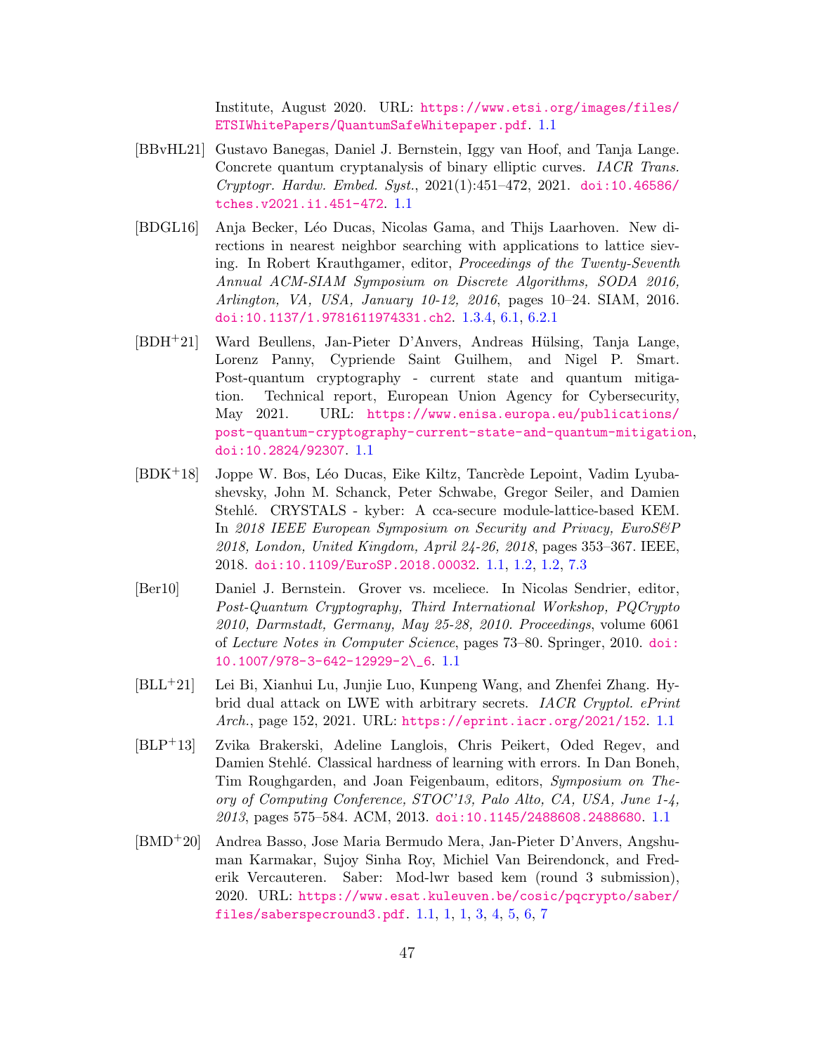Institute, August 2020. URL: https://www.etsi.org/images/files/ETSIWhitePapers/QuantumSafeWhitepaper.pdf. 1.1

[BBvHL21] Gustavo Banegas, Daniel J. Bernstein, Iggy van Hoof, and Tanja Lange. Concrete quantum cryptanalysis of binary elliptic curves. *IACR Trans. Cryptogr. Hardw. Embed. Syst.*, 2021(1):451–472, 2021. doi:10.46586/tches.v2021.i1.451-472. 1.1

[BDGL16] Anja Becker, Léo Ducas, Nicolas Gama, and Thijs Laarhoven. New directions in nearest neighbor searching with applications to lattice sieving. In Robert Krauthgamer, editor, *Proceedings of the Twenty-Seventh Annual ACM-SIAM Symposium on Discrete Algorithms, SODA 2016, Arlington, VA, USA, January 10-12, 2016*, pages 10–24. SIAM, 2016. doi:10.1137/1.9781611974331.ch2. 1.3.4, 6.1, 6.2.1

[BDH+21] Ward Beullens, Jan-Pieter D'Anvers, Andreas Hülsing, Tanja Lange, Lorenz Panny, Cypriende Saint Guilhem, and Nigel P. Smart. Post-quantum cryptography - current state and quantum mitigation. Technical report, European Union Agency for Cybersecurity, May 2021. URL: https://www.enisa.europa.eu/publications/post-quantum-cryptography-current-state-and-quantum-mitigation, doi:10.2824/92307. 1.1

[BDK+18] Joppe W. Bos, Léo Ducas, Eike Kiltz, Tancrède Lepoint, Vadim Lyubashevsky, John M. Schanck, Peter Schwabe, Gregor Seiler, and Damien Stehlé. CRYSTALS - kyber: A cca-secure module-lattice-based KEM. In *2018 IEEE European Symposium on Security and Privacy, EuroS&P 2018, London, United Kingdom, April 24-26, 2018*, pages 353–367. IEEE, 2018. doi:10.1109/EuroSP.2018.00032. 1.1, 1.2, 1.2, 7.3

[Ber10] Daniel J. Bernstein. Grover vs. mceliece. In Nicolas Sendrier, editor, *Post-Quantum Cryptography, Third International Workshop, PQCrypto 2010, Darmstadt, Germany, May 25-28, 2010. Proceedings*, volume 6061 of *Lecture Notes in Computer Science*, pages 73–80. Springer, 2010. doi:10.1007/978-3-642-12929-2_6. 1.1

[BLL+21] Lei Bi, Xianhui Lu, Junjie Luo, Kunpeng Wang, and Zhenfei Zhang. Hybrid dual attack on LWE with arbitrary secrets. *IACR Cryptol. ePrint Arch.*, page 152, 2021. URL: https://eprint.iacr.org/2021/152. 1.1

[BLP+13] Zvika Brakerski, Adeline Langlois, Chris Peikert, Oded Regev, and Damien Stehlé. Classical hardness of learning with errors. In Dan Boneh, Tim Roughgarden, and Joan Feigenbaum, editors, *Symposium on Theory of Computing Conference, STOC'13, Palo Alto, CA, USA, June 1-4, 2013*, pages 575–584. ACM, 2013. doi:10.1145/2488608.2488680. 1.1

[BMD+20] Andrea Basso, Jose Maria Bermudo Mera, Jan-Pieter D'Anvers, Angshuman Karmakar, Sujoy Sinha Roy, Michiel Van Beirendonck, and Frederik Vercauteren. Saber: Mod-lwr based kem (round 3 submission), 2020. URL: https://www.esat.kuleuven.be/cosic/pqcrypto/saber/files/saberspecround3.pdf. 1.1, 1, 1, 3, 4, 5, 6, 7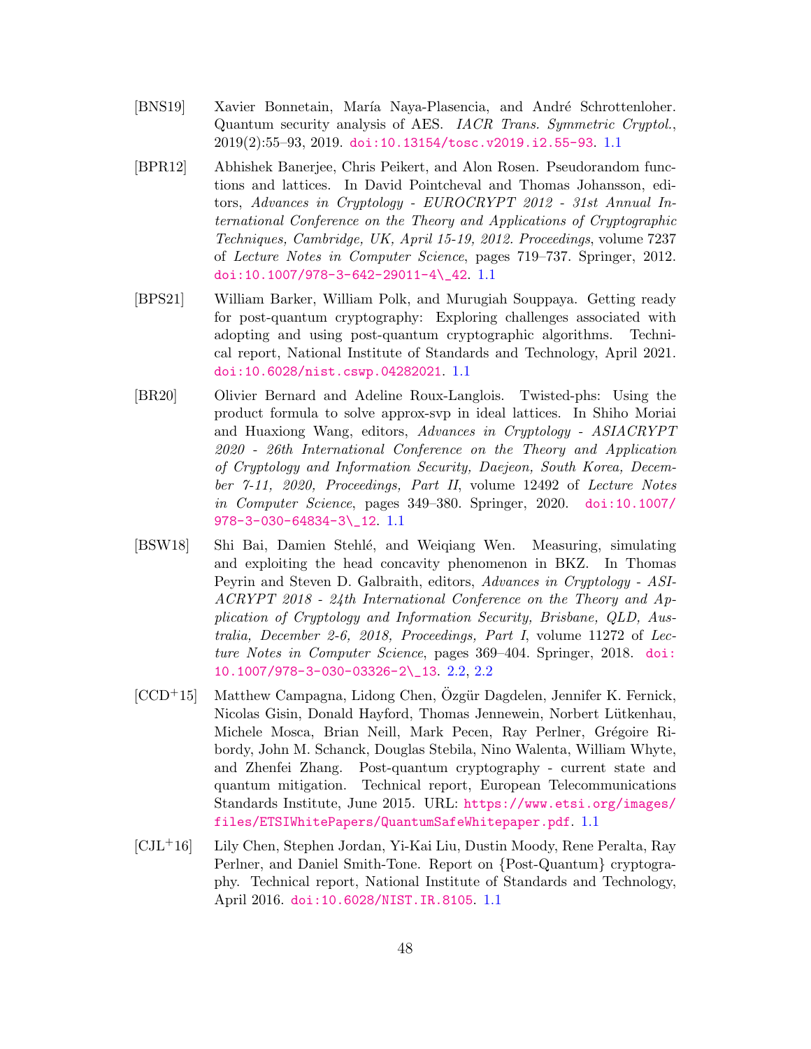[BNS19] Xavier Bonnetain, María Naya-Plasencia, and André Schrottenloher. Quantum security analysis of AES. *IACR Trans. Symmetric Cryptol.*, 2019(2):55–93, 2019. doi:10.13154/tosc.v2019.i2.55-93. 1.1

[BPR12] Abhishek Banerjee, Chris Peikert, and Alon Rosen. Pseudorandom functions and lattices. In David Pointcheval and Thomas Johansson, editors, *Advances in Cryptology - EUROCRYPT 2012 - 31st Annual International Conference on the Theory and Applications of Cryptographic Techniques, Cambridge, UK, April 15-19, 2012. Proceedings*, volume 7237 of *Lecture Notes in Computer Science*, pages 719–737. Springer, 2012. doi:10.1007/978-3-642-29011-4\_42. 1.1

[BPS21] William Barker, William Polk, and Murugiah Souppaya. Getting ready for post-quantum cryptography: Exploring challenges associated with adopting and using post-quantum cryptographic algorithms. Technical report, National Institute of Standards and Technology, April 2021. doi:10.6028/nist.cswp.04282021. 1.1

[BR20] Olivier Bernard and Adeline Roux-Langlois. Twisted-phs: Using the product formula to solve approx-svp in ideal lattices. In Shiho Moriai and Huaxiong Wang, editors, *Advances in Cryptology - ASIACRYPT 2020 - 26th International Conference on the Theory and Application of Cryptology and Information Security, Daejeon, South Korea, December 7-11, 2020, Proceedings, Part II*, volume 12492 of *Lecture Notes in Computer Science*, pages 349–380. Springer, 2020. doi:10.1007/978-3-030-64834-3\_12. 1.1

[BSW18] Shi Bai, Damien Stehlé, and Weiqiang Wen. Measuring, simulating and exploiting the head concavity phenomenon in BKZ. In Thomas Peyrin and Steven D. Galbraith, editors, *Advances in Cryptology - ASIACRYPT 2018 - 24th International Conference on the Theory and Application of Cryptology and Information Security, Brisbane, QLD, Australia, December 2-6, 2018, Proceedings, Part I*, volume 11272 of *Lecture Notes in Computer Science*, pages 369–404. Springer, 2018. doi:10.1007/978-3-030-03326-2\_13. 2.2, 2.2

[CCD+15] Matthew Campagna, Lidong Chen, Özgür Dagdelen, Jennifer K. Fernick, Nicolas Gisin, Donald Hayford, Thomas Jennewein, Norbert Lütkenhau, Michele Mosca, Brian Neill, Mark Pecen, Ray Perlner, Grégoire Ribordy, John M. Schanck, Douglas Stebila, Nino Walenta, William Whyte, and Zhenfei Zhang. Post-quantum cryptography - current state and quantum mitigation. Technical report, European Telecommunications Standards Institute, June 2015. URL: https://www.etsi.org/images/files/ETSIWhitePapers/QuantumSafeWhitepaper.pdf. 1.1

[CJL+16] Lily Chen, Stephen Jordan, Yi-Kai Liu, Dustin Moody, Rene Peralta, Ray Perlner, and Daniel Smith-Tone. Report on {Post-Quantum} cryptography. Technical report, National Institute of Standards and Technology, April 2016. doi:10.6028/NIST.IR.8105. 1.1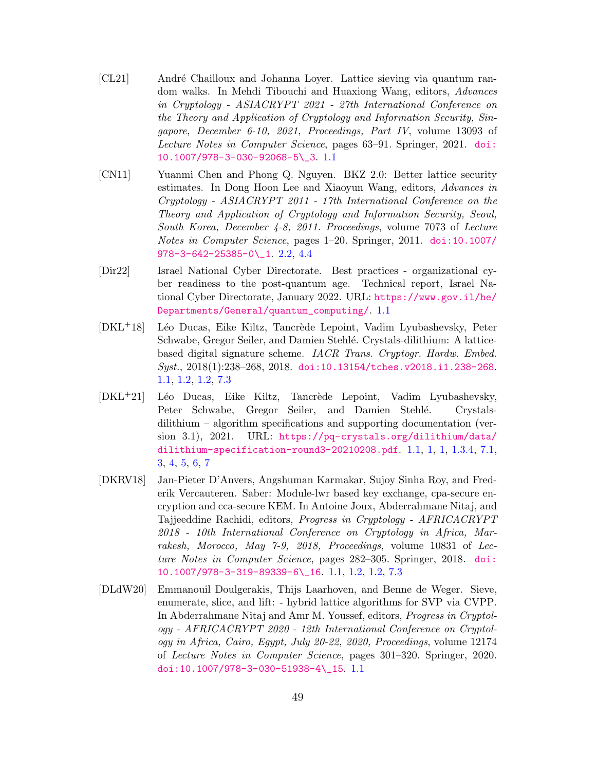[CL21] André Chailloux and Johanna Loyer. Lattice sieving via quantum random walks. In Mehdi Tibouchi and Huaxiong Wang, editors, *Advances in Cryptology - ASIACRYPT 2021 - 27th International Conference on the Theory and Application of Cryptology and Information Security, Singapore, December 6-10, 2021, Proceedings, Part IV*, volume 13093 of *Lecture Notes in Computer Science*, pages 63–91. Springer, 2021. doi:10.1007/978-3-030-92068-5\_3. 1.1

[CN11] Yuanmi Chen and Phong Q. Nguyen. BKZ 2.0: Better lattice security estimates. In Dong Hoon Lee and Xiaoyun Wang, editors, *Advances in Cryptology - ASIACRYPT 2011 - 17th International Conference on the Theory and Application of Cryptology and Information Security, Seoul, South Korea, December 4-8, 2011. Proceedings*, volume 7073 of *Lecture Notes in Computer Science*, pages 1–20. Springer, 2011. doi:10.1007/978-3-642-25385-0\_1. 2.2, 4.4

[Dir22] Israel National Cyber Directorate. Best practices - organizational cyber readiness to the post-quantum age. Technical report, Israel National Cyber Directorate, January 2022. URL: https://www.gov.il/he/Departments/General/quantum_computing/. 1.1

[DKL+18] Léo Ducas, Eike Kiltz, Tancrède Lepoint, Vadim Lyubashevsky, Peter Schwabe, Gregor Seiler, and Damien Stehlé. Crystals-dilithium: A lattice-based digital signature scheme. *IACR Trans. Cryptogr. Hardw. Embed. Syst.*, 2018(1):238–268, 2018. doi:10.13154/tches.v2018.i1.238-268. 1.1, 1.2, 1.2, 7.3

[DKL+21] Léo Ducas, Eike Kiltz, Tancrède Lepoint, Vadim Lyubashevsky, Peter Schwabe, Gregor Seiler, and Damien Stehlé. Crystals-dilithium – algorithm specifications and supporting documentation (version 3.1), 2021. URL: https://pq-crystals.org/dilithium/data/dilithium-specification-round3-20210208.pdf. 1.1, 1, 1, 1.3.4, 7.1, 3, 4, 5, 6, 7

[DKRV18] Jan-Pieter D'Anvers, Angshuman Karmakar, Sujoy Sinha Roy, and Frederik Vercauteren. Saber: Module-lwr based key exchange, cpa-secure encryption and cca-secure KEM. In Antoine Joux, Abderrahmane Nitaj, and Tajjeeddine Rachidi, editors, *Progress in Cryptology - AFRICACRYPT 2018 - 10th International Conference on Cryptology in Africa, Marrakesh, Morocco, May 7-9, 2018, Proceedings*, volume 10831 of *Lecture Notes in Computer Science*, pages 282–305. Springer, 2018. doi:10.1007/978-3-319-89339-6\_16. 1.1, 1.2, 1.2, 7.3

[DLdW20] Emmanouil Doulgerakis, Thijs Laarhoven, and Benne de Weger. Sieve, enumerate, slice, and lift: - hybrid lattice algorithms for SVP via CVPP. In Abderrahmane Nitaj and Amr M. Youssef, editors, *Progress in Cryptology - AFRICACRYPT 2020 - 12th International Conference on Cryptology in Africa, Cairo, Egypt, July 20-22, 2020, Proceedings*, volume 12174 of *Lecture Notes in Computer Science*, pages 301–320. Springer, 2020. doi:10.1007/978-3-030-51938-4\_15. 1.1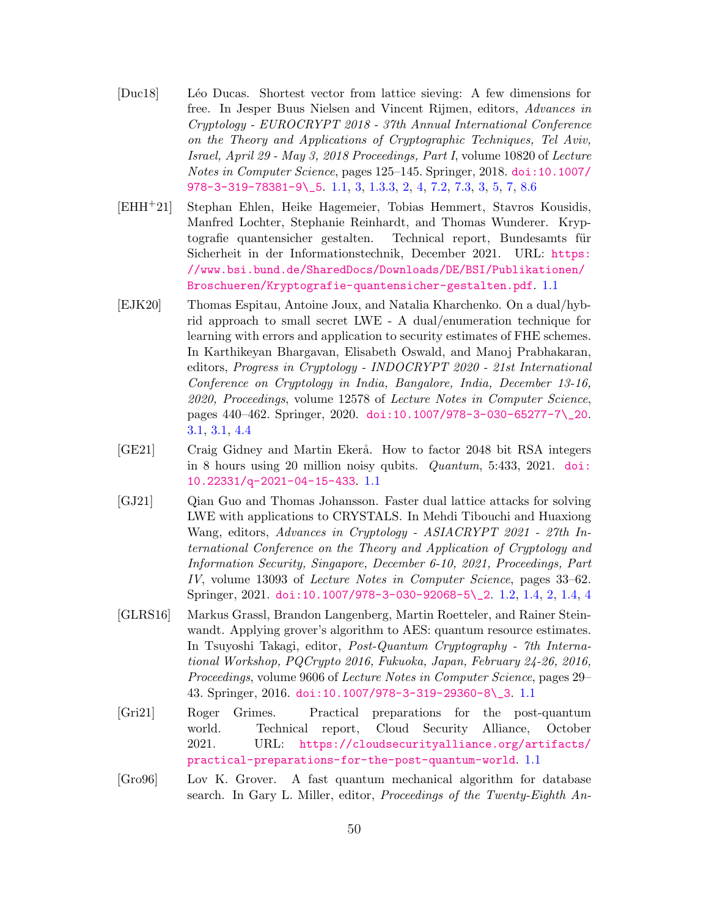[Duc18] Léo Ducas. Shortest vector from lattice sieving: A few dimensions for free. In Jesper Buus Nielsen and Vincent Rijmen, editors, *Advances in Cryptology - EUROCRYPT 2018 - 37th Annual International Conference on the Theory and Applications of Cryptographic Techniques, Tel Aviv, Israel, April 29 - May 3, 2018 Proceedings, Part I*, volume 10820 of *Lecture Notes in Computer Science*, pages 125–145. Springer, 2018. doi:10.1007/978-3-319-78381-9\_5. 1.1, 3, 1.3.3, 2, 4, 7.2, 7.3, 3, 5, 7, 8.6

[EHH+21] Stephan Ehlen, Heike Hagemeier, Tobias Hemmert, Stavros Kousidis, Manfred Lochter, Stephanie Reinhardt, and Thomas Wunderer. Kryptografie quantensicher gestalten. Technical report, Bundesamts für Sicherheit in der Informationstechnik, December 2021. URL: https://www.bsi.bund.de/SharedDocs/Downloads/DE/BSI/Publikationen/Broschueren/Kryptografie-quantensicher-gestalten.pdf. 1.1

[EJK20] Thomas Espitau, Antoine Joux, and Natalia Kharchenko. On a dual/hybrid approach to small secret LWE - A dual/enumeration technique for learning with errors and application to security estimates of FHE schemes. In Karthikeyan Bhargavan, Elisabeth Oswald, and Manoj Prabhakaran, editors, *Progress in Cryptology - INDOCRYPT 2020 - 21st International Conference on Cryptology in India, Bangalore, India, December 13-16, 2020, Proceedings*, volume 12578 of *Lecture Notes in Computer Science*, pages 440–462. Springer, 2020. doi:10.1007/978-3-030-65277-7\_20. 3.1, 3.1, 4.4

[GE21] Craig Gidney and Martin Ekerå. How to factor 2048 bit RSA integers in 8 hours using 20 million noisy qubits. *Quantum*, 5:433, 2021. doi:10.22331/q-2021-04-15-433. 1.1

[GJ21] Qian Guo and Thomas Johansson. Faster dual lattice attacks for solving LWE with applications to CRYSTALS. In Mehdi Tibouchi and Huaxiong Wang, editors, *Advances in Cryptology - ASIACRYPT 2021 - 27th International Conference on the Theory and Application of Cryptology and Information Security, Singapore, December 6-10, 2021, Proceedings, Part IV*, volume 13093 of *Lecture Notes in Computer Science*, pages 33–62. Springer, 2021. doi:10.1007/978-3-030-92068-5\_2. 1.2, 1.4, 2, 1.4, 4

[GLRS16] Markus Grassl, Brandon Langenberg, Martin Roetteler, and Rainer Steinwandt. Applying grover's algorithm to AES: quantum resource estimates. In Tsuyoshi Takagi, editor, *Post-Quantum Cryptography - 7th International Workshop, PQCrypto 2016, Fukuoka, Japan, February 24-26, 2016, Proceedings*, volume 9606 of *Lecture Notes in Computer Science*, pages 29–43. Springer, 2016. doi:10.1007/978-3-319-29360-8\_3. 1.1

[Gri21] Roger Grimes. Practical preparations for the post-quantum world. Technical report, Cloud Security Alliance, October 2021. URL: https://cloudsecurityalliance.org/artifacts/practical-preparations-for-the-post-quantum-world. 1.1

[Gro96] Lov K. Grover. A fast quantum mechanical algorithm for database search. In Gary L. Miller, editor, *Proceedings of the Twenty-Eighth An-*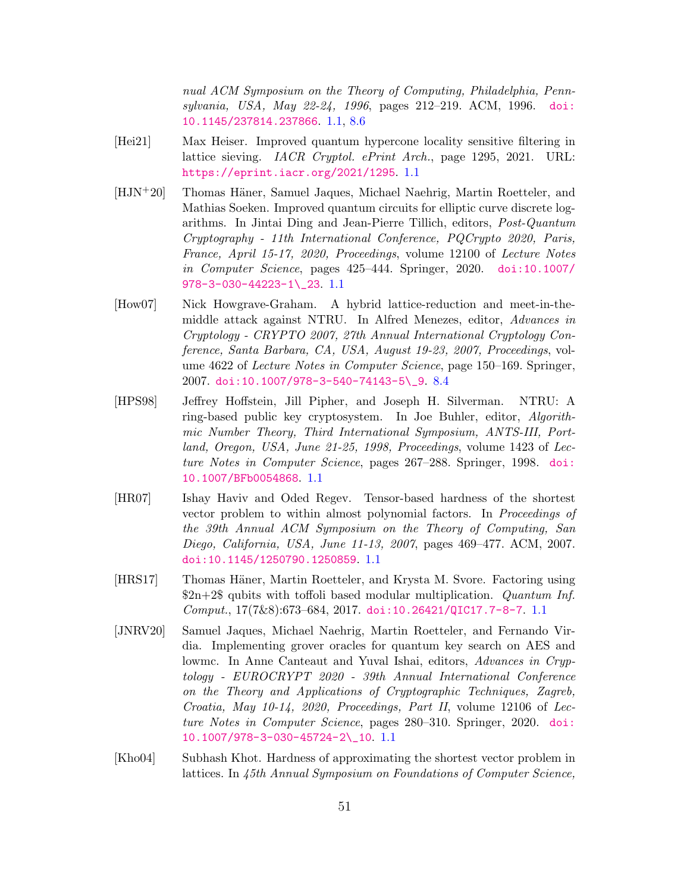*nual ACM Symposium on the Theory of Computing, Philadelphia, Pennsylvania, USA, May 22-24, 1996*, pages 212–219. ACM, 1996. doi:10.1145/237814.237866. 1.1, 8.6

[Hei21] Max Heiser. Improved quantum hypercone locality sensitive filtering in lattice sieving. *IACR Cryptol. ePrint Arch.*, page 1295, 2021. URL: https://eprint.iacr.org/2021/1295. 1.1

[HJN+20] Thomas Häner, Samuel Jaques, Michael Naehrig, Martin Roetteler, and Mathias Soeken. Improved quantum circuits for elliptic curve discrete logarithms. In Jintai Ding and Jean-Pierre Tillich, editors, *Post-Quantum Cryptography - 11th International Conference, PQCrypto 2020, Paris, France, April 15-17, 2020, Proceedings*, volume 12100 of *Lecture Notes in Computer Science*, pages 425–444. Springer, 2020. doi:10.1007/978-3-030-44223-1\_23. 1.1

[How07] Nick Howgrave-Graham. A hybrid lattice-reduction and meet-in-the-middle attack against NTRU. In Alfred Menezes, editor, *Advances in Cryptology - CRYPTO 2007, 27th Annual International Cryptology Conference, Santa Barbara, CA, USA, August 19-23, 2007, Proceedings*, volume 4622 of *Lecture Notes in Computer Science*, page 150–169. Springer, 2007. doi:10.1007/978-3-540-74143-5\_9. 8.4

[HPS98] Jeffrey Hoffstein, Jill Pipher, and Joseph H. Silverman. NTRU: A ring-based public key cryptosystem. In Joe Buhler, editor, *Algorithmic Number Theory, Third International Symposium, ANTS-III, Portland, Oregon, USA, June 21-25, 1998, Proceedings*, volume 1423 of *Lecture Notes in Computer Science*, pages 267–288. Springer, 1998. doi:10.1007/BFb0054868. 1.1

[HR07] Ishay Haviv and Oded Regev. Tensor-based hardness of the shortest vector problem to within almost polynomial factors. In *Proceedings of the 39th Annual ACM Symposium on the Theory of Computing, San Diego, California, USA, June 11-13, 2007*, pages 469–477. ACM, 2007. doi:10.1145/1250790.1250859. 1.1

[HRS17] Thomas Häner, Martin Roetteler, and Krysta M. Svore. Factoring using \$2n+2\$ qubits with toffoli based modular multiplication. *Quantum Inf. Comput.*, 17(7&8):673–684, 2017. doi:10.26421/QIC17.7-8-7. 1.1

[JNRV20] Samuel Jaques, Michael Naehrig, Martin Roetteler, and Fernando Virdia. Implementing grover oracles for quantum key search on AES and lowmc. In Anne Canteaut and Yuval Ishai, editors, *Advances in Cryptology - EUROCRYPT 2020 - 39th Annual International Conference on the Theory and Applications of Cryptographic Techniques, Zagreb, Croatia, May 10-14, 2020, Proceedings, Part II*, volume 12106 of *Lecture Notes in Computer Science*, pages 280–310. Springer, 2020. doi:10.1007/978-3-030-45724-2\_10. 1.1

[Kho04] Subhash Khot. Hardness of approximating the shortest vector problem in lattices. In *45th Annual Symposium on Foundations of Computer Science,*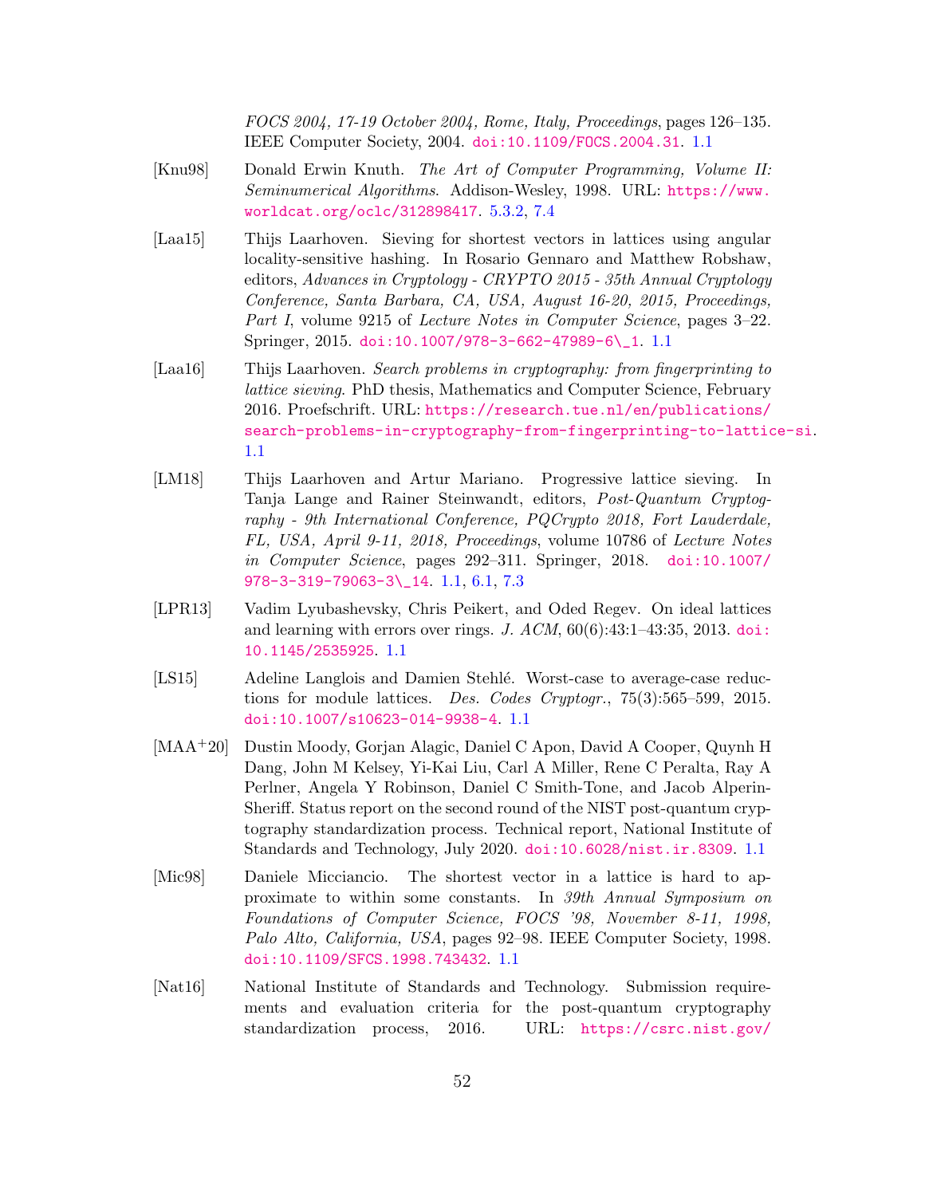*FOCS 2004, 17-19 October 2004, Rome, Italy, Proceedings*, pages 126–135. IEEE Computer Society, 2004. doi:10.1109/FOCS.2004.31. 1.1

[Knu98] Donald Erwin Knuth. *The Art of Computer Programming, Volume II: Seminumerical Algorithms*. Addison-Wesley, 1998. URL: https://www.worldcat.org/oclc/312898417. 5.3.2, 7.4

[Laa15] Thijs Laarhoven. Sieving for shortest vectors in lattices using angular locality-sensitive hashing. In Rosario Gennaro and Matthew Robshaw, editors, *Advances in Cryptology - CRYPTO 2015 - 35th Annual Cryptology Conference, Santa Barbara, CA, USA, August 16-20, 2015, Proceedings, Part I*, volume 9215 of *Lecture Notes in Computer Science*, pages 3–22. Springer, 2015. doi:10.1007/978-3-662-47989-6\_1. 1.1

[Laa16] Thijs Laarhoven. *Search problems in cryptography: from fingerprinting to lattice sieving*. PhD thesis, Mathematics and Computer Science, February 2016. Proefschrift. URL: https://research.tue.nl/en/publications/search-problems-in-cryptography-from-fingerprinting-to-lattice-si. 1.1

[LM18] Thijs Laarhoven and Artur Mariano. Progressive lattice sieving. In Tanja Lange and Rainer Steinwandt, editors, *Post-Quantum Cryptography - 9th International Conference, PQCrypto 2018, Fort Lauderdale, FL, USA, April 9-11, 2018, Proceedings*, volume 10786 of *Lecture Notes in Computer Science*, pages 292–311. Springer, 2018. doi:10.1007/978-3-319-79063-3\_14. 1.1, 6.1, 7.3

[LPR13] Vadim Lyubashevsky, Chris Peikert, and Oded Regev. On ideal lattices and learning with errors over rings. *J. ACM*, 60(6):43:1–43:35, 2013. doi:10.1145/2535925. 1.1

[LS15] Adeline Langlois and Damien Stehlé. Worst-case to average-case reductions for module lattices. *Des. Codes Cryptogr.*, 75(3):565–599, 2015. doi:10.1007/s10623-014-9938-4. 1.1

[MAA+20] Dustin Moody, Gorjan Alagic, Daniel C Apon, David A Cooper, Quynh H Dang, John M Kelsey, Yi-Kai Liu, Carl A Miller, Rene C Peralta, Ray A Perlner, Angela Y Robinson, Daniel C Smith-Tone, and Jacob Alperin-Sheriff. Status report on the second round of the NIST post-quantum cryptography standardization process. Technical report, National Institute of Standards and Technology, July 2020. doi:10.6028/nist.ir.8309. 1.1

[Mic98] Daniele Micciancio. The shortest vector in a lattice is hard to approximate to within some constants. In *39th Annual Symposium on Foundations of Computer Science, FOCS '98, November 8-11, 1998, Palo Alto, California, USA*, pages 92–98. IEEE Computer Society, 1998. doi:10.1109/SFCS.1998.743432. 1.1

[Nat16] National Institute of Standards and Technology. Submission requirements and evaluation criteria for the post-quantum cryptography standardization process, 2016. URL: https://csrc.nist.gov/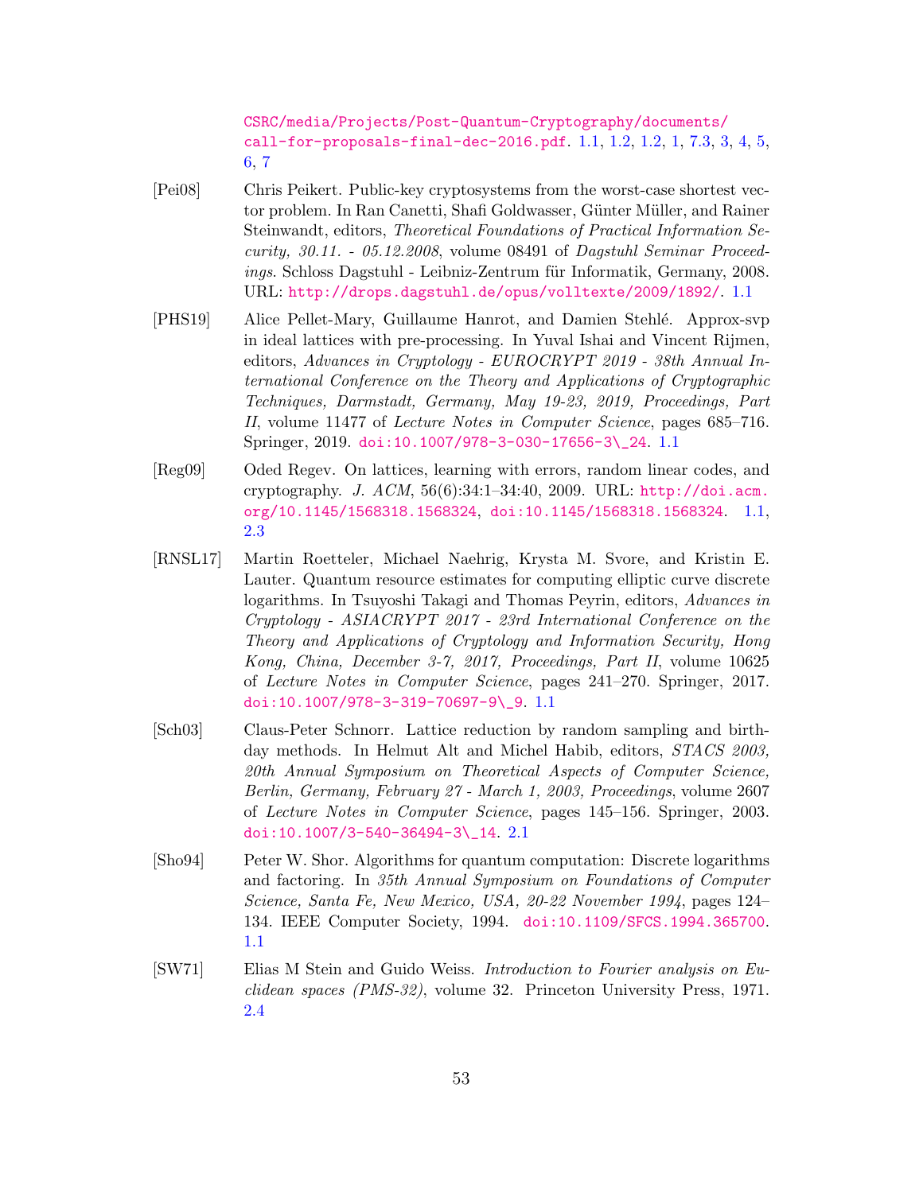CSRC/media/Projects/Post-Quantum-Cryptography/documents/call-for-proposals-final-dec-2016.pdf. 1.1, 1.2, 1.2, 1, 7.3, 3, 4, 5, 6, 7

[Pei08] Chris Peikert. Public-key cryptosystems from the worst-case shortest vector problem. In Ran Canetti, Shafi Goldwasser, Günter Müller, and Rainer Steinwandt, editors, *Theoretical Foundations of Practical Information Security, 30.11. - 05.12.2008*, volume 08491 of *Dagstuhl Seminar Proceedings*. Schloss Dagstuhl - Leibniz-Zentrum für Informatik, Germany, 2008. URL: http://drops.dagstuhl.de/opus/volltexte/2009/1892/. 1.1

[PHS19] Alice Pellet-Mary, Guillaume Hanrot, and Damien Stehlé. Approx-svp in ideal lattices with pre-processing. In Yuval Ishai and Vincent Rijmen, editors, *Advances in Cryptology - EUROCRYPT 2019 - 38th Annual International Conference on the Theory and Applications of Cryptographic Techniques, Darmstadt, Germany, May 19-23, 2019, Proceedings, Part II*, volume 11477 of *Lecture Notes in Computer Science*, pages 685–716. Springer, 2019. doi:10.1007/978-3-030-17656-3\_24. 1.1

[Reg09] Oded Regev. On lattices, learning with errors, random linear codes, and cryptography. *J. ACM*, 56(6):34:1–34:40, 2009. URL: http://doi.acm.org/10.1145/1568318.1568324, doi:10.1145/1568318.1568324. 1.1, 2.3

[RNSL17] Martin Roetteler, Michael Naehrig, Krysta M. Svore, and Kristin E. Lauter. Quantum resource estimates for computing elliptic curve discrete logarithms. In Tsuyoshi Takagi and Thomas Peyrin, editors, *Advances in Cryptology - ASIACRYPT 2017 - 23rd International Conference on the Theory and Applications of Cryptology and Information Security, Hong Kong, China, December 3-7, 2017, Proceedings, Part II*, volume 10625 of *Lecture Notes in Computer Science*, pages 241–270. Springer, 2017. doi:10.1007/978-3-319-70697-9\_9. 1.1

[Sch03] Claus-Peter Schnorr. Lattice reduction by random sampling and birthday methods. In Helmut Alt and Michel Habib, editors, *STACS 2003, 20th Annual Symposium on Theoretical Aspects of Computer Science, Berlin, Germany, February 27 - March 1, 2003, Proceedings*, volume 2607 of *Lecture Notes in Computer Science*, pages 145–156. Springer, 2003. doi:10.1007/3-540-36494-3\_14. 2.1

[Sho94] Peter W. Shor. Algorithms for quantum computation: Discrete logarithms and factoring. In *35th Annual Symposium on Foundations of Computer Science, Santa Fe, New Mexico, USA, 20-22 November 1994*, pages 124–134. IEEE Computer Society, 1994. doi:10.1109/SFCS.1994.365700. 1.1

[SW71] Elias M Stein and Guido Weiss. *Introduction to Fourier analysis on Euclidean spaces (PMS-32)*, volume 32. Princeton University Press, 1971. 2.4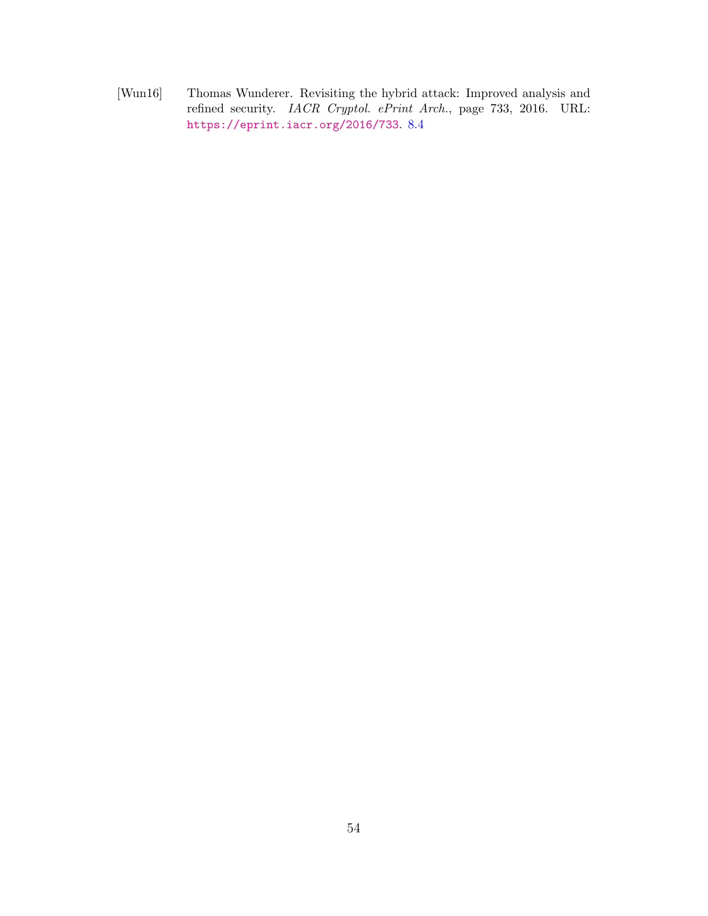[Wun16] Thomas Wunderer. Revisiting the hybrid attack: Improved analysis and refined security. *IACR Cryptol. ePrint Arch.*, page 733, 2016. URL: https://eprint.iacr.org/2016/733. 8.4